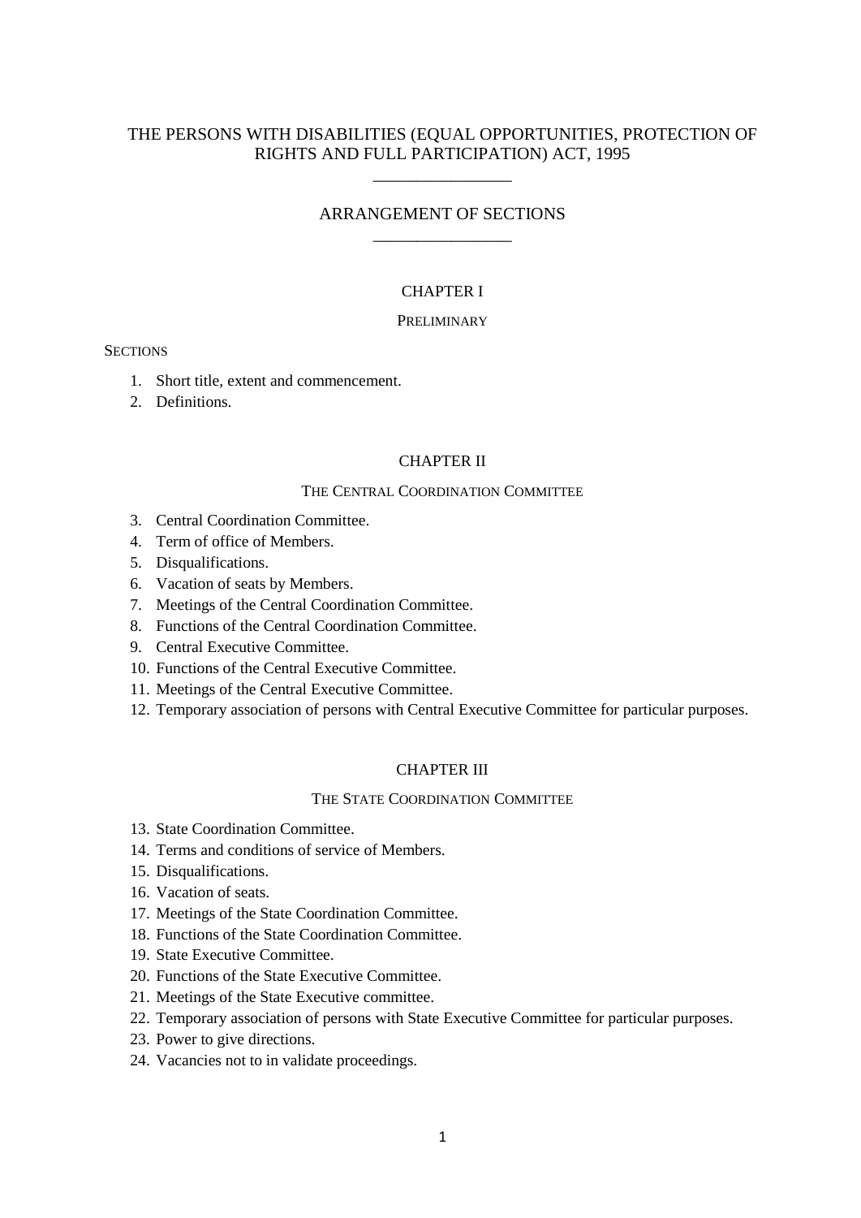# THE PERSONS WITH DISABILITIES (EQUAL OPPORTUNITIES, PROTECTION OF RIGHTS AND FULL PARTICIPATION) ACT, 1995

________________

## ARRANGEMENT OF SECTIONS

________________

### CHAPTER I

PRELIMINARY

SECTIONS

1. Short title, extent and commencement.
2. Definitions.

### CHAPTER II

THE CENTRAL COORDINATION COMMITTEE

3. Central Coordination Committee.
4. Term of office of Members.
5. Disqualifications.
6. Vacation of seats by Members.
7. Meetings of the Central Coordination Committee.
8. Functions of the Central Coordination Committee.
9. Central Executive Committee.
10. Functions of the Central Executive Committee.
11. Meetings of the Central Executive Committee.
12. Temporary association of persons with Central Executive Committee for particular purposes.

### CHAPTER III

THE STATE COORDINATION COMMITTEE

13. State Coordination Committee.
14. Terms and conditions of service of Members.
15. Disqualifications.
16. Vacation of seats.
17. Meetings of the State Coordination Committee.
18. Functions of the State Coordination Committee.
19. State Executive Committee.
20. Functions of the State Executive Committee.
21. Meetings of the State Executive committee.
22. Temporary association of persons with State Executive Committee for particular purposes.
23. Power to give directions.
24. Vacancies not to in validate proceedings.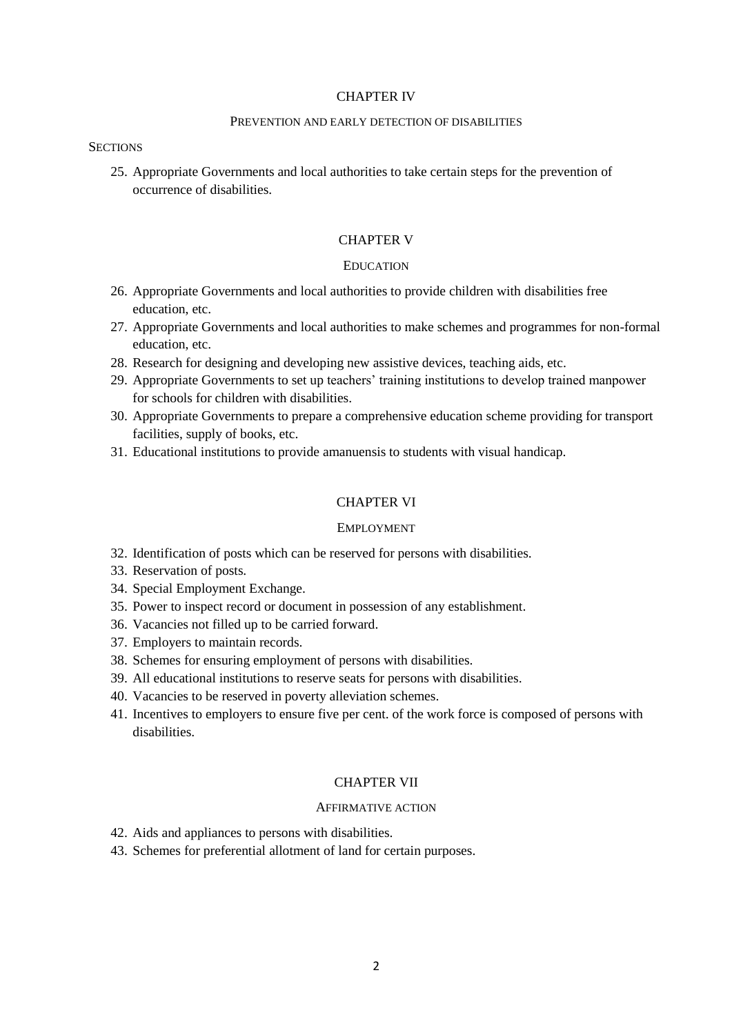## CHAPTER IV

### PREVENTION AND EARLY DETECTION OF DISABILITIES

SECTIONS

25. Appropriate Governments and local authorities to take certain steps for the prevention of occurrence of disabilities.

## CHAPTER V

### EDUCATION

26. Appropriate Governments and local authorities to provide children with disabilities free education, etc.
27. Appropriate Governments and local authorities to make schemes and programmes for non-formal education, etc.
28. Research for designing and developing new assistive devices, teaching aids, etc.
29. Appropriate Governments to set up teachers' training institutions to develop trained manpower for schools for children with disabilities.
30. Appropriate Governments to prepare a comprehensive education scheme providing for transport facilities, supply of books, etc.
31. Educational institutions to provide amanuensis to students with visual handicap.

## CHAPTER VI

### EMPLOYMENT

32. Identification of posts which can be reserved for persons with disabilities.
33. Reservation of posts.
34. Special Employment Exchange.
35. Power to inspect record or document in possession of any establishment.
36. Vacancies not filled up to be carried forward.
37. Employers to maintain records.
38. Schemes for ensuring employment of persons with disabilities.
39. All educational institutions to reserve seats for persons with disabilities.
40. Vacancies to be reserved in poverty alleviation schemes.
41. Incentives to employers to ensure five per cent. of the work force is composed of persons with disabilities.

## CHAPTER VII

### AFFIRMATIVE ACTION

42. Aids and appliances to persons with disabilities.
43. Schemes for preferential allotment of land for certain purposes.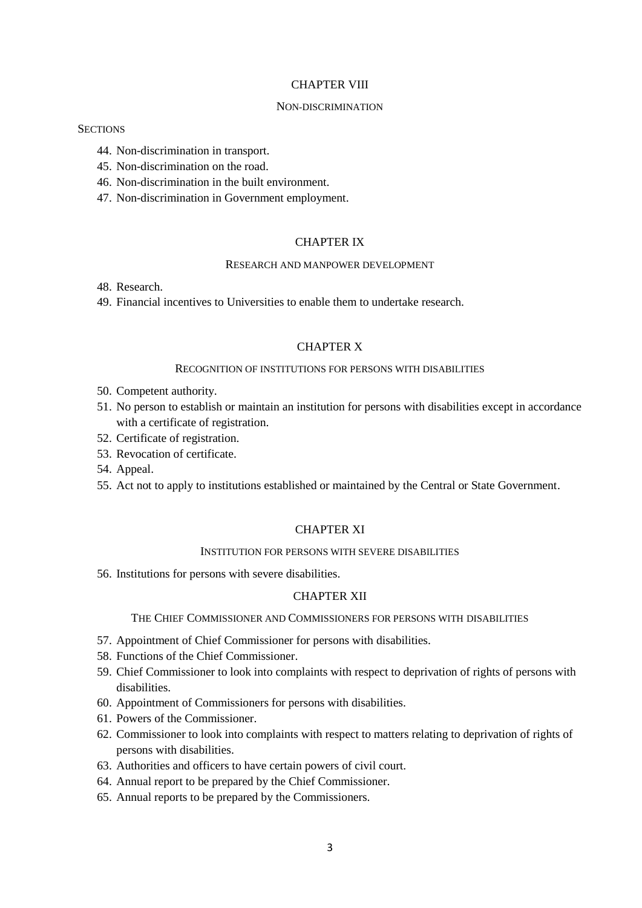## CHAPTER VIII

### NON-DISCRIMINATION

SECTIONS

44. Non-discrimination in transport.
45. Non-discrimination on the road.
46. Non-discrimination in the built environment.
47. Non-discrimination in Government employment.

## CHAPTER IX

### RESEARCH AND MANPOWER DEVELOPMENT

48. Research.
49. Financial incentives to Universities to enable them to undertake research.

## CHAPTER X

### RECOGNITION OF INSTITUTIONS FOR PERSONS WITH DISABILITIES

50. Competent authority.
51. No person to establish or maintain an institution for persons with disabilities except in accordance with a certificate of registration.
52. Certificate of registration.
53. Revocation of certificate.
54. Appeal.
55. Act not to apply to institutions established or maintained by the Central or State Government.

## CHAPTER XI

### INSTITUTION FOR PERSONS WITH SEVERE DISABILITIES

56. Institutions for persons with severe disabilities.

## CHAPTER XII

### THE CHIEF COMMISSIONER AND COMMISSIONERS FOR PERSONS WITH DISABILITIES

57. Appointment of Chief Commissioner for persons with disabilities.
58. Functions of the Chief Commissioner.
59. Chief Commissioner to look into complaints with respect to deprivation of rights of persons with disabilities.
60. Appointment of Commissioners for persons with disabilities.
61. Powers of the Commissioner.
62. Commissioner to look into complaints with respect to matters relating to deprivation of rights of persons with disabilities.
63. Authorities and officers to have certain powers of civil court.
64. Annual report to be prepared by the Chief Commissioner.
65. Annual reports to be prepared by the Commissioners.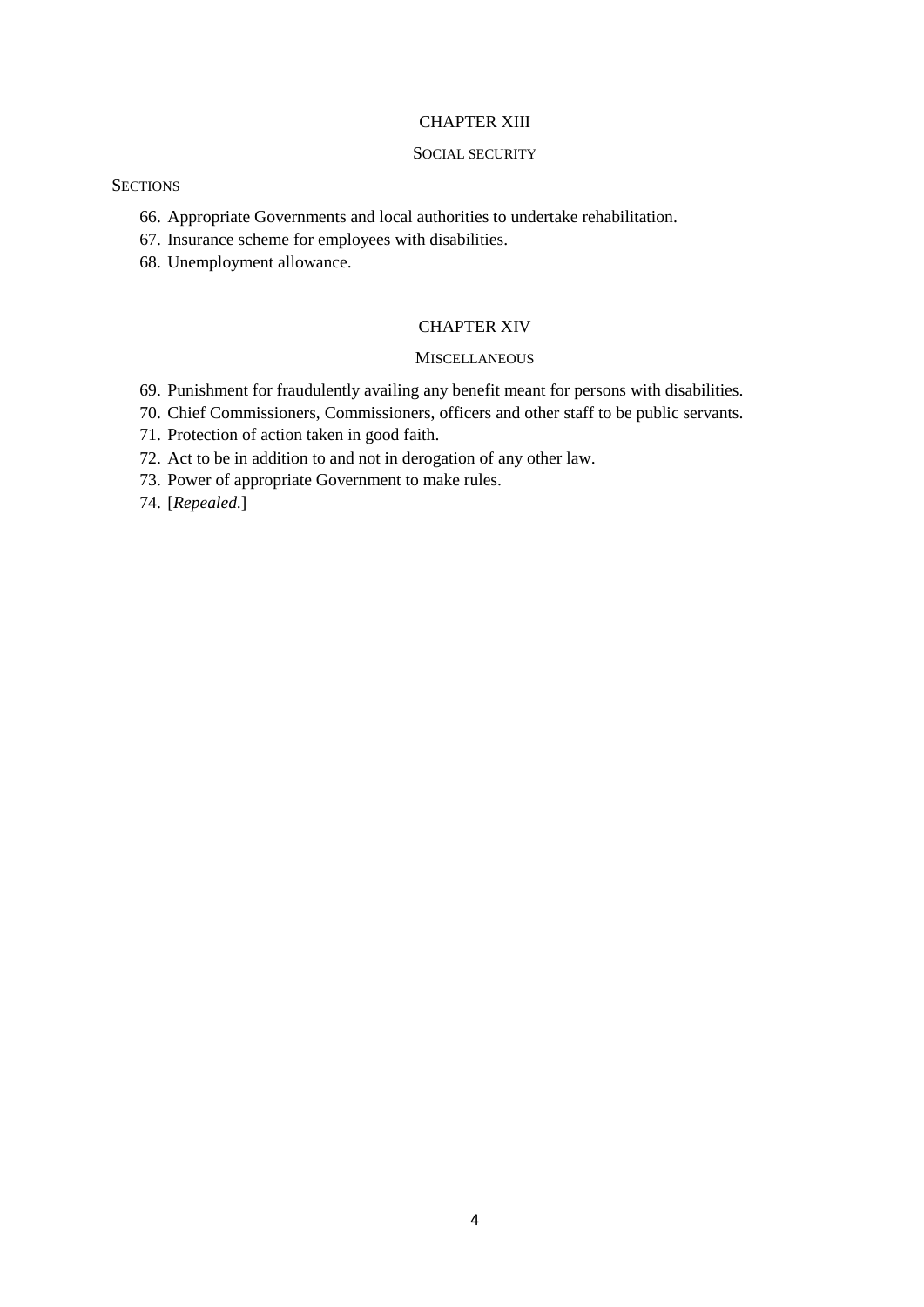## CHAPTER XIII

### SOCIAL SECURITY

SECTIONS

66. Appropriate Governments and local authorities to undertake rehabilitation.
67. Insurance scheme for employees with disabilities.
68. Unemployment allowance.

## CHAPTER XIV

### MISCELLANEOUS

69. Punishment for fraudulently availing any benefit meant for persons with disabilities.
70. Chief Commissioners, Commissioners, officers and other staff to be public servants.
71. Protection of action taken in good faith.
72. Act to be in addition to and not in derogation of any other law.
73. Power of appropriate Government to make rules.
74. [*Repealed.*]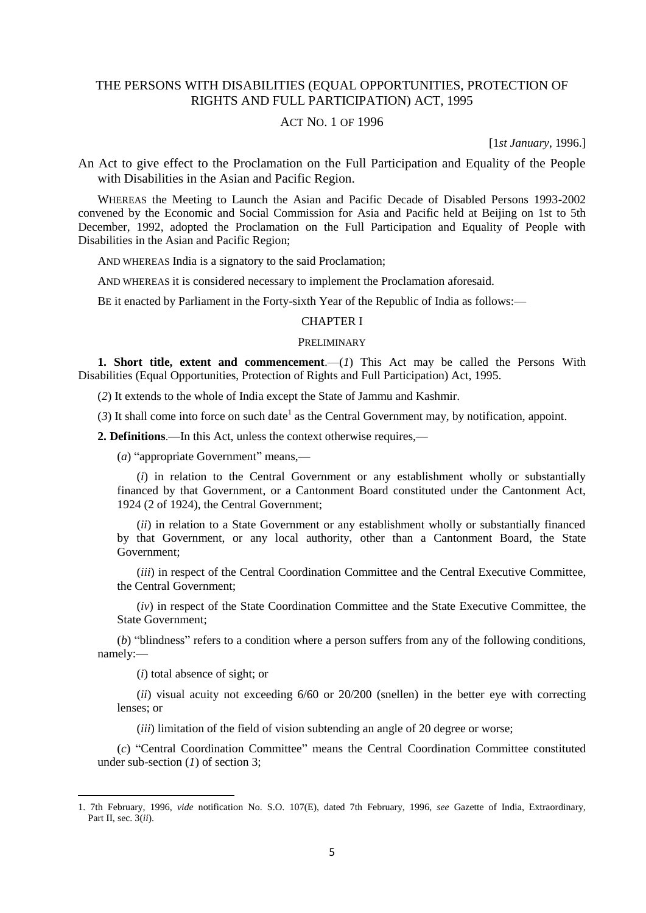# THE PERSONS WITH DISABILITIES (EQUAL OPPORTUNITIES, PROTECTION OF RIGHTS AND FULL PARTICIPATION) ACT, 1995

## ACT NO. 1 OF 1996

[1*st January*, 1996.]

An Act to give effect to the Proclamation on the Full Participation and Equality of the People with Disabilities in the Asian and Pacific Region.

WHEREAS the Meeting to Launch the Asian and Pacific Decade of Disabled Persons 1993-2002 convened by the Economic and Social Commission for Asia and Pacific held at Beijing on 1st to 5th December, 1992, adopted the Proclamation on the Full Participation and Equality of People with Disabilities in the Asian and Pacific Region;

AND WHEREAS India is a signatory to the said Proclamation;

AND WHEREAS it is considered necessary to implement the Proclamation aforesaid.

BE it enacted by Parliament in the Forty-sixth Year of the Republic of India as follows:—

## CHAPTER I

### PRELIMINARY

**1. Short title, extent and commencement**.—(*1*) This Act may be called the Persons With Disabilities (Equal Opportunities, Protection of Rights and Full Participation) Act, 1995.

(*2*) It extends to the whole of India except the State of Jammu and Kashmir.

(*3*) It shall come into force on such date[1] as the Central Government may, by notification, appoint.

**2. Definitions**.—In this Act, unless the context otherwise requires,—

(*a*) "appropriate Government" means,—

(*i*) in relation to the Central Government or any establishment wholly or substantially financed by that Government, or a Cantonment Board constituted under the Cantonment Act, 1924 (2 of 1924), the Central Government;

(*ii*) in relation to a State Government or any establishment wholly or substantially financed by that Government, or any local authority, other than a Cantonment Board, the State Government;

(*iii*) in respect of the Central Coordination Committee and the Central Executive Committee, the Central Government;

(*iv*) in respect of the State Coordination Committee and the State Executive Committee, the State Government;

(*b*) "blindness" refers to a condition where a person suffers from any of the following conditions, namely:—

(*i*) total absence of sight; or

(*ii*) visual acuity not exceeding 6/60 or 20/200 (snellen) in the better eye with correcting lenses; or

(*iii*) limitation of the field of vision subtending an angle of 20 degree or worse;

(*c*) "Central Coordination Committee" means the Central Coordination Committee constituted under sub-section (*1*) of section 3;

---

1. 7th February, 1996, *vide* notification No. S.O. 107(E), dated 7th February, 1996, *see* Gazette of India, Extraordinary, Part II, sec. 3(*ii*).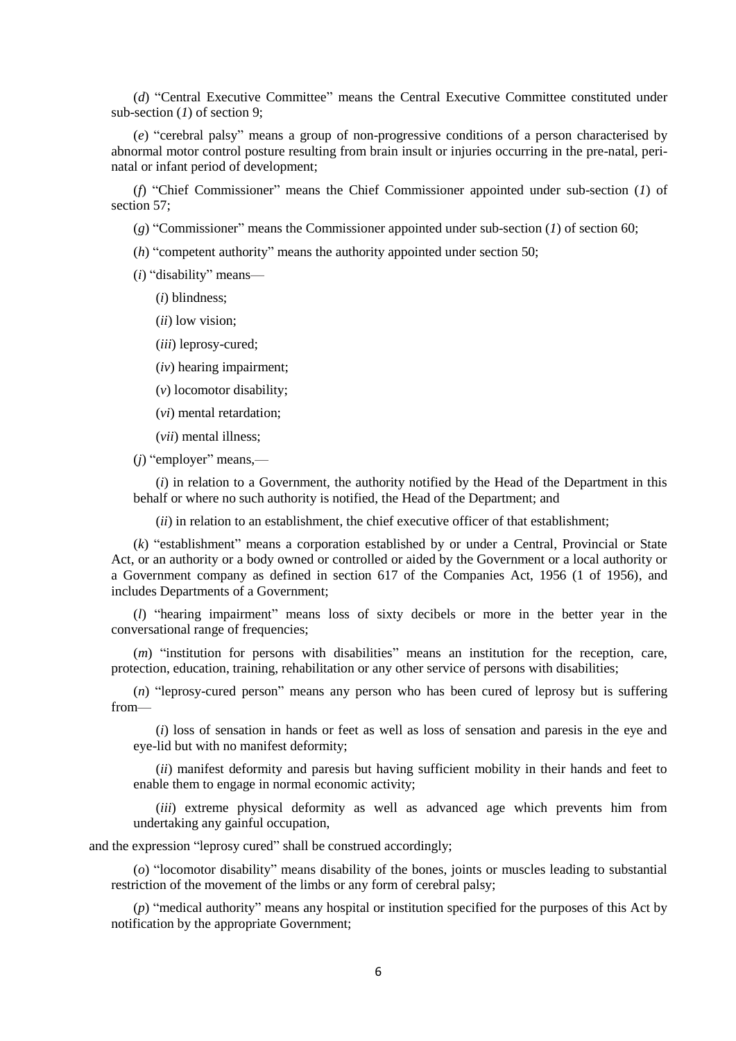(*d*) "Central Executive Committee" means the Central Executive Committee constituted under sub-section (*1*) of section 9;

(*e*) "cerebral palsy" means a group of non-progressive conditions of a person characterised by abnormal motor control posture resulting from brain insult or injuries occurring in the pre-natal, peri-natal or infant period of development;

(*f*) "Chief Commissioner" means the Chief Commissioner appointed under sub-section (*1*) of section 57;

(*g*) "Commissioner" means the Commissioner appointed under sub-section (*1*) of section 60;

(*h*) "competent authority" means the authority appointed under section 50;

(*i*) "disability" means—

(*i*) blindness;

(*ii*) low vision;

(*iii*) leprosy-cured;

(*iv*) hearing impairment;

(*v*) locomotor disability;

(*vi*) mental retardation;

(*vii*) mental illness;

(*j*) "employer" means,—

(*i*) in relation to a Government, the authority notified by the Head of the Department in this behalf or where no such authority is notified, the Head of the Department; and

(*ii*) in relation to an establishment, the chief executive officer of that establishment;

(*k*) "establishment" means a corporation established by or under a Central, Provincial or State Act, or an authority or a body owned or controlled or aided by the Government or a local authority or a Government company as defined in section 617 of the Companies Act, 1956 (1 of 1956), and includes Departments of a Government;

(*l*) "hearing impairment" means loss of sixty decibels or more in the better year in the conversational range of frequencies;

(*m*) "institution for persons with disabilities" means an institution for the reception, care, protection, education, training, rehabilitation or any other service of persons with disabilities;

(*n*) "leprosy-cured person" means any person who has been cured of leprosy but is suffering from—

(*i*) loss of sensation in hands or feet as well as loss of sensation and paresis in the eye and eye-lid but with no manifest deformity;

(*ii*) manifest deformity and paresis but having sufficient mobility in their hands and feet to enable them to engage in normal economic activity;

(*iii*) extreme physical deformity as well as advanced age which prevents him from undertaking any gainful occupation,

and the expression "leprosy cured" shall be construed accordingly;

(*o*) "locomotor disability" means disability of the bones, joints or muscles leading to substantial restriction of the movement of the limbs or any form of cerebral palsy;

(*p*) "medical authority" means any hospital or institution specified for the purposes of this Act by notification by the appropriate Government;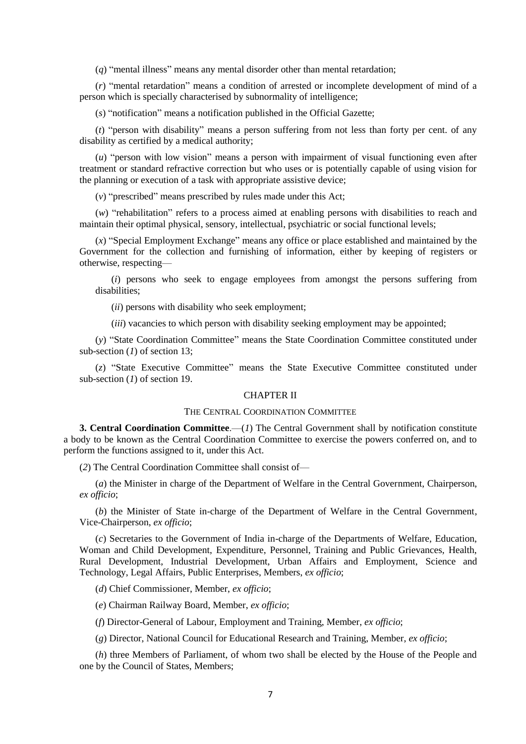(*q*) "mental illness" means any mental disorder other than mental retardation;

(*r*) "mental retardation" means a condition of arrested or incomplete development of mind of a person which is specially characterised by subnormality of intelligence;

(*s*) "notification" means a notification published in the Official Gazette;

(*t*) "person with disability" means a person suffering from not less than forty per cent. of any disability as certified by a medical authority;

(*u*) "person with low vision" means a person with impairment of visual functioning even after treatment or standard refractive correction but who uses or is potentially capable of using vision for the planning or execution of a task with appropriate assistive device;

(*v*) "prescribed" means prescribed by rules made under this Act;

(*w*) "rehabilitation" refers to a process aimed at enabling persons with disabilities to reach and maintain their optimal physical, sensory, intellectual, psychiatric or social functional levels;

(*x*) "Special Employment Exchange" means any office or place established and maintained by the Government for the collection and furnishing of information, either by keeping of registers or otherwise, respecting—

(*i*) persons who seek to engage employees from amongst the persons suffering from disabilities;

(*ii*) persons with disability who seek employment;

(*iii*) vacancies to which person with disability seeking employment may be appointed;

(*y*) "State Coordination Committee" means the State Coordination Committee constituted under sub-section (*1*) of section 13;

(*z*) "State Executive Committee" means the State Executive Committee constituted under sub-section (*1*) of section 19.

## CHAPTER II

### THE CENTRAL COORDINATION COMMITTEE

**3. Central Coordination Committee**.—(*1*) The Central Government shall by notification constitute a body to be known as the Central Coordination Committee to exercise the powers conferred on, and to perform the functions assigned to it, under this Act.

(*2*) The Central Coordination Committee shall consist of—

(*a*) the Minister in charge of the Department of Welfare in the Central Government, Chairperson, *ex officio*;

(*b*) the Minister of State in-charge of the Department of Welfare in the Central Government, Vice-Chairperson, *ex officio*;

(*c*) Secretaries to the Government of India in-charge of the Departments of Welfare, Education, Woman and Child Development, Expenditure, Personnel, Training and Public Grievances, Health, Rural Development, Industrial Development, Urban Affairs and Employment, Science and Technology, Legal Affairs, Public Enterprises, Members, *ex officio*;

(*d*) Chief Commissioner, Member, *ex officio*;

(*e*) Chairman Railway Board, Member, *ex officio*;

(*f*) Director-General of Labour, Employment and Training, Member, *ex officio*;

(*g*) Director, National Council for Educational Research and Training, Member, *ex officio*;

(*h*) three Members of Parliament, of whom two shall be elected by the House of the People and one by the Council of States, Members;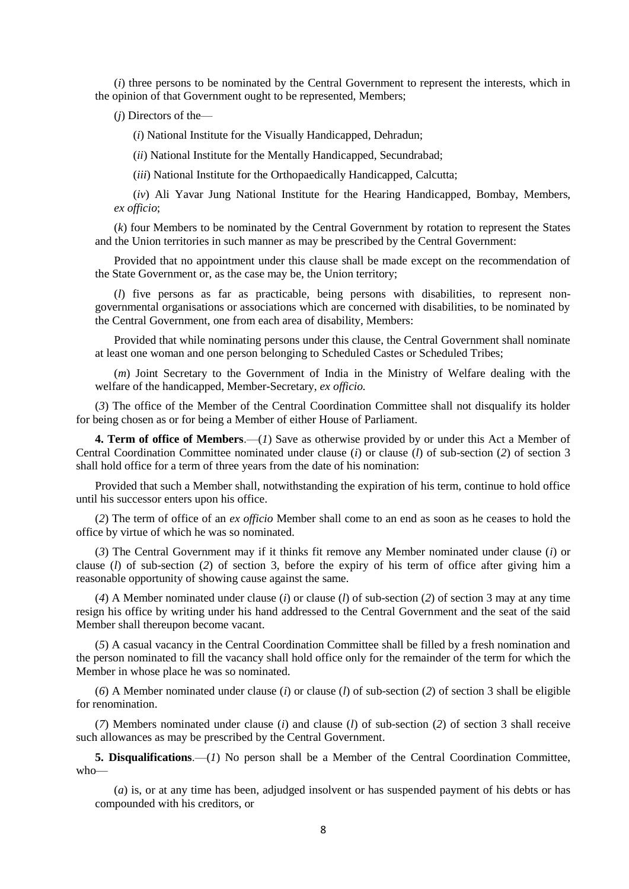(*i*) three persons to be nominated by the Central Government to represent the interests, which in the opinion of that Government ought to be represented, Members;

(*j*) Directors of the—

(*i*) National Institute for the Visually Handicapped, Dehradun;

(*ii*) National Institute for the Mentally Handicapped, Secundrabad;

(*iii*) National Institute for the Orthopaedically Handicapped, Calcutta;

(*iv*) Ali Yavar Jung National Institute for the Hearing Handicapped, Bombay, Members, *ex officio*;

(*k*) four Members to be nominated by the Central Government by rotation to represent the States and the Union territories in such manner as may be prescribed by the Central Government:

Provided that no appointment under this clause shall be made except on the recommendation of the State Government or, as the case may be, the Union territory;

(*l*) five persons as far as practicable, being persons with disabilities, to represent non-governmental organisations or associations which are concerned with disabilities, to be nominated by the Central Government, one from each area of disability, Members:

Provided that while nominating persons under this clause, the Central Government shall nominate at least one woman and one person belonging to Scheduled Castes or Scheduled Tribes;

(*m*) Joint Secretary to the Government of India in the Ministry of Welfare dealing with the welfare of the handicapped, Member-Secretary, *ex officio.*

(*3*) The office of the Member of the Central Coordination Committee shall not disqualify its holder for being chosen as or for being a Member of either House of Parliament.

**4. Term of office of Members**.—(*1*) Save as otherwise provided by or under this Act a Member of Central Coordination Committee nominated under clause (*i*) or clause (*l*) of sub-section (*2*) of section 3 shall hold office for a term of three years from the date of his nomination:

Provided that such a Member shall, notwithstanding the expiration of his term, continue to hold office until his successor enters upon his office.

(*2*) The term of office of an *ex officio* Member shall come to an end as soon as he ceases to hold the office by virtue of which he was so nominated.

(*3*) The Central Government may if it thinks fit remove any Member nominated under clause (*i*) or clause (*l*) of sub-section (*2*) of section 3, before the expiry of his term of office after giving him a reasonable opportunity of showing cause against the same.

(*4*) A Member nominated under clause (*i*) or clause (*l*) of sub-section (*2*) of section 3 may at any time resign his office by writing under his hand addressed to the Central Government and the seat of the said Member shall thereupon become vacant.

(*5*) A casual vacancy in the Central Coordination Committee shall be filled by a fresh nomination and the person nominated to fill the vacancy shall hold office only for the remainder of the term for which the Member in whose place he was so nominated.

(*6*) A Member nominated under clause (*i*) or clause (*l*) of sub-section (*2*) of section 3 shall be eligible for renomination.

(*7*) Members nominated under clause (*i*) and clause (*l*) of sub-section (*2*) of section 3 shall receive such allowances as may be prescribed by the Central Government.

**5. Disqualifications**.—(*1*) No person shall be a Member of the Central Coordination Committee, who—

(*a*) is, or at any time has been, adjudged insolvent or has suspended payment of his debts or has compounded with his creditors, or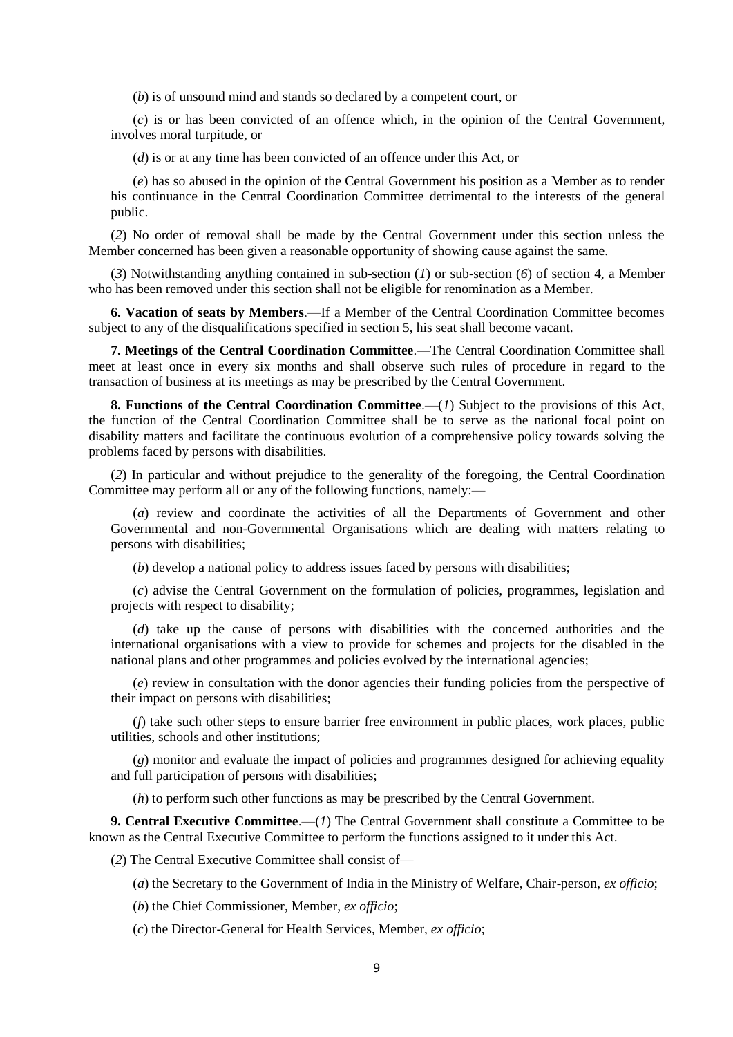(*b*) is of unsound mind and stands so declared by a competent court, or

(*c*) is or has been convicted of an offence which, in the opinion of the Central Government, involves moral turpitude, or

(*d*) is or at any time has been convicted of an offence under this Act, or

(*e*) has so abused in the opinion of the Central Government his position as a Member as to render his continuance in the Central Coordination Committee detrimental to the interests of the general public.

(*2*) No order of removal shall be made by the Central Government under this section unless the Member concerned has been given a reasonable opportunity of showing cause against the same.

(*3*) Notwithstanding anything contained in sub-section (*1*) or sub-section (*6*) of section 4, a Member who has been removed under this section shall not be eligible for renomination as a Member.

**6. Vacation of seats by Members**.—If a Member of the Central Coordination Committee becomes subject to any of the disqualifications specified in section 5, his seat shall become vacant.

**7. Meetings of the Central Coordination Committee**.—The Central Coordination Committee shall meet at least once in every six months and shall observe such rules of procedure in regard to the transaction of business at its meetings as may be prescribed by the Central Government.

**8. Functions of the Central Coordination Committee**.—(*1*) Subject to the provisions of this Act, the function of the Central Coordination Committee shall be to serve as the national focal point on disability matters and facilitate the continuous evolution of a comprehensive policy towards solving the problems faced by persons with disabilities.

(*2*) In particular and without prejudice to the generality of the foregoing, the Central Coordination Committee may perform all or any of the following functions, namely:—

(*a*) review and coordinate the activities of all the Departments of Government and other Governmental and non-Governmental Organisations which are dealing with matters relating to persons with disabilities;

(*b*) develop a national policy to address issues faced by persons with disabilities;

(*c*) advise the Central Government on the formulation of policies, programmes, legislation and projects with respect to disability;

(*d*) take up the cause of persons with disabilities with the concerned authorities and the international organisations with a view to provide for schemes and projects for the disabled in the national plans and other programmes and policies evolved by the international agencies;

(*e*) review in consultation with the donor agencies their funding policies from the perspective of their impact on persons with disabilities;

(*f*) take such other steps to ensure barrier free environment in public places, work places, public utilities, schools and other institutions;

(*g*) monitor and evaluate the impact of policies and programmes designed for achieving equality and full participation of persons with disabilities;

(*h*) to perform such other functions as may be prescribed by the Central Government.

**9. Central Executive Committee**.—(*1*) The Central Government shall constitute a Committee to be known as the Central Executive Committee to perform the functions assigned to it under this Act.

(*2*) The Central Executive Committee shall consist of—

(*a*) the Secretary to the Government of India in the Ministry of Welfare, Chair-person, *ex officio*;

(*b*) the Chief Commissioner, Member, *ex officio*;

(*c*) the Director-General for Health Services, Member, *ex officio*;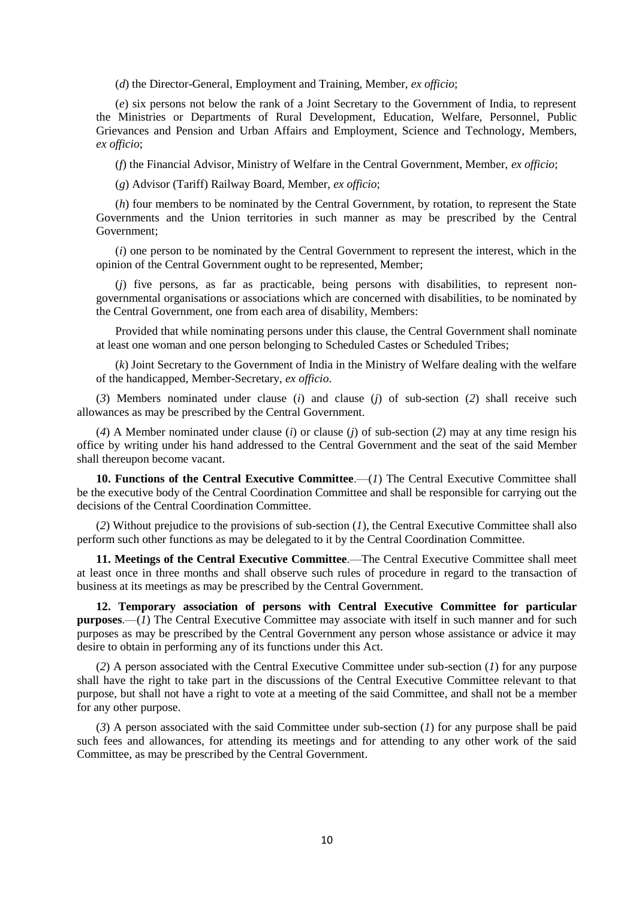(*d*) the Director-General, Employment and Training, Member, *ex officio*;

(*e*) six persons not below the rank of a Joint Secretary to the Government of India, to represent the Ministries or Departments of Rural Development, Education, Welfare, Personnel, Public Grievances and Pension and Urban Affairs and Employment, Science and Technology, Members, *ex officio*;

(*f*) the Financial Advisor, Ministry of Welfare in the Central Government, Member, *ex officio*;

(*g*) Advisor (Tariff) Railway Board, Member, *ex officio*;

(*h*) four members to be nominated by the Central Government, by rotation, to represent the State Governments and the Union territories in such manner as may be prescribed by the Central Government;

(*i*) one person to be nominated by the Central Government to represent the interest, which in the opinion of the Central Government ought to be represented, Member;

(*j*) five persons, as far as practicable, being persons with disabilities, to represent non-governmental organisations or associations which are concerned with disabilities, to be nominated by the Central Government, one from each area of disability, Members:

Provided that while nominating persons under this clause, the Central Government shall nominate at least one woman and one person belonging to Scheduled Castes or Scheduled Tribes;

(*k*) Joint Secretary to the Government of India in the Ministry of Welfare dealing with the welfare of the handicapped, Member-Secretary, *ex officio*.

(*3*) Members nominated under clause (*i*) and clause (*j*) of sub-section (*2*) shall receive such allowances as may be prescribed by the Central Government.

(*4*) A Member nominated under clause (*i*) or clause (*j*) of sub-section (*2*) may at any time resign his office by writing under his hand addressed to the Central Government and the seat of the said Member shall thereupon become vacant.

**10. Functions of the Central Executive Committee**.—(*1*) The Central Executive Committee shall be the executive body of the Central Coordination Committee and shall be responsible for carrying out the decisions of the Central Coordination Committee.

(*2*) Without prejudice to the provisions of sub-section (*1*), the Central Executive Committee shall also perform such other functions as may be delegated to it by the Central Coordination Committee.

**11. Meetings of the Central Executive Committee**.—The Central Executive Committee shall meet at least once in three months and shall observe such rules of procedure in regard to the transaction of business at its meetings as may be prescribed by the Central Government.

**12. Temporary association of persons with Central Executive Committee for particular purposes**.—(*1*) The Central Executive Committee may associate with itself in such manner and for such purposes as may be prescribed by the Central Government any person whose assistance or advice it may desire to obtain in performing any of its functions under this Act.

(*2*) A person associated with the Central Executive Committee under sub-section (*1*) for any purpose shall have the right to take part in the discussions of the Central Executive Committee relevant to that purpose, but shall not have a right to vote at a meeting of the said Committee, and shall not be a member for any other purpose.

(*3*) A person associated with the said Committee under sub-section (*1*) for any purpose shall be paid such fees and allowances, for attending its meetings and for attending to any other work of the said Committee, as may be prescribed by the Central Government.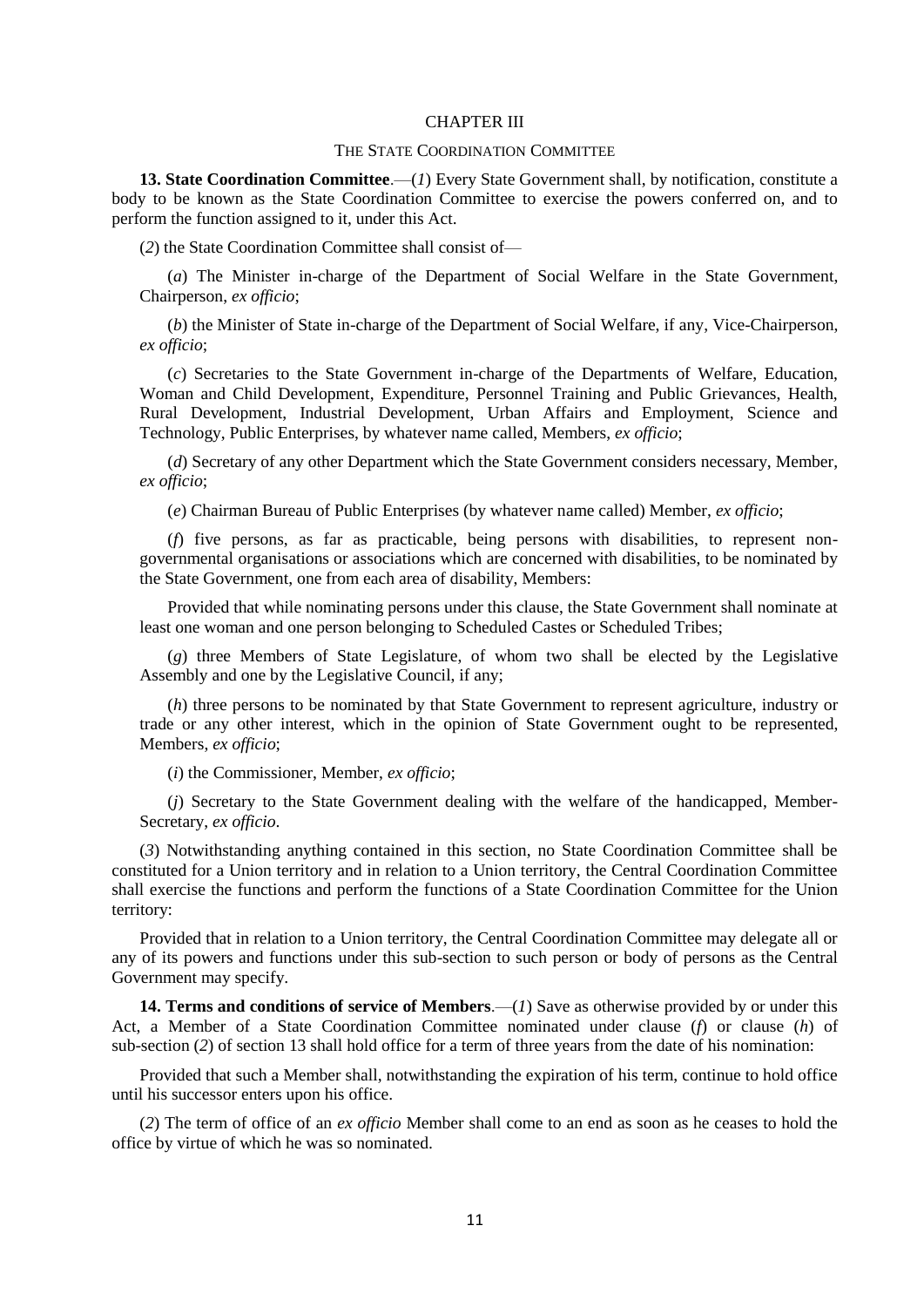## CHAPTER III

### THE STATE COORDINATION COMMITTEE

**13. State Coordination Committee**.—(*1*) Every State Government shall, by notification, constitute a body to be known as the State Coordination Committee to exercise the powers conferred on, and to perform the function assigned to it, under this Act.

(*2*) the State Coordination Committee shall consist of—

(*a*) The Minister in-charge of the Department of Social Welfare in the State Government, Chairperson, *ex officio*;

(*b*) the Minister of State in-charge of the Department of Social Welfare, if any, Vice-Chairperson, *ex officio*;

(*c*) Secretaries to the State Government in-charge of the Departments of Welfare, Education, Woman and Child Development, Expenditure, Personnel Training and Public Grievances, Health, Rural Development, Industrial Development, Urban Affairs and Employment, Science and Technology, Public Enterprises, by whatever name called, Members, *ex officio*;

(*d*) Secretary of any other Department which the State Government considers necessary, Member, *ex officio*;

(*e*) Chairman Bureau of Public Enterprises (by whatever name called) Member, *ex officio*;

(*f*) five persons, as far as practicable, being persons with disabilities, to represent non-governmental organisations or associations which are concerned with disabilities, to be nominated by the State Government, one from each area of disability, Members:

Provided that while nominating persons under this clause, the State Government shall nominate at least one woman and one person belonging to Scheduled Castes or Scheduled Tribes;

(*g*) three Members of State Legislature, of whom two shall be elected by the Legislative Assembly and one by the Legislative Council, if any;

(*h*) three persons to be nominated by that State Government to represent agriculture, industry or trade or any other interest, which in the opinion of State Government ought to be represented, Members, *ex officio*;

(*i*) the Commissioner, Member, *ex officio*;

(*j*) Secretary to the State Government dealing with the welfare of the handicapped, Member-Secretary, *ex officio*.

(*3*) Notwithstanding anything contained in this section, no State Coordination Committee shall be constituted for a Union territory and in relation to a Union territory, the Central Coordination Committee shall exercise the functions and perform the functions of a State Coordination Committee for the Union territory:

Provided that in relation to a Union territory, the Central Coordination Committee may delegate all or any of its powers and functions under this sub-section to such person or body of persons as the Central Government may specify.

**14. Terms and conditions of service of Members**.—(*1*) Save as otherwise provided by or under this Act, a Member of a State Coordination Committee nominated under clause (*f*) or clause (*h*) of sub-section (*2*) of section 13 shall hold office for a term of three years from the date of his nomination:

Provided that such a Member shall, notwithstanding the expiration of his term, continue to hold office until his successor enters upon his office.

(*2*) The term of office of an *ex officio* Member shall come to an end as soon as he ceases to hold the office by virtue of which he was so nominated.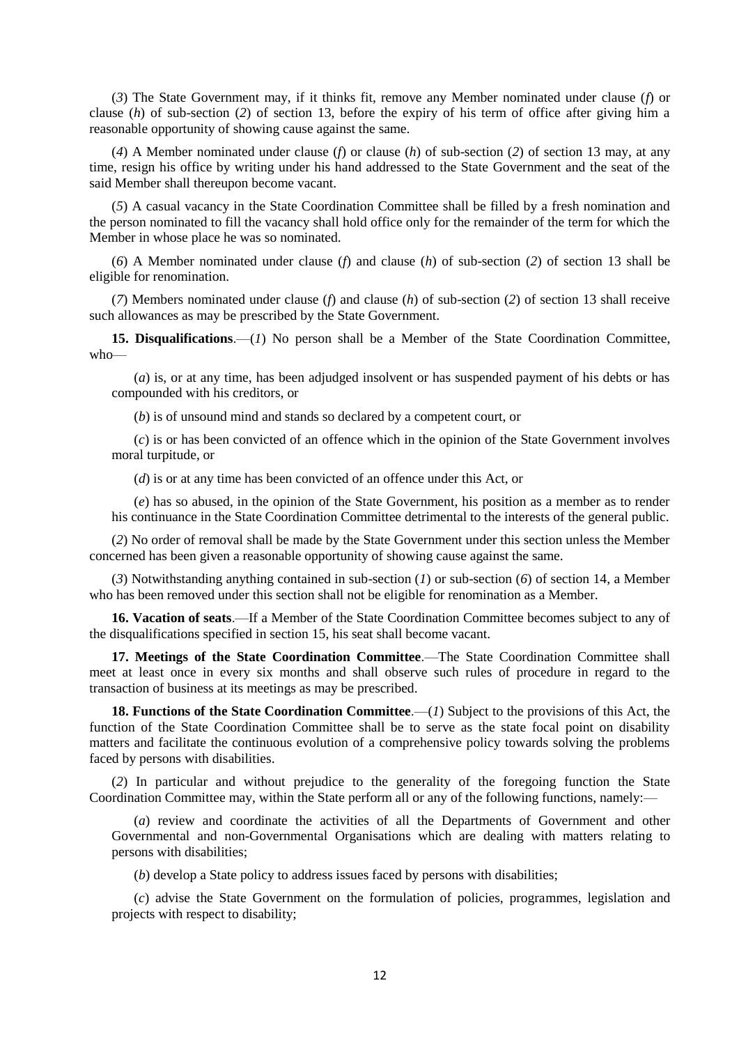(*3*) The State Government may, if it thinks fit, remove any Member nominated under clause (*f*) or clause (*h*) of sub-section (*2*) of section 13, before the expiry of his term of office after giving him a reasonable opportunity of showing cause against the same.

(*4*) A Member nominated under clause (*f*) or clause (*h*) of sub-section (*2*) of section 13 may, at any time, resign his office by writing under his hand addressed to the State Government and the seat of the said Member shall thereupon become vacant.

(*5*) A casual vacancy in the State Coordination Committee shall be filled by a fresh nomination and the person nominated to fill the vacancy shall hold office only for the remainder of the term for which the Member in whose place he was so nominated.

(*6*) A Member nominated under clause (*f*) and clause (*h*) of sub-section (*2*) of section 13 shall be eligible for renomination.

(*7*) Members nominated under clause (*f*) and clause (*h*) of sub-section (*2*) of section 13 shall receive such allowances as may be prescribed by the State Government.

**15. Disqualifications**.—(*1*) No person shall be a Member of the State Coordination Committee, who—

(*a*) is, or at any time, has been adjudged insolvent or has suspended payment of his debts or has compounded with his creditors, or

(*b*) is of unsound mind and stands so declared by a competent court, or

(*c*) is or has been convicted of an offence which in the opinion of the State Government involves moral turpitude, or

(*d*) is or at any time has been convicted of an offence under this Act, or

(*e*) has so abused, in the opinion of the State Government, his position as a member as to render his continuance in the State Coordination Committee detrimental to the interests of the general public.

(*2*) No order of removal shall be made by the State Government under this section unless the Member concerned has been given a reasonable opportunity of showing cause against the same.

(*3*) Notwithstanding anything contained in sub-section (*1*) or sub-section (*6*) of section 14, a Member who has been removed under this section shall not be eligible for renomination as a Member.

**16. Vacation of seats**.—If a Member of the State Coordination Committee becomes subject to any of the disqualifications specified in section 15, his seat shall become vacant.

**17. Meetings of the State Coordination Committee**.—The State Coordination Committee shall meet at least once in every six months and shall observe such rules of procedure in regard to the transaction of business at its meetings as may be prescribed.

**18. Functions of the State Coordination Committee**.—(*1*) Subject to the provisions of this Act, the function of the State Coordination Committee shall be to serve as the state focal point on disability matters and facilitate the continuous evolution of a comprehensive policy towards solving the problems faced by persons with disabilities.

(*2*) In particular and without prejudice to the generality of the foregoing function the State Coordination Committee may, within the State perform all or any of the following functions, namely:—

(*a*) review and coordinate the activities of all the Departments of Government and other Governmental and non-Governmental Organisations which are dealing with matters relating to persons with disabilities;

(*b*) develop a State policy to address issues faced by persons with disabilities;

(*c*) advise the State Government on the formulation of policies, programmes, legislation and projects with respect to disability;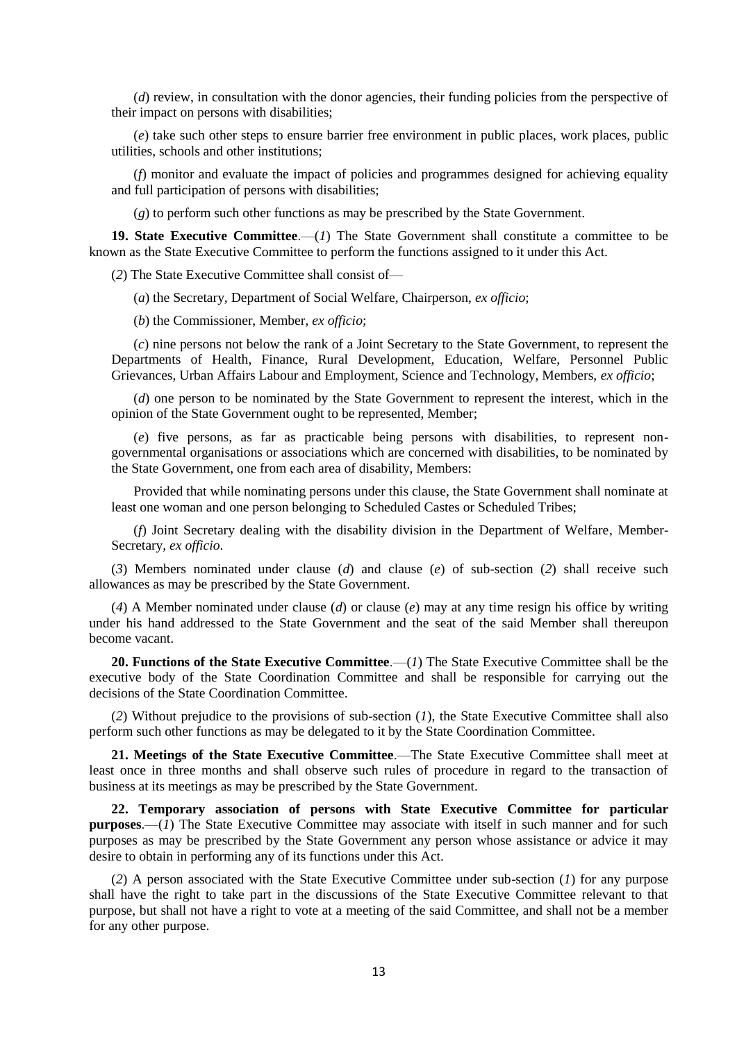(*d*) review, in consultation with the donor agencies, their funding policies from the perspective of their impact on persons with disabilities;

(*e*) take such other steps to ensure barrier free environment in public places, work places, public utilities, schools and other institutions;

(*f*) monitor and evaluate the impact of policies and programmes designed for achieving equality and full participation of persons with disabilities;

(*g*) to perform such other functions as may be prescribed by the State Government.

**19. State Executive Committee**.—(*1*) The State Government shall constitute a committee to be known as the State Executive Committee to perform the functions assigned to it under this Act.

(*2*) The State Executive Committee shall consist of—

(*a*) the Secretary, Department of Social Welfare, Chairperson, *ex officio*;

(*b*) the Commissioner, Member, *ex officio*;

(*c*) nine persons not below the rank of a Joint Secretary to the State Government, to represent the Departments of Health, Finance, Rural Development, Education, Welfare, Personnel Public Grievances, Urban Affairs Labour and Employment, Science and Technology, Members, *ex officio*;

(*d*) one person to be nominated by the State Government to represent the interest, which in the opinion of the State Government ought to be represented, Member;

(*e*) five persons, as far as practicable being persons with disabilities, to represent non-governmental organisations or associations which are concerned with disabilities, to be nominated by the State Government, one from each area of disability, Members:

Provided that while nominating persons under this clause, the State Government shall nominate at least one woman and one person belonging to Scheduled Castes or Scheduled Tribes;

(*f*) Joint Secretary dealing with the disability division in the Department of Welfare, Member-Secretary, *ex officio*.

(*3*) Members nominated under clause (*d*) and clause (*e*) of sub-section (*2*) shall receive such allowances as may be prescribed by the State Government.

(*4*) A Member nominated under clause (*d*) or clause (*e*) may at any time resign his office by writing under his hand addressed to the State Government and the seat of the said Member shall thereupon become vacant.

**20. Functions of the State Executive Committee**.—(*1*) The State Executive Committee shall be the executive body of the State Coordination Committee and shall be responsible for carrying out the decisions of the State Coordination Committee.

(*2*) Without prejudice to the provisions of sub-section (*1*), the State Executive Committee shall also perform such other functions as may be delegated to it by the State Coordination Committee.

**21. Meetings of the State Executive Committee**.—The State Executive Committee shall meet at least once in three months and shall observe such rules of procedure in regard to the transaction of business at its meetings as may be prescribed by the State Government.

**22. Temporary association of persons with State Executive Committee for particular purposes**.—(*1*) The State Executive Committee may associate with itself in such manner and for such purposes as may be prescribed by the State Government any person whose assistance or advice it may desire to obtain in performing any of its functions under this Act.

(*2*) A person associated with the State Executive Committee under sub-section (*1*) for any purpose shall have the right to take part in the discussions of the State Executive Committee relevant to that purpose, but shall not have a right to vote at a meeting of the said Committee, and shall not be a member for any other purpose.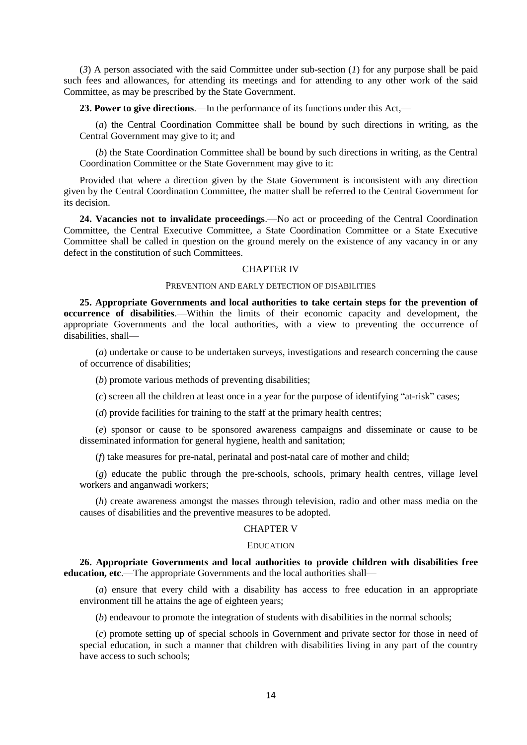(*3*) A person associated with the said Committee under sub-section (*1*) for any purpose shall be paid such fees and allowances, for attending its meetings and for attending to any other work of the said Committee, as may be prescribed by the State Government.

**23. Power to give directions**.—In the performance of its functions under this Act,—

(*a*) the Central Coordination Committee shall be bound by such directions in writing, as the Central Government may give to it; and

(*b*) the State Coordination Committee shall be bound by such directions in writing, as the Central Coordination Committee or the State Government may give to it:

Provided that where a direction given by the State Government is inconsistent with any direction given by the Central Coordination Committee, the matter shall be referred to the Central Government for its decision.

**24. Vacancies not to invalidate proceedings**.—No act or proceeding of the Central Coordination Committee, the Central Executive Committee, a State Coordination Committee or a State Executive Committee shall be called in question on the ground merely on the existence of any vacancy in or any defect in the constitution of such Committees.

## CHAPTER IV

### PREVENTION AND EARLY DETECTION OF DISABILITIES

**25. Appropriate Governments and local authorities to take certain steps for the prevention of occurrence of disabilities**.—Within the limits of their economic capacity and development, the appropriate Governments and the local authorities, with a view to preventing the occurrence of disabilities, shall—

(*a*) undertake or cause to be undertaken surveys, investigations and research concerning the cause of occurrence of disabilities;

(*b*) promote various methods of preventing disabilities;

(*c*) screen all the children at least once in a year for the purpose of identifying "at-risk" cases;

(*d*) provide facilities for training to the staff at the primary health centres;

(*e*) sponsor or cause to be sponsored awareness campaigns and disseminate or cause to be disseminated information for general hygiene, health and sanitation;

(*f*) take measures for pre-natal, perinatal and post-natal care of mother and child;

(*g*) educate the public through the pre-schools, schools, primary health centres, village level workers and anganwadi workers;

(*h*) create awareness amongst the masses through television, radio and other mass media on the causes of disabilities and the preventive measures to be adopted.

## CHAPTER V

### EDUCATION

**26. Appropriate Governments and local authorities to provide children with disabilities free education, etc**.—The appropriate Governments and the local authorities shall—

(*a*) ensure that every child with a disability has access to free education in an appropriate environment till he attains the age of eighteen years;

(*b*) endeavour to promote the integration of students with disabilities in the normal schools;

(*c*) promote setting up of special schools in Government and private sector for those in need of special education, in such a manner that children with disabilities living in any part of the country have access to such schools;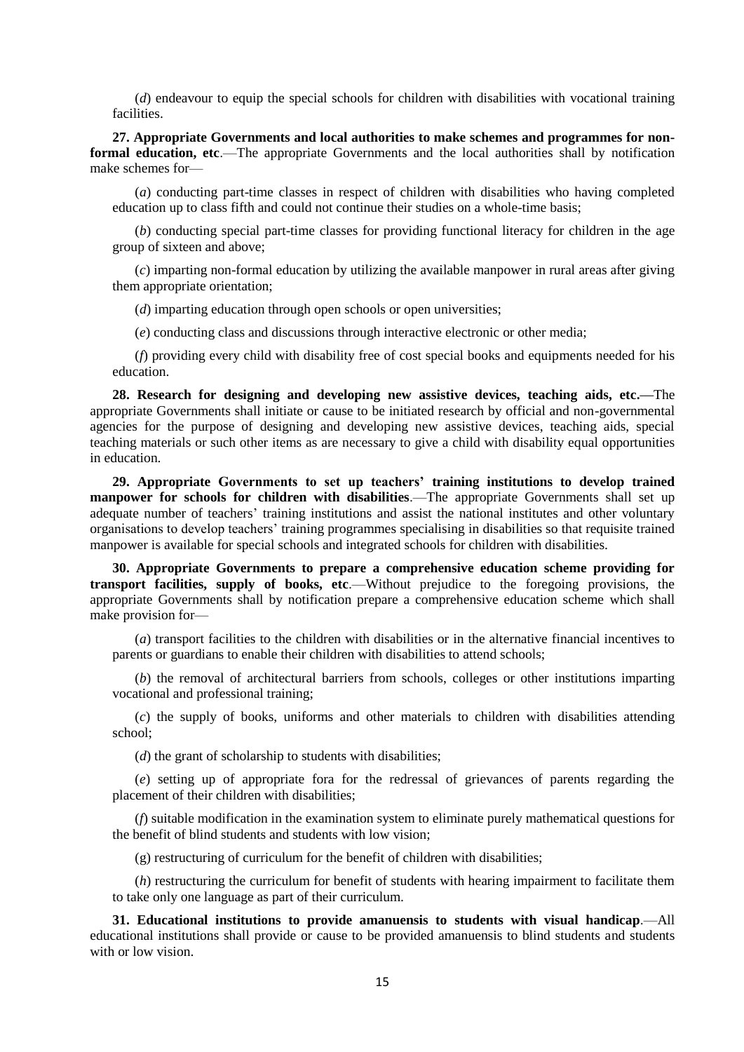(*d*) endeavour to equip the special schools for children with disabilities with vocational training facilities.

**27. Appropriate Governments and local authorities to make schemes and programmes for non-formal education, etc**.—The appropriate Governments and the local authorities shall by notification make schemes for—

(*a*) conducting part-time classes in respect of children with disabilities who having completed education up to class fifth and could not continue their studies on a whole-time basis;

(*b*) conducting special part-time classes for providing functional literacy for children in the age group of sixteen and above;

(*c*) imparting non-formal education by utilizing the available manpower in rural areas after giving them appropriate orientation;

(*d*) imparting education through open schools or open universities;

(*e*) conducting class and discussions through interactive electronic or other media;

(*f*) providing every child with disability free of cost special books and equipments needed for his education.

**28. Research for designing and developing new assistive devices, teaching aids, etc.—**The appropriate Governments shall initiate or cause to be initiated research by official and non-governmental agencies for the purpose of designing and developing new assistive devices, teaching aids, special teaching materials or such other items as are necessary to give a child with disability equal opportunities in education.

**29. Appropriate Governments to set up teachers' training institutions to develop trained manpower for schools for children with disabilities**.—The appropriate Governments shall set up adequate number of teachers' training institutions and assist the national institutes and other voluntary organisations to develop teachers' training programmes specialising in disabilities so that requisite trained manpower is available for special schools and integrated schools for children with disabilities.

**30. Appropriate Governments to prepare a comprehensive education scheme providing for transport facilities, supply of books, etc**.—Without prejudice to the foregoing provisions, the appropriate Governments shall by notification prepare a comprehensive education scheme which shall make provision for—

(*a*) transport facilities to the children with disabilities or in the alternative financial incentives to parents or guardians to enable their children with disabilities to attend schools;

(*b*) the removal of architectural barriers from schools, colleges or other institutions imparting vocational and professional training;

(*c*) the supply of books, uniforms and other materials to children with disabilities attending school;

(*d*) the grant of scholarship to students with disabilities;

(*e*) setting up of appropriate fora for the redressal of grievances of parents regarding the placement of their children with disabilities;

(*f*) suitable modification in the examination system to eliminate purely mathematical questions for the benefit of blind students and students with low vision;

(g) restructuring of curriculum for the benefit of children with disabilities;

(*h*) restructuring the curriculum for benefit of students with hearing impairment to facilitate them to take only one language as part of their curriculum.

**31. Educational institutions to provide amanuensis to students with visual handicap**.—All educational institutions shall provide or cause to be provided amanuensis to blind students and students with or low vision.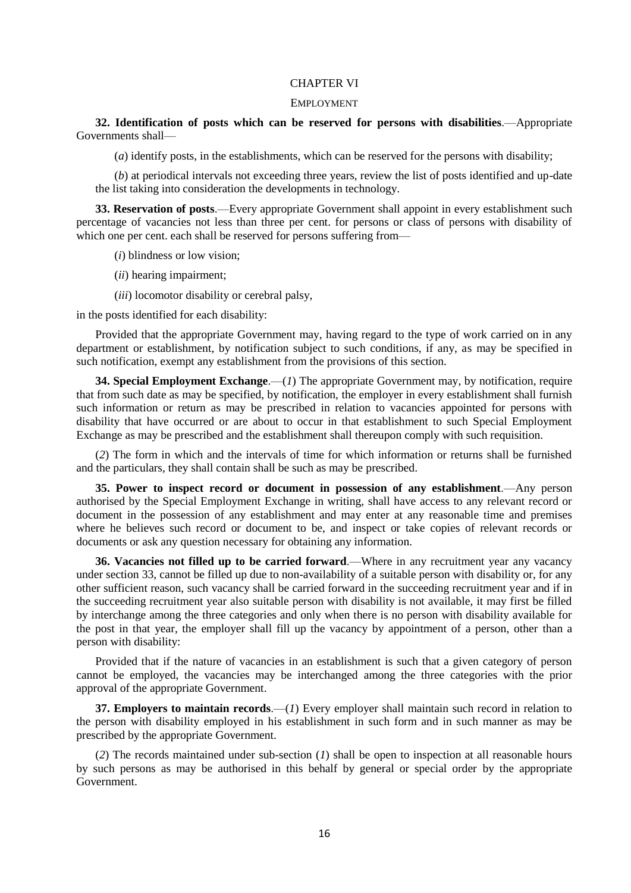## CHAPTER VI

### EMPLOYMENT

**32. Identification of posts which can be reserved for persons with disabilities**.—Appropriate Governments shall—

(*a*) identify posts, in the establishments, which can be reserved for the persons with disability;

(*b*) at periodical intervals not exceeding three years, review the list of posts identified and up-date the list taking into consideration the developments in technology.

**33. Reservation of posts**.—Every appropriate Government shall appoint in every establishment such percentage of vacancies not less than three per cent. for persons or class of persons with disability of which one per cent. each shall be reserved for persons suffering from—

(*i*) blindness or low vision;

(*ii*) hearing impairment;

(*iii*) locomotor disability or cerebral palsy,

in the posts identified for each disability:

Provided that the appropriate Government may, having regard to the type of work carried on in any department or establishment, by notification subject to such conditions, if any, as may be specified in such notification, exempt any establishment from the provisions of this section.

**34. Special Employment Exchange**.—(*1*) The appropriate Government may, by notification, require that from such date as may be specified, by notification, the employer in every establishment shall furnish such information or return as may be prescribed in relation to vacancies appointed for persons with disability that have occurred or are about to occur in that establishment to such Special Employment Exchange as may be prescribed and the establishment shall thereupon comply with such requisition.

(*2*) The form in which and the intervals of time for which information or returns shall be furnished and the particulars, they shall contain shall be such as may be prescribed.

**35. Power to inspect record or document in possession of any establishment**.—Any person authorised by the Special Employment Exchange in writing, shall have access to any relevant record or document in the possession of any establishment and may enter at any reasonable time and premises where he believes such record or document to be, and inspect or take copies of relevant records or documents or ask any question necessary for obtaining any information.

**36. Vacancies not filled up to be carried forward**.—Where in any recruitment year any vacancy under section 33, cannot be filled up due to non-availability of a suitable person with disability or, for any other sufficient reason, such vacancy shall be carried forward in the succeeding recruitment year and if in the succeeding recruitment year also suitable person with disability is not available, it may first be filled by interchange among the three categories and only when there is no person with disability available for the post in that year, the employer shall fill up the vacancy by appointment of a person, other than a person with disability:

Provided that if the nature of vacancies in an establishment is such that a given category of person cannot be employed, the vacancies may be interchanged among the three categories with the prior approval of the appropriate Government.

**37. Employers to maintain records**.—(*1*) Every employer shall maintain such record in relation to the person with disability employed in his establishment in such form and in such manner as may be prescribed by the appropriate Government.

(*2*) The records maintained under sub-section (*1*) shall be open to inspection at all reasonable hours by such persons as may be authorised in this behalf by general or special order by the appropriate Government.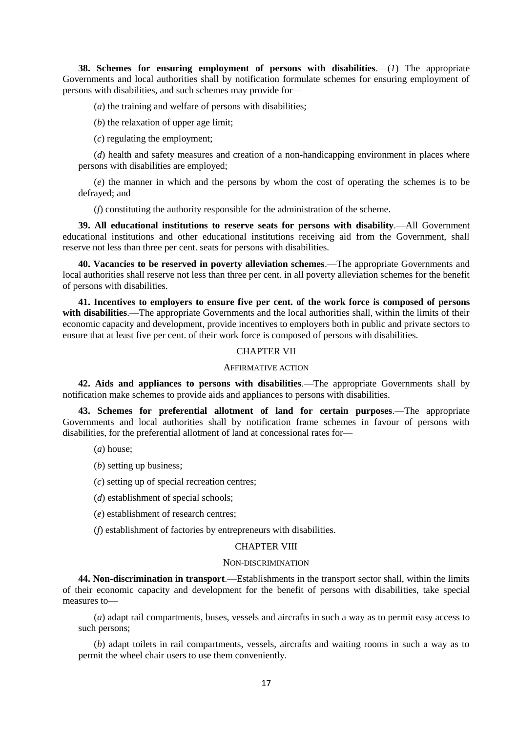**38. Schemes for ensuring employment of persons with disabilities**.—(*1*) The appropriate Governments and local authorities shall by notification formulate schemes for ensuring employment of persons with disabilities, and such schemes may provide for—

(*a*) the training and welfare of persons with disabilities;

(*b*) the relaxation of upper age limit;

(*c*) regulating the employment;

(*d*) health and safety measures and creation of a non-handicapping environment in places where persons with disabilities are employed;

(*e*) the manner in which and the persons by whom the cost of operating the schemes is to be defrayed; and

(*f*) constituting the authority responsible for the administration of the scheme.

**39. All educational institutions to reserve seats for persons with disability**.—All Government educational institutions and other educational institutions receiving aid from the Government, shall reserve not less than three per cent. seats for persons with disabilities.

**40. Vacancies to be reserved in poverty alleviation schemes**.—The appropriate Governments and local authorities shall reserve not less than three per cent. in all poverty alleviation schemes for the benefit of persons with disabilities.

**41. Incentives to employers to ensure five per cent. of the work force is composed of persons with disabilities**.—The appropriate Governments and the local authorities shall, within the limits of their economic capacity and development, provide incentives to employers both in public and private sectors to ensure that at least five per cent. of their work force is composed of persons with disabilities.

## CHAPTER VII

### AFFIRMATIVE ACTION

**42. Aids and appliances to persons with disabilities**.—The appropriate Governments shall by notification make schemes to provide aids and appliances to persons with disabilities.

**43. Schemes for preferential allotment of land for certain purposes**.—The appropriate Governments and local authorities shall by notification frame schemes in favour of persons with disabilities, for the preferential allotment of land at concessional rates for—

(*a*) house;

(*b*) setting up business;

(*c*) setting up of special recreation centres;

(*d*) establishment of special schools;

(*e*) establishment of research centres;

(*f*) establishment of factories by entrepreneurs with disabilities.

## CHAPTER VIII

### NON-DISCRIMINATION

**44. Non-discrimination in transport**.—Establishments in the transport sector shall, within the limits of their economic capacity and development for the benefit of persons with disabilities, take special measures to—

(*a*) adapt rail compartments, buses, vessels and aircrafts in such a way as to permit easy access to such persons;

(*b*) adapt toilets in rail compartments, vessels, aircrafts and waiting rooms in such a way as to permit the wheel chair users to use them conveniently.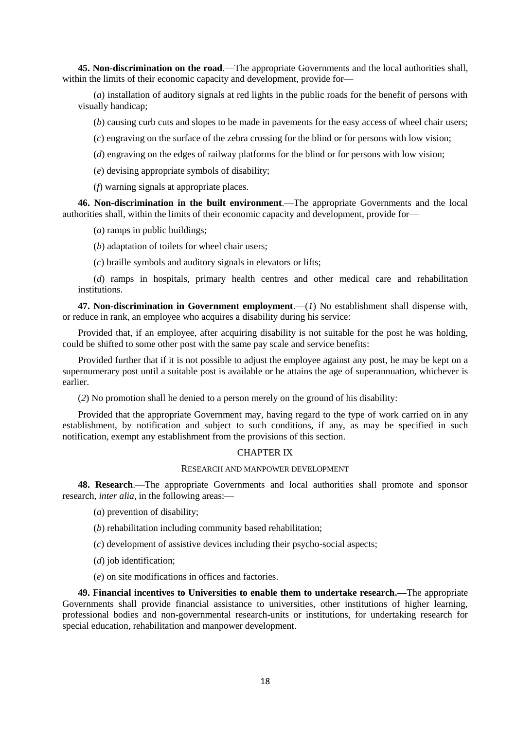**45. Non-discrimination on the road**.—The appropriate Governments and the local authorities shall, within the limits of their economic capacity and development, provide for—

(*a*) installation of auditory signals at red lights in the public roads for the benefit of persons with visually handicap;

(*b*) causing curb cuts and slopes to be made in pavements for the easy access of wheel chair users;

(*c*) engraving on the surface of the zebra crossing for the blind or for persons with low vision;

(*d*) engraving on the edges of railway platforms for the blind or for persons with low vision;

(*e*) devising appropriate symbols of disability;

(*f*) warning signals at appropriate places.

**46. Non-discrimination in the built environment**.—The appropriate Governments and the local authorities shall, within the limits of their economic capacity and development, provide for—

(*a*) ramps in public buildings;

(*b*) adaptation of toilets for wheel chair users;

(*c*) braille symbols and auditory signals in elevators or lifts;

(*d*) ramps in hospitals, primary health centres and other medical care and rehabilitation institutions.

**47. Non-discrimination in Government employment**.—(*1*) No establishment shall dispense with, or reduce in rank, an employee who acquires a disability during his service:

Provided that, if an employee, after acquiring disability is not suitable for the post he was holding, could be shifted to some other post with the same pay scale and service benefits:

Provided further that if it is not possible to adjust the employee against any post, he may be kept on a supernumerary post until a suitable post is available or he attains the age of superannuation, whichever is earlier.

(*2*) No promotion shall he denied to a person merely on the ground of his disability:

Provided that the appropriate Government may, having regard to the type of work carried on in any establishment, by notification and subject to such conditions, if any, as may be specified in such notification, exempt any establishment from the provisions of this section.

## CHAPTER IX

### RESEARCH AND MANPOWER DEVELOPMENT

**48. Research**.—The appropriate Governments and local authorities shall promote and sponsor research, *inter alia*, in the following areas:—

(*a*) prevention of disability;

(*b*) rehabilitation including community based rehabilitation;

(*c*) development of assistive devices including their psycho-social aspects;

(*d*) job identification;

(*e*) on site modifications in offices and factories.

**49. Financial incentives to Universities to enable them to undertake research.—**The appropriate Governments shall provide financial assistance to universities, other institutions of higher learning, professional bodies and non-governmental research-units or institutions, for undertaking research for special education, rehabilitation and manpower development.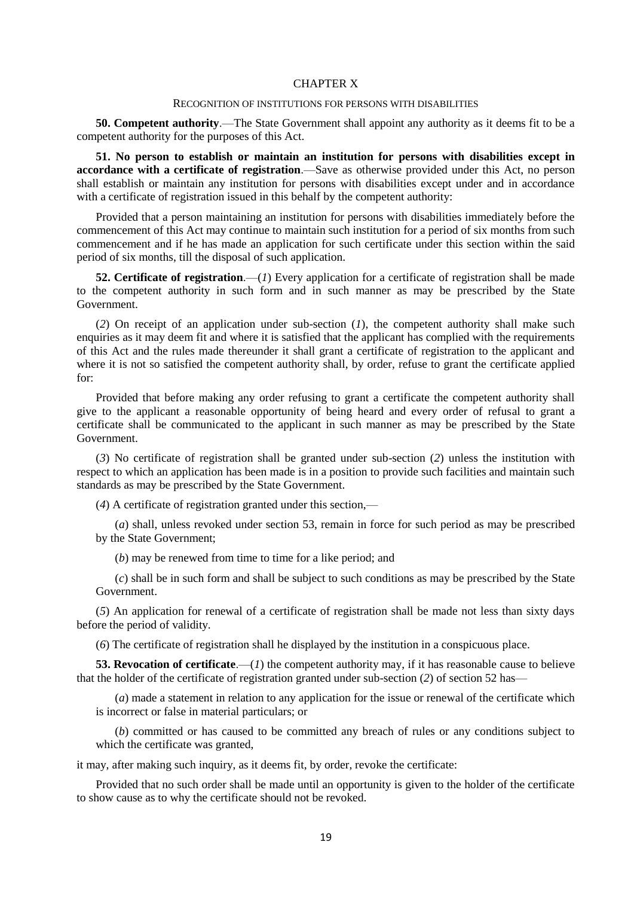# CHAPTER X

## RECOGNITION OF INSTITUTIONS FOR PERSONS WITH DISABILITIES

**50. Competent authority**.—The State Government shall appoint any authority as it deems fit to be a competent authority for the purposes of this Act.

**51. No person to establish or maintain an institution for persons with disabilities except in accordance with a certificate of registration**.—Save as otherwise provided under this Act, no person shall establish or maintain any institution for persons with disabilities except under and in accordance with a certificate of registration issued in this behalf by the competent authority:

Provided that a person maintaining an institution for persons with disabilities immediately before the commencement of this Act may continue to maintain such institution for a period of six months from such commencement and if he has made an application for such certificate under this section within the said period of six months, till the disposal of such application.

**52. Certificate of registration**.—(*1*) Every application for a certificate of registration shall be made to the competent authority in such form and in such manner as may be prescribed by the State Government.

(*2*) On receipt of an application under sub-section (*1*), the competent authority shall make such enquiries as it may deem fit and where it is satisfied that the applicant has complied with the requirements of this Act and the rules made thereunder it shall grant a certificate of registration to the applicant and where it is not so satisfied the competent authority shall, by order, refuse to grant the certificate applied for:

Provided that before making any order refusing to grant a certificate the competent authority shall give to the applicant a reasonable opportunity of being heard and every order of refusal to grant a certificate shall be communicated to the applicant in such manner as may be prescribed by the State Government.

(*3*) No certificate of registration shall be granted under sub-section (*2*) unless the institution with respect to which an application has been made is in a position to provide such facilities and maintain such standards as may be prescribed by the State Government.

(*4*) A certificate of registration granted under this section,—

(*a*) shall, unless revoked under section 53, remain in force for such period as may be prescribed by the State Government;

(*b*) may be renewed from time to time for a like period; and

(*c*) shall be in such form and shall be subject to such conditions as may be prescribed by the State Government.

(*5*) An application for renewal of a certificate of registration shall be made not less than sixty days before the period of validity.

(*6*) The certificate of registration shall he displayed by the institution in a conspicuous place.

**53. Revocation of certificate**.—(*1*) the competent authority may, if it has reasonable cause to believe that the holder of the certificate of registration granted under sub-section (*2*) of section 52 has—

(*a*) made a statement in relation to any application for the issue or renewal of the certificate which is incorrect or false in material particulars; or

(*b*) committed or has caused to be committed any breach of rules or any conditions subject to which the certificate was granted,

it may, after making such inquiry, as it deems fit, by order, revoke the certificate:

Provided that no such order shall be made until an opportunity is given to the holder of the certificate to show cause as to why the certificate should not be revoked.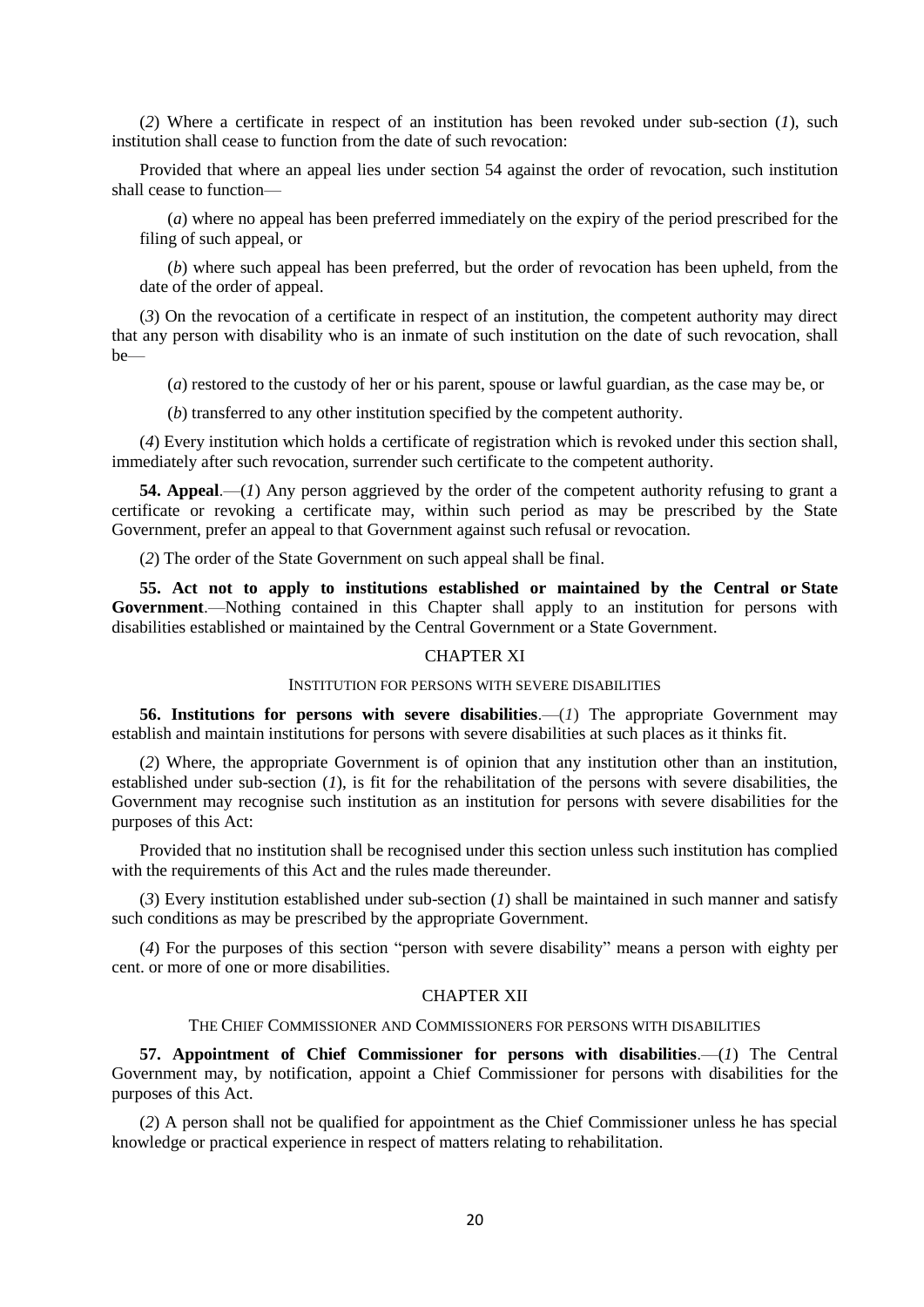(*2*) Where a certificate in respect of an institution has been revoked under sub-section (*1*), such institution shall cease to function from the date of such revocation:

Provided that where an appeal lies under section 54 against the order of revocation, such institution shall cease to function—

(*a*) where no appeal has been preferred immediately on the expiry of the period prescribed for the filing of such appeal, or

(*b*) where such appeal has been preferred, but the order of revocation has been upheld, from the date of the order of appeal.

(*3*) On the revocation of a certificate in respect of an institution, the competent authority may direct that any person with disability who is an inmate of such institution on the date of such revocation, shall be—

(*a*) restored to the custody of her or his parent, spouse or lawful guardian, as the case may be, or

(*b*) transferred to any other institution specified by the competent authority.

(*4*) Every institution which holds a certificate of registration which is revoked under this section shall, immediately after such revocation, surrender such certificate to the competent authority.

**54. Appeal**.—(*1*) Any person aggrieved by the order of the competent authority refusing to grant a certificate or revoking a certificate may, within such period as may be prescribed by the State Government, prefer an appeal to that Government against such refusal or revocation.

(*2*) The order of the State Government on such appeal shall be final.

**55. Act not to apply to institutions established or maintained by the Central or State Government**.—Nothing contained in this Chapter shall apply to an institution for persons with disabilities established or maintained by the Central Government or a State Government.

## CHAPTER XI

### INSTITUTION FOR PERSONS WITH SEVERE DISABILITIES

**56. Institutions for persons with severe disabilities**.—(*1*) The appropriate Government may establish and maintain institutions for persons with severe disabilities at such places as it thinks fit.

(*2*) Where, the appropriate Government is of opinion that any institution other than an institution, established under sub-section (*1*), is fit for the rehabilitation of the persons with severe disabilities, the Government may recognise such institution as an institution for persons with severe disabilities for the purposes of this Act:

Provided that no institution shall be recognised under this section unless such institution has complied with the requirements of this Act and the rules made thereunder.

(*3*) Every institution established under sub-section (*1*) shall be maintained in such manner and satisfy such conditions as may be prescribed by the appropriate Government.

(*4*) For the purposes of this section "person with severe disability" means a person with eighty per cent. or more of one or more disabilities.

## CHAPTER XII

### THE CHIEF COMMISSIONER AND COMMISSIONERS FOR PERSONS WITH DISABILITIES

**57. Appointment of Chief Commissioner for persons with disabilities**.—(*1*) The Central Government may, by notification, appoint a Chief Commissioner for persons with disabilities for the purposes of this Act.

(*2*) A person shall not be qualified for appointment as the Chief Commissioner unless he has special knowledge or practical experience in respect of matters relating to rehabilitation.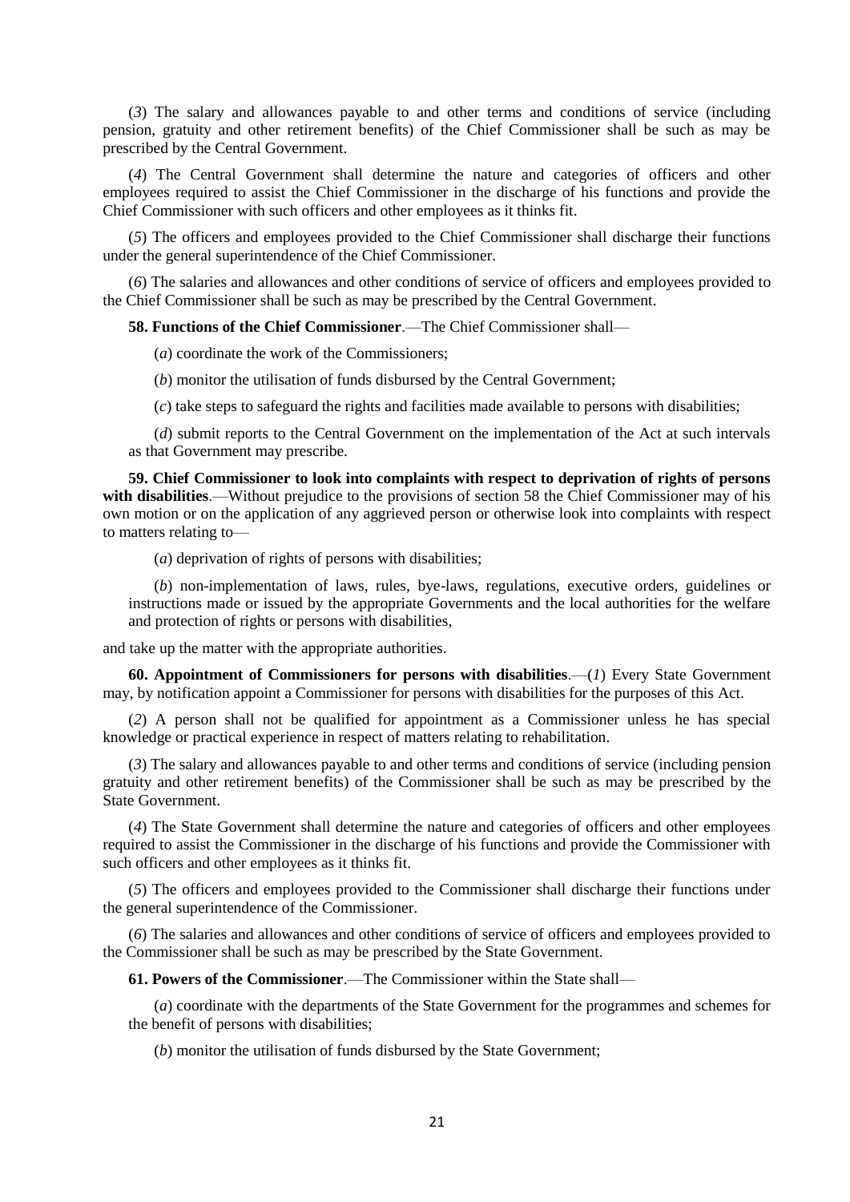(*3*) The salary and allowances payable to and other terms and conditions of service (including pension, gratuity and other retirement benefits) of the Chief Commissioner shall be such as may be prescribed by the Central Government.

(*4*) The Central Government shall determine the nature and categories of officers and other employees required to assist the Chief Commissioner in the discharge of his functions and provide the Chief Commissioner with such officers and other employees as it thinks fit.

(*5*) The officers and employees provided to the Chief Commissioner shall discharge their functions under the general superintendence of the Chief Commissioner.

(*6*) The salaries and allowances and other conditions of service of officers and employees provided to the Chief Commissioner shall be such as may be prescribed by the Central Government.

**58. Functions of the Chief Commissioner**.—The Chief Commissioner shall—

(*a*) coordinate the work of the Commissioners;

(*b*) monitor the utilisation of funds disbursed by the Central Government;

(*c*) take steps to safeguard the rights and facilities made available to persons with disabilities;

(*d*) submit reports to the Central Government on the implementation of the Act at such intervals as that Government may prescribe.

**59. Chief Commissioner to look into complaints with respect to deprivation of rights of persons with disabilities**.—Without prejudice to the provisions of section 58 the Chief Commissioner may of his own motion or on the application of any aggrieved person or otherwise look into complaints with respect to matters relating to—

(*a*) deprivation of rights of persons with disabilities;

(*b*) non-implementation of laws, rules, bye-laws, regulations, executive orders, guidelines or instructions made or issued by the appropriate Governments and the local authorities for the welfare and protection of rights or persons with disabilities,

and take up the matter with the appropriate authorities.

**60. Appointment of Commissioners for persons with disabilities**.—(*1*) Every State Government may, by notification appoint a Commissioner for persons with disabilities for the purposes of this Act.

(*2*) A person shall not be qualified for appointment as a Commissioner unless he has special knowledge or practical experience in respect of matters relating to rehabilitation.

(*3*) The salary and allowances payable to and other terms and conditions of service (including pension gratuity and other retirement benefits) of the Commissioner shall be such as may be prescribed by the State Government.

(*4*) The State Government shall determine the nature and categories of officers and other employees required to assist the Commissioner in the discharge of his functions and provide the Commissioner with such officers and other employees as it thinks fit.

(*5*) The officers and employees provided to the Commissioner shall discharge their functions under the general superintendence of the Commissioner.

(*6*) The salaries and allowances and other conditions of service of officers and employees provided to the Commissioner shall be such as may be prescribed by the State Government.

**61. Powers of the Commissioner**.—The Commissioner within the State shall—

(*a*) coordinate with the departments of the State Government for the programmes and schemes for the benefit of persons with disabilities;

(*b*) monitor the utilisation of funds disbursed by the State Government;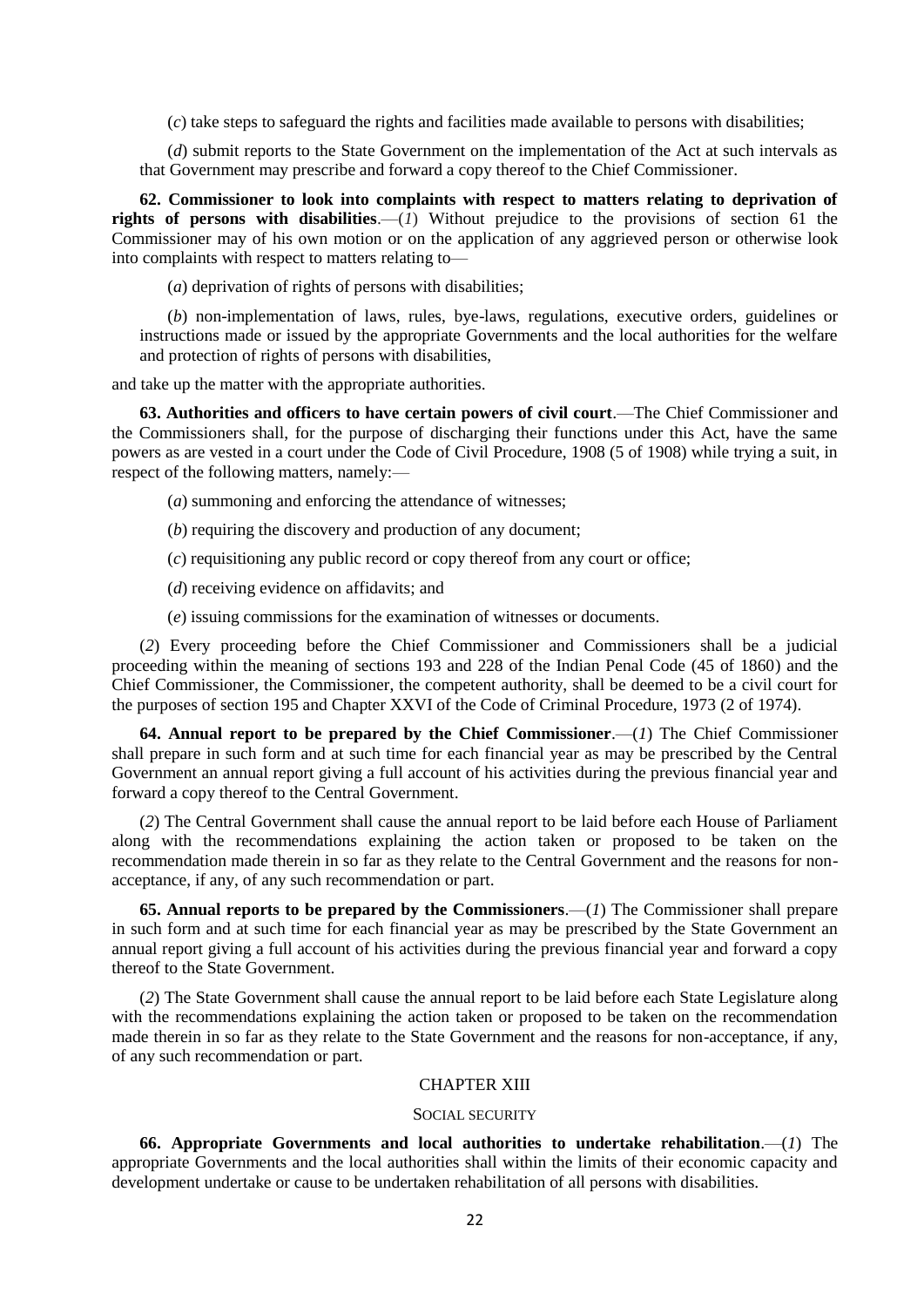(*c*) take steps to safeguard the rights and facilities made available to persons with disabilities;

(*d*) submit reports to the State Government on the implementation of the Act at such intervals as that Government may prescribe and forward a copy thereof to the Chief Commissioner.

**62. Commissioner to look into complaints with respect to matters relating to deprivation of rights of persons with disabilities**.—(*1*) Without prejudice to the provisions of section 61 the Commissioner may of his own motion or on the application of any aggrieved person or otherwise look into complaints with respect to matters relating to—

(*a*) deprivation of rights of persons with disabilities;

(*b*) non-implementation of laws, rules, bye-laws, regulations, executive orders, guidelines or instructions made or issued by the appropriate Governments and the local authorities for the welfare and protection of rights of persons with disabilities,

and take up the matter with the appropriate authorities.

**63. Authorities and officers to have certain powers of civil court**.—The Chief Commissioner and the Commissioners shall, for the purpose of discharging their functions under this Act, have the same powers as are vested in a court under the Code of Civil Procedure, 1908 (5 of 1908) while trying a suit, in respect of the following matters, namely:—

(*a*) summoning and enforcing the attendance of witnesses;

(*b*) requiring the discovery and production of any document;

(*c*) requisitioning any public record or copy thereof from any court or office;

(*d*) receiving evidence on affidavits; and

(*e*) issuing commissions for the examination of witnesses or documents.

(*2*) Every proceeding before the Chief Commissioner and Commissioners shall be a judicial proceeding within the meaning of sections 193 and 228 of the Indian Penal Code (45 of 1860) and the Chief Commissioner, the Commissioner, the competent authority, shall be deemed to be a civil court for the purposes of section 195 and Chapter XXVI of the Code of Criminal Procedure, 1973 (2 of 1974).

**64. Annual report to be prepared by the Chief Commissioner**.—(*1*) The Chief Commissioner shall prepare in such form and at such time for each financial year as may be prescribed by the Central Government an annual report giving a full account of his activities during the previous financial year and forward a copy thereof to the Central Government.

(*2*) The Central Government shall cause the annual report to be laid before each House of Parliament along with the recommendations explaining the action taken or proposed to be taken on the recommendation made therein in so far as they relate to the Central Government and the reasons for non-acceptance, if any, of any such recommendation or part.

**65. Annual reports to be prepared by the Commissioners**.—(*1*) The Commissioner shall prepare in such form and at such time for each financial year as may be prescribed by the State Government an annual report giving a full account of his activities during the previous financial year and forward a copy thereof to the State Government.

(*2*) The State Government shall cause the annual report to be laid before each State Legislature along with the recommendations explaining the action taken or proposed to be taken on the recommendation made therein in so far as they relate to the State Government and the reasons for non-acceptance, if any, of any such recommendation or part.

## CHAPTER XIII

### SOCIAL SECURITY

**66. Appropriate Governments and local authorities to undertake rehabilitation**.—(*1*) The appropriate Governments and the local authorities shall within the limits of their economic capacity and development undertake or cause to be undertaken rehabilitation of all persons with disabilities.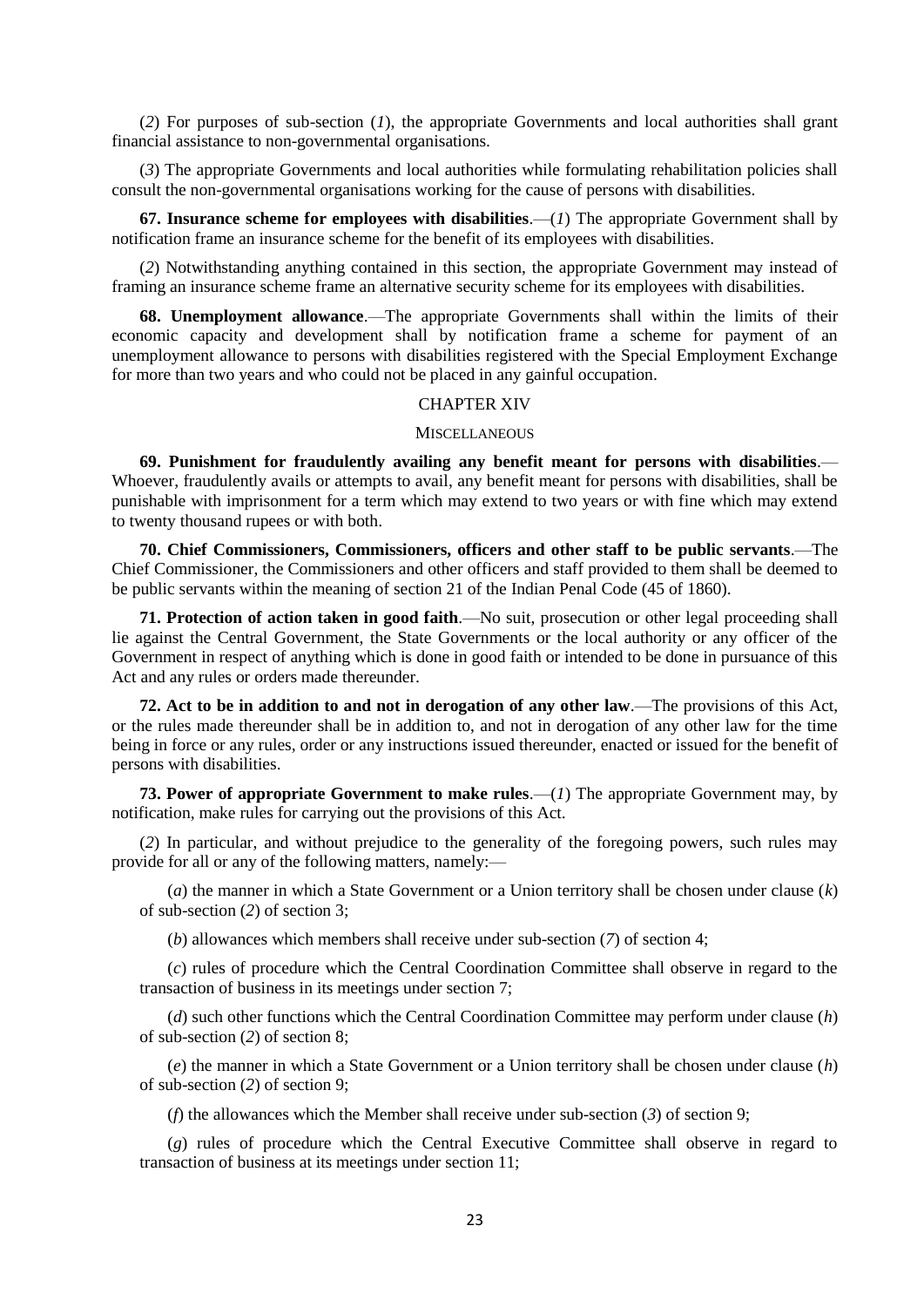(*2*) For purposes of sub-section (*1*), the appropriate Governments and local authorities shall grant financial assistance to non-governmental organisations.

(*3*) The appropriate Governments and local authorities while formulating rehabilitation policies shall consult the non-governmental organisations working for the cause of persons with disabilities.

**67. Insurance scheme for employees with disabilities**.—(*1*) The appropriate Government shall by notification frame an insurance scheme for the benefit of its employees with disabilities.

(*2*) Notwithstanding anything contained in this section, the appropriate Government may instead of framing an insurance scheme frame an alternative security scheme for its employees with disabilities.

**68. Unemployment allowance**.—The appropriate Governments shall within the limits of their economic capacity and development shall by notification frame a scheme for payment of an unemployment allowance to persons with disabilities registered with the Special Employment Exchange for more than two years and who could not be placed in any gainful occupation.

## CHAPTER XIV

### MISCELLANEOUS

**69. Punishment for fraudulently availing any benefit meant for persons with disabilities**.—Whoever, fraudulently avails or attempts to avail, any benefit meant for persons with disabilities, shall be punishable with imprisonment for a term which may extend to two years or with fine which may extend to twenty thousand rupees or with both.

**70. Chief Commissioners, Commissioners, officers and other staff to be public servants**.—The Chief Commissioner, the Commissioners and other officers and staff provided to them shall be deemed to be public servants within the meaning of section 21 of the Indian Penal Code (45 of 1860).

**71. Protection of action taken in good faith**.—No suit, prosecution or other legal proceeding shall lie against the Central Government, the State Governments or the local authority or any officer of the Government in respect of anything which is done in good faith or intended to be done in pursuance of this Act and any rules or orders made thereunder.

**72. Act to be in addition to and not in derogation of any other law**.—The provisions of this Act, or the rules made thereunder shall be in addition to, and not in derogation of any other law for the time being in force or any rules, order or any instructions issued thereunder, enacted or issued for the benefit of persons with disabilities.

**73. Power of appropriate Government to make rules**.—(*1*) The appropriate Government may, by notification, make rules for carrying out the provisions of this Act.

(*2*) In particular, and without prejudice to the generality of the foregoing powers, such rules may provide for all or any of the following matters, namely:—

(*a*) the manner in which a State Government or a Union territory shall be chosen under clause (*k*) of sub-section (*2*) of section 3;

(*b*) allowances which members shall receive under sub-section (*7*) of section 4;

(*c*) rules of procedure which the Central Coordination Committee shall observe in regard to the transaction of business in its meetings under section 7;

(*d*) such other functions which the Central Coordination Committee may perform under clause (*h*) of sub-section (*2*) of section 8;

(*e*) the manner in which a State Government or a Union territory shall be chosen under clause (*h*) of sub-section (*2*) of section 9;

(*f*) the allowances which the Member shall receive under sub-section (*3*) of section 9;

(*g*) rules of procedure which the Central Executive Committee shall observe in regard to transaction of business at its meetings under section 11;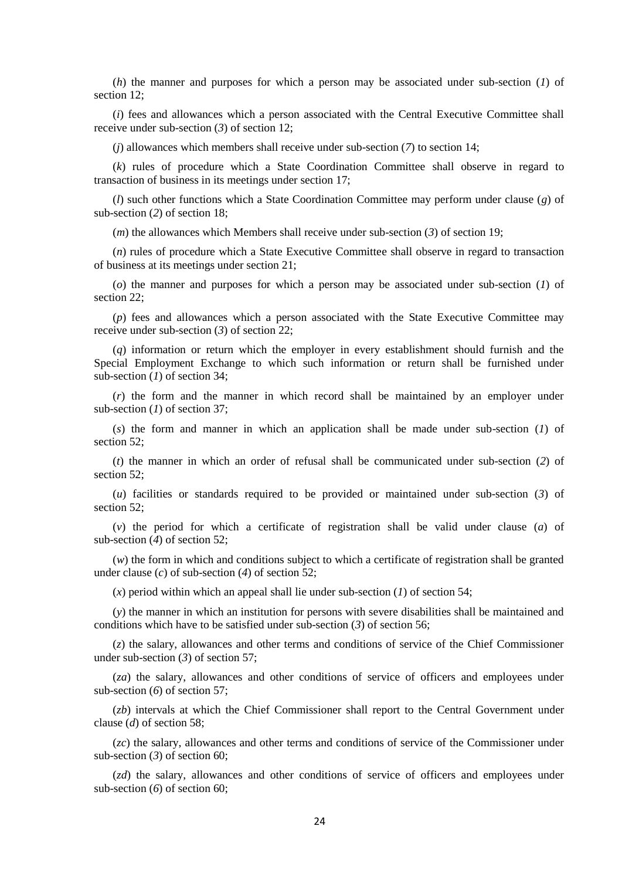(*h*) the manner and purposes for which a person may be associated under sub-section (*1*) of section 12;

(*i*) fees and allowances which a person associated with the Central Executive Committee shall receive under sub-section (*3*) of section 12;

(*j*) allowances which members shall receive under sub-section (*7*) to section 14;

(*k*) rules of procedure which a State Coordination Committee shall observe in regard to transaction of business in its meetings under section 17;

(*l*) such other functions which a State Coordination Committee may perform under clause (*g*) of sub-section (*2*) of section 18;

(*m*) the allowances which Members shall receive under sub-section (*3*) of section 19;

(*n*) rules of procedure which a State Executive Committee shall observe in regard to transaction of business at its meetings under section 21;

(*o*) the manner and purposes for which a person may be associated under sub-section (*1*) of section 22;

(*p*) fees and allowances which a person associated with the State Executive Committee may receive under sub-section (*3*) of section 22;

(*q*) information or return which the employer in every establishment should furnish and the Special Employment Exchange to which such information or return shall be furnished under sub-section (*1*) of section 34;

(*r*) the form and the manner in which record shall be maintained by an employer under sub-section (*1*) of section 37;

(*s*) the form and manner in which an application shall be made under sub-section (*1*) of section 52;

(*t*) the manner in which an order of refusal shall be communicated under sub-section (*2*) of section 52;

(*u*) facilities or standards required to be provided or maintained under sub-section (*3*) of section 52;

(*v*) the period for which a certificate of registration shall be valid under clause (*a*) of sub-section (*4*) of section 52;

(*w*) the form in which and conditions subject to which a certificate of registration shall be granted under clause (*c*) of sub-section (*4*) of section 52;

(*x*) period within which an appeal shall lie under sub-section (*1*) of section 54;

(*y*) the manner in which an institution for persons with severe disabilities shall be maintained and conditions which have to be satisfied under sub-section (*3*) of section 56;

(*z*) the salary, allowances and other terms and conditions of service of the Chief Commissioner under sub-section (*3*) of section 57;

(*za*) the salary, allowances and other conditions of service of officers and employees under sub-section (*6*) of section 57;

(*zb*) intervals at which the Chief Commissioner shall report to the Central Government under clause (*d*) of section 58;

(*zc*) the salary, allowances and other terms and conditions of service of the Commissioner under sub-section (*3*) of section 60;

(*zd*) the salary, allowances and other conditions of service of officers and employees under sub-section (*6*) of section 60;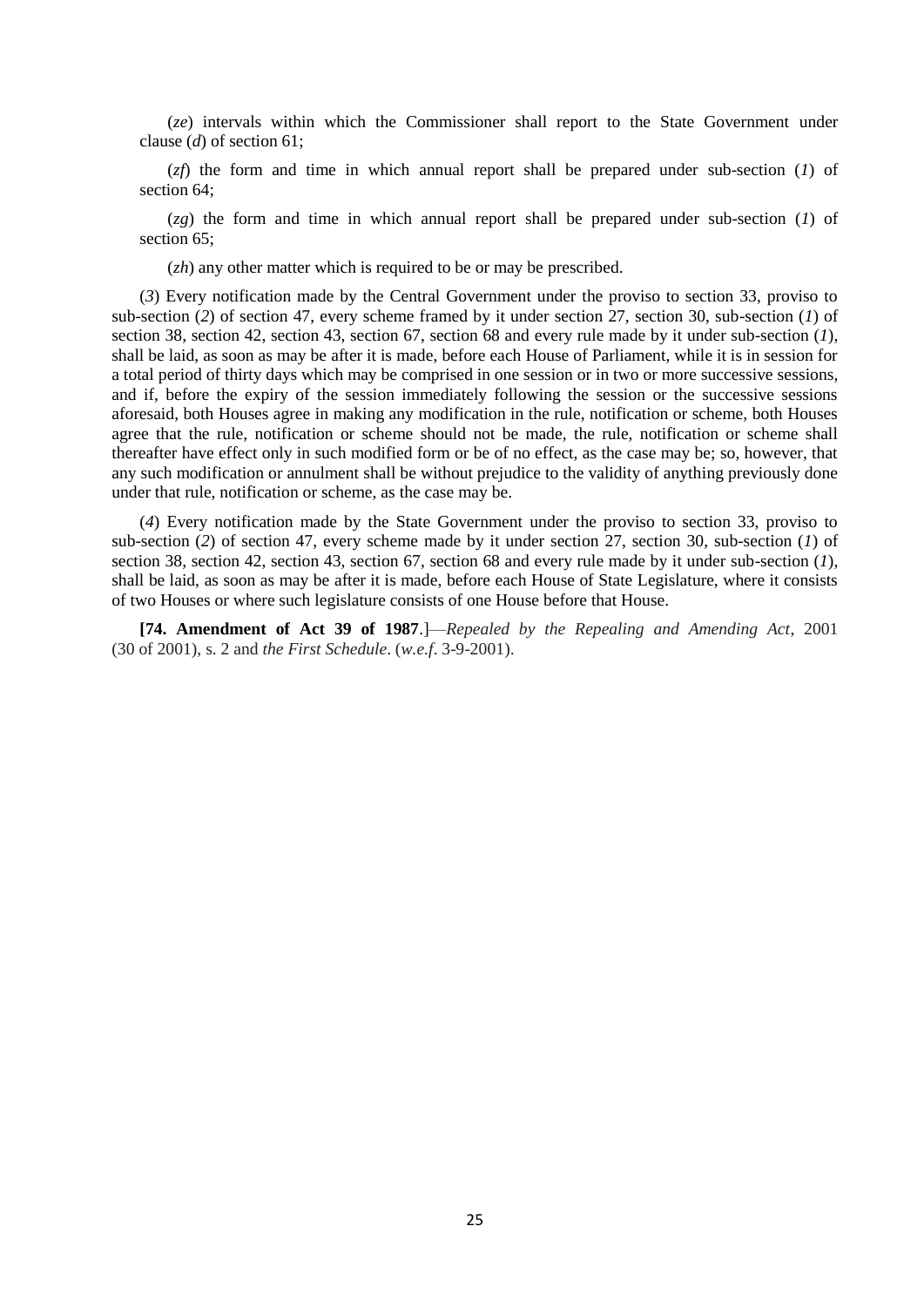(*ze*) intervals within which the Commissioner shall report to the State Government under clause (*d*) of section 61;

(*zf*) the form and time in which annual report shall be prepared under sub-section (*1*) of section 64;

(*zg*) the form and time in which annual report shall be prepared under sub-section (*1*) of section 65;

(*zh*) any other matter which is required to be or may be prescribed.

(*3*) Every notification made by the Central Government under the proviso to section 33, proviso to sub-section (*2*) of section 47, every scheme framed by it under section 27, section 30, sub-section (*1*) of section 38, section 42, section 43, section 67, section 68 and every rule made by it under sub-section (*1*), shall be laid, as soon as may be after it is made, before each House of Parliament, while it is in session for a total period of thirty days which may be comprised in one session or in two or more successive sessions, and if, before the expiry of the session immediately following the session or the successive sessions aforesaid, both Houses agree in making any modification in the rule, notification or scheme, both Houses agree that the rule, notification or scheme should not be made, the rule, notification or scheme shall thereafter have effect only in such modified form or be of no effect, as the case may be; so, however, that any such modification or annulment shall be without prejudice to the validity of anything previously done under that rule, notification or scheme, as the case may be.

(*4*) Every notification made by the State Government under the proviso to section 33, proviso to sub-section (*2*) of section 47, every scheme made by it under section 27, section 30, sub-section (*1*) of section 38, section 42, section 43, section 67, section 68 and every rule made by it under sub-section (*1*), shall be laid, as soon as may be after it is made, before each House of State Legislature, where it consists of two Houses or where such legislature consists of one House before that House.

**[74. Amendment of Act 39 of 1987**.]—*Repealed by the Repealing and Amending Act*, 2001 (30 of 2001), s. 2 and *the First Schedule*. (*w.e.f*. 3-9-2001).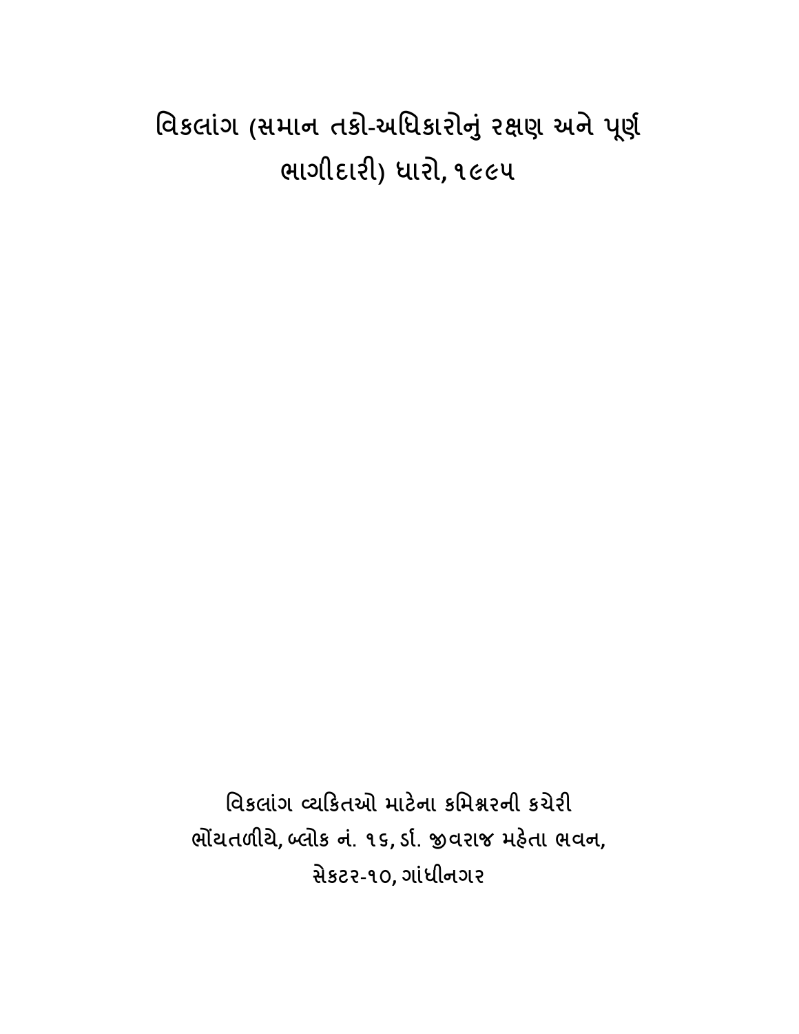# વિકલાંગ (સમાન તકો-અધિકારોનું રક્ષણ અને પૂર્ણ ભાગીદારી) ધારો, ૧૯૯૫

**વિકલાંગ વ્યકિતઓ માટેના કમિશ્નરની કચેરી**
**ભોંયતળીયે, બ્લોક નં. ૧૬, ડૉ. જીવરાજ મહેતા ભવન,**
**સેકટર-૧૦, ગાંધીનગર**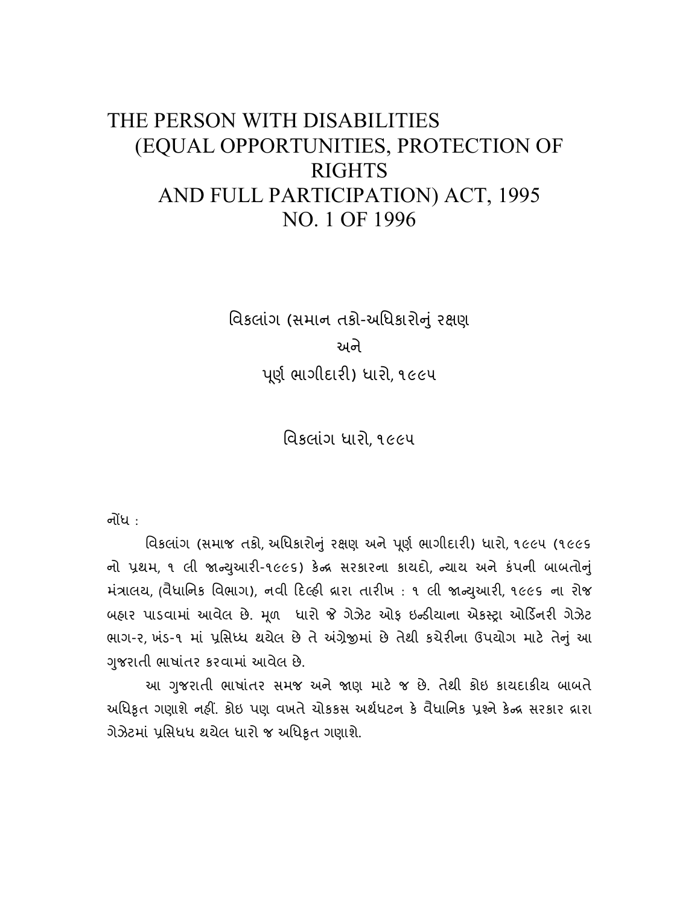# THE PERSON WITH DISABILITIES (EQUAL OPPORTUNITIES, PROTECTION OF RIGHTS AND FULL PARTICIPATION) ACT, 1995 NO. 1 OF 1996

## વિકલાંગ (સમાન તકો-અધિકારોનું રક્ષણ અને પૂર્ણ ભાગીદારી) ધારો, ૧૯૯૫

## વિકલાંગ ધારો, ૧૯૯૫

નોંધ :

વિકલાંગ (સમાજ તકો, અધિકારોનું રક્ષણ અને પૂર્ણ ભાગીદારી) ધારો, ૧૯૯૫ (૧૯૯૬ નો પ્રથમ, ૧ લી જાન્યુઆરી-૧૯૯૬) કેન્દ્ર સરકારના કાયદો, ન્યાય અને કંપની બાબતોનું મંત્રાલય, (વૈધાનિક વિભાગ), નવી દિલ્હી દ્વારા તારીખ : ૧ લી જાન્યુઆરી, ૧૯૯૬ ના રોજ બહાર પાડવામાં આવેલ છે. મૂળ ધારો જે ગેઝેટ ઓફ ઇન્ડીયાના એકસ્ટ્રા ઓર્ડિનરી ગેઝેટ ભાગ-૨, ખંડ-૧ માં પ્રસિધ્ધ થયેલ છે તે અંગ્રેજીમાં છે તેથી કચેરીના ઉપયોગ માટે તેનું આ ગુજરાતી ભાષાંતર કરવામાં આવેલ છે.

આ ગુજરાતી ભાષાંતર સમજ અને જાણ માટે જ છે. તેથી કોઇ કાયદાકીય બાબતે અધિકૃત ગણાશે નહીં. કોઇ પણ વખતે ચોકકસ અર્થઘટન કે વૈધાનિક પ્રશ્ને કેન્દ્ર સરકાર દ્વારા ગેઝેટમાં પ્રસિધધ થયેલ ધારો જ અધિકૃત ગણાશે.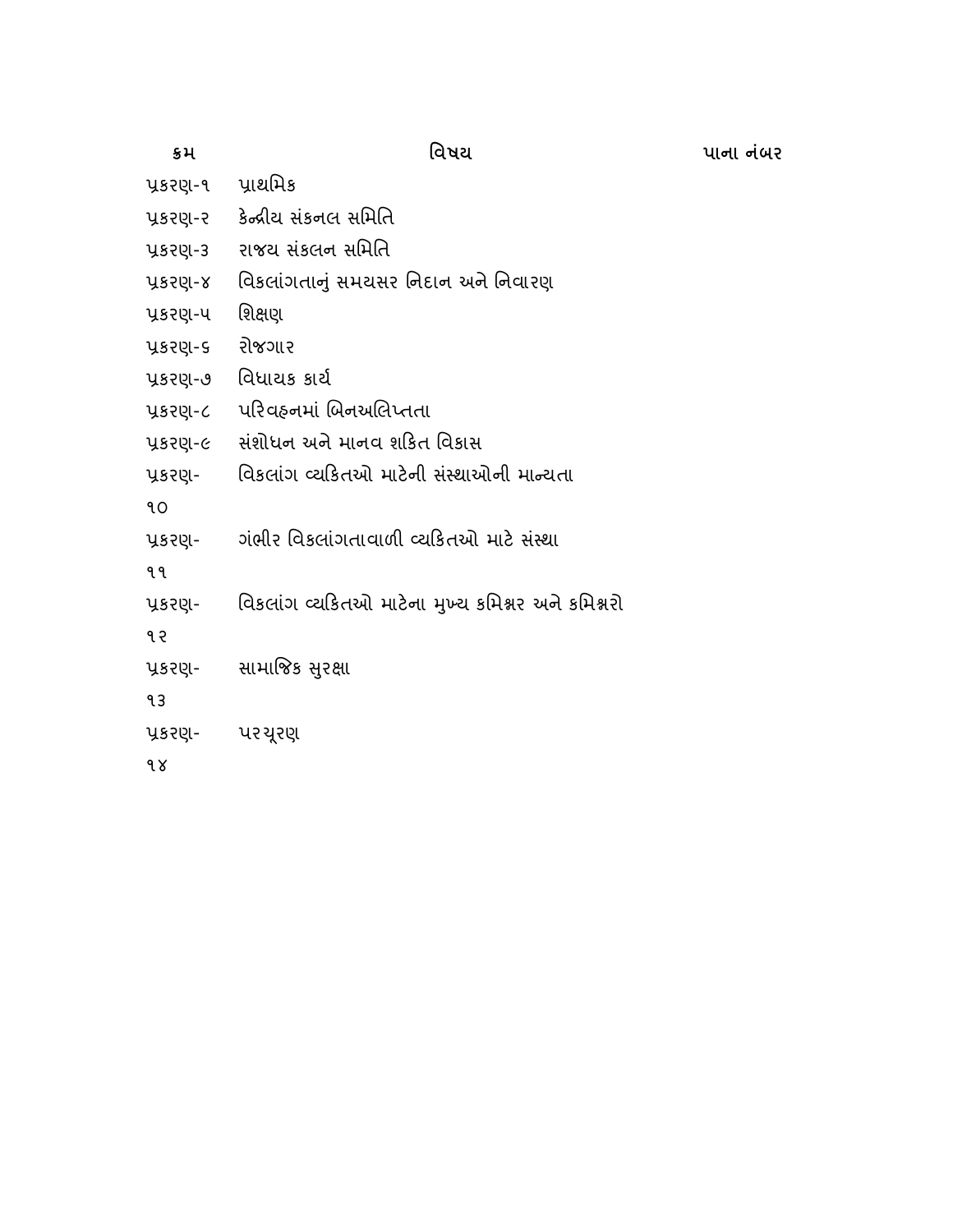| ક્રમ | વિષય | પાના નંબર |
|---|---|---|
| પ્રકરણ-૧ | પ્રાથમિક | |
| પ્રકરણ-૨ | કેન્દ્રીય સંકનલ સમિતિ | |
| પ્રકરણ-૩ | રાજય સંકલન સમિતિ | |
| પ્રકરણ-૪ | વિકલાંગતાનું સમયસર નિદાન અને નિવારણ | |
| પ્રકરણ-૫ | શિક્ષણ | |
| પ્રકરણ-૬ | રોજગાર | |
| પ્રકરણ-૭ | વિધાયક કાર્ય | |
| પ્રકરણ-૮ | પરિવહનમાં બિનઅલિપ્તતા | |
| પ્રકરણ-૯ | સંશોધન અને માનવ શકિત વિકાસ | |
| પ્રકરણ-૧૦ | વિકલાંગ વ્યકિતઓ માટેની સંસ્થાઓની માન્યતા | |
| પ્રકરણ-૧૧ | ગંભીર વિકલાંગતાવાળી વ્યકિતઓ માટે સંસ્થા | |
| પ્રકરણ-૧૨ | વિકલાંગ વ્યકિતઓ માટેના મુખ્ય કમિશ્નર અને કમિશ્નરો | |
| પ્રકરણ-૧૩ | સામાજિક સુરક્ષા | |
| પ્રકરણ-૧૪ | પરચૂરણ | |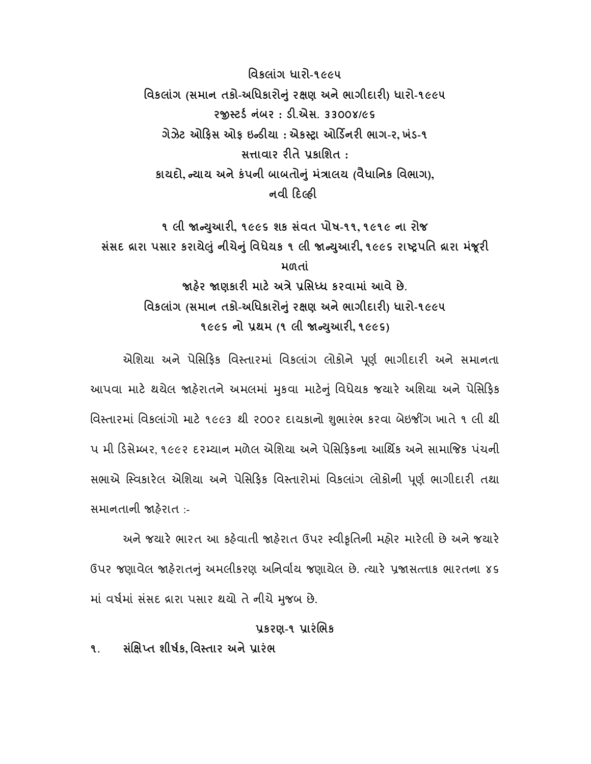**વિકલાંગ ધારો-૧૯૯૫**

**વિકલાંગ (સમાન તકો-અધિકારોનું રક્ષણ અને ભાગીદારી) ધારો-૧૯૯૫**

**રજીસ્ટર્ડ નંબર : ડી.એસ. ૩૩૦૦૪/૯૬**

**ગેઝેટ ઓફિસ ઓફ ઇન્ડીયા : એકસ્ટ્રા ઓર્ડિનરી ભાગ-ર, ખંડ-૧**

**સત્તાવાર રીતે પ્રકાશિત :**

**કાયદો, ન્યાય અને કંપની બાબતોનું મંત્રાલય (વૈધાનિક વિભાગ),**

**નવી દિલ્હી**

**૧ લી જાન્યુઆરી, ૧૯૯૬ શક સંવત પોષ-૧૧, ૧૯૧૯ ના રોજ**

**સંસદ દ્વારા પસાર કરાયેલું નીચેનું વિધેયક ૧ લી જાન્યુઆરી, ૧૯૯૬ રાષ્ટ્રપતિ દ્વારા મંજૂરી મળતાં**

**જાહેર જાણકારી માટે અત્રે પ્રસિધ્ધ કરવામાં આવે છે.**

**વિકલાંગ (સમાન તકો-અધિકારોનું રક્ષણ અને ભાગીદારી) ધારો-૧૯૯૫**

**૧૯૯૬ નો પ્રથમ (૧ લી જાન્યુઆરી, ૧૯૯૬)**

એશિયા અને પેસિફિક વિસ્તારમાં વિકલાંગ લોકોને પૂર્ણ ભાગીદારી અને સમાનતા આપવા માટે થયેલ જાહેરાતને અમલમાં મુકવા માટેનું વિધેયક જયારે અશિયા અને પેસિફિક વિસ્તારમાં વિકલાંગો માટે ૧૯૯૩ થી ર૦૦ર દાયકાનો શુભારંભ કરવા બેઇજીંગ ખાતે ૧ લી થી ૫ મી ડિસેમ્બર, ૧૯૯ર દરમ્યાન મળેલ એશિયા અને પેસિફિકના આર્થિક અને સામાજિક પંચની સભાએ સ્વિકારેલ એશિયા અને પેસિફિક વિસ્તારોમાં વિકલાંગ લોકોની પૂર્ણ ભાગીદારી તથા સમાનતાની જાહેરાત :-

અને જયારે ભારત આ કહેવાતી જાહેરાત ઉપર સ્વીકૃતિની મહોર મારેલી છે અને જયારે ઉપર જણાવેલ જાહેરાતનું અમલીકરણ અનિર્વાય જણાયેલ છે. ત્યારે પ્રજાસત્તાક ભારતના ૪૬ માં વર્ષમાં સંસદ દ્વારા પસાર થયો તે નીચે મુજબ છે.

## પ્રકરણ-૧ પ્રારંભિક

**૧. સંક્ષિપ્ત શીર્ષક, વિસ્તાર અને પ્રારંભ**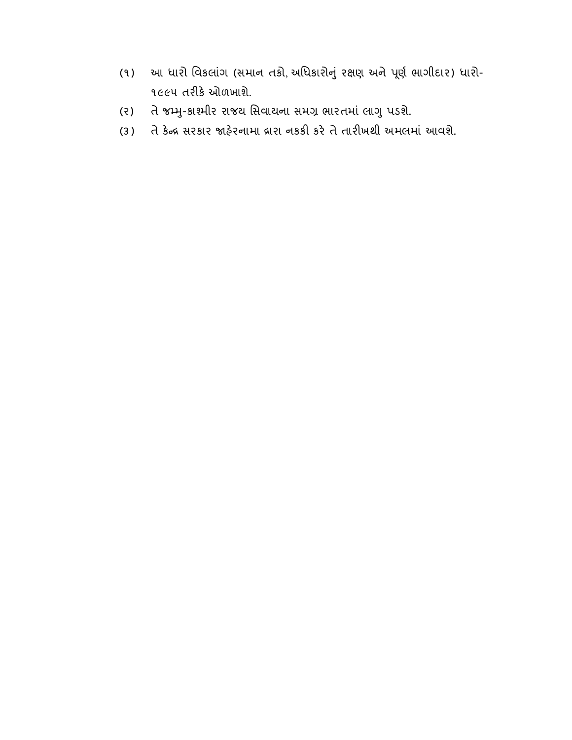(૧) આ ધારો વિકલાંગ (સમાન તકો, અધિકારોનું રક્ષણ અને પૂર્ણ ભાગીદાર) ધારો-૧૯૯૫ તરીકે ઓળખાશે.

(૨) તે જમ્મુ-કાશ્મીર રાજ્ય સિવાયના સમગ્ર ભારતમાં લાગુ પડશે.

(૩) તે કેન્દ્ર સરકાર જાહેરનામા દ્વારા નકકી કરે તે તારીખથી અમલમાં આવશે.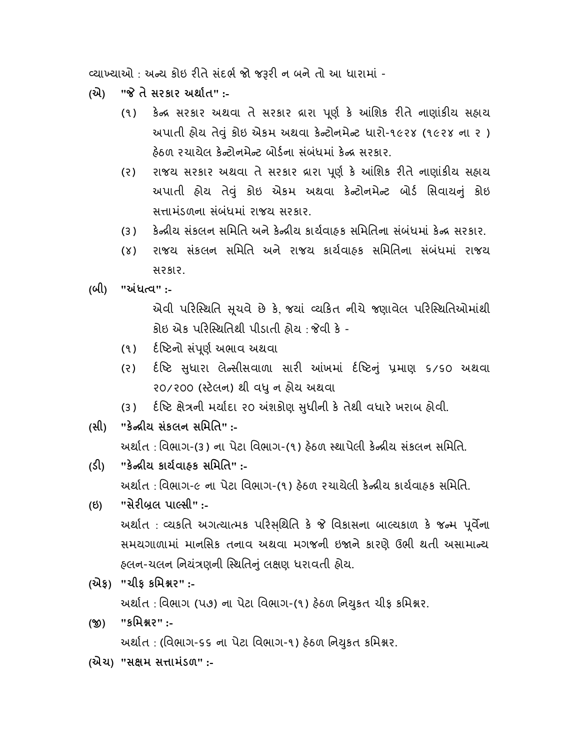વ્યાખ્યાઓ : અન્ય કોઇ રીતે સંદર્ભ જો જરૂરી ન બને તો આ ધારામાં -

**(એ) "જે તે સરકાર અર્થાત" :-**

(૧) કેન્દ્ર સરકાર અથવા તે સરકાર દ્વારા પૂર્ણ કે આંશિક રીતે નાણાંકીય સહાય અપાતી હોય તેવું કોઇ એકમ અથવા કેન્ટોનમેન્ટ ધારો-૧૯૨૪ (૧૯૨૪ ના ૨ ) હેઠળ રચાયેલ કેન્ટોનમેન્ટ બોર્ડના સંબંધમાં કેન્દ્ર સરકાર.

(૨) રાજય સરકાર અથવા તે સરકાર દ્વારા પૂર્ણ કે આંશિક રીતે નાણાંકીય સહાય અપાતી હોય તેવું કોઇ એકમ અથવા કેન્ટોનમેન્ટ બોર્ડ સિવાયનું કોઇ સત્તામંડળના સંબંધમાં રાજય સરકાર.

(૩) કેન્દ્રીય સંકલન સમિતિ અને કેન્દ્રીય કાર્યવાહક સમિતિના સંબંધમાં કેન્દ્ર સરકાર.

(૪) રાજય સંકલન સમિતિ અને રાજય કાર્યવાહક સમિતિના સંબંધમાં રાજય સરકાર.

**(બી) "અંધત્વ" :-**

એવી પરિસ્થિતિ સૂચવે છે કે, જયાં વ્યકિત નીચે જણાવેલ પરિસ્થિતિઓમાંથી કોઇ એક પરિસ્થિતિથી પીડાતી હોય : જેવી કે -

(૧) દ્રષ્ટિનો સંપૂર્ણ અભાવ અથવા

(૨) દ્રષ્ટિ સુધારા લેન્સીસવાળા સારી આંખમાં દ્રષ્ટિનું પ્રમાણ ૬/૬૦ અથવા ૨૦/૨૦૦ (સ્ટેલન) થી વધુ ન હોય અથવા

(૩) દ્રષ્ટિ ક્ષેત્રની મર્યાદા ૨૦ અંશકોણ સુધીની કે તેથી વધારે ખરાબ હોવી.

**(સી) "કેન્દ્રીય સંકલન સમિતિ" :-**

અર્થાત : વિભાગ-(૩) ના પેટા વિભાગ-(૧) હેઠળ સ્થાપેલી કેન્દ્રીય સંકલન સમિતિ.

**(ડી) "કેન્દ્રીય કાર્યવાહક સમિતિ" :-**

અર્થાત : વિભાગ-૯ ના પેટા વિભાગ-(૧) હેઠળ રચાયેલી કેન્દ્રીય કાર્યવાહક સમિતિ.

**(ઇ) "સેરીબ્રલ પાલ્સી" :-**

અર્થાત : વ્યકતિ અગત્યાત્મક પરિસ્થિતિ કે જે વિકાસના બાલ્યકાળ કે જન્મ પૂર્વેના સમયગાળામાં માનસિક તનાવ અથવા મગજની ઇજાને કારણે ઉભી થતી અસામાન્ય હલન-ચલન નિયંત્રણની સ્થિતિનું લક્ષણ ધરાવતી હોય.

**(એફ) "ચીફ કમિશ્નર" :-**

અર્થાત : વિભાગ (૫૭) ના પેટા વિભાગ-(૧) હેઠળ નિયુકત ચીફ કમિશ્નર.

**(જી) "કમિશ્નર" :-**

અર્થાત : (વિભાગ-૬૬ ના પેટા વિભાગ-૧) હેઠળ નિયુકત કમિશ્નર.

**(એચ) "સક્ષમ સત્તામંડળ" :-**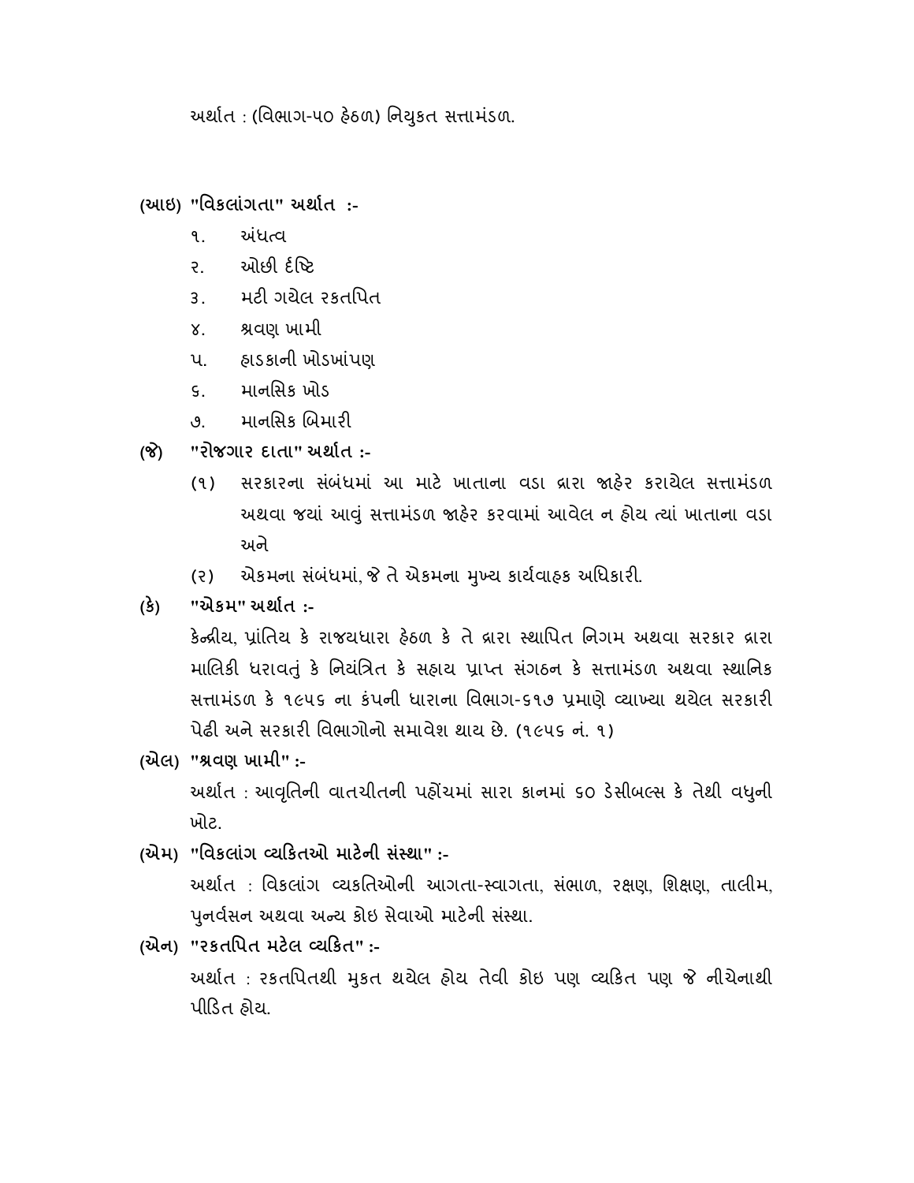અર્થાત : (વિભાગ-૫૦ હેઠળ) નિયુકત સત્તામંડળ.

**(આઇ) "વિકલાંગતા" અર્થાત :-**

૧. અંધત્વ

૨. ઓછી દ્રષ્ટિ

૩. મટી ગયેલ રકતપિત

૪. શ્રવણ ખામી

૫. હાડકાની ખોડખાંપણ

૬. માનસિક ખોડ

૭. માનસિક બિમારી

**(જે) "રોજગાર દાતા" અર્થાત :-**

(૧) સરકારના સંબંધમાં આ માટે ખાતાના વડા દ્વારા જાહેર કરાયેલ સત્તામંડળ અથવા જયાં આવું સત્તામંડળ જાહેર કરવામાં આવેલ ન હોય ત્યાં ખાતાના વડા અને

(૨) એકમના સંબંધમાં, જે તે એકમના મુખ્ય કાર્યવાહક અધિકારી.

**(કે) "એકમ" અર્થાત :-**

કેન્દ્રીય, પ્રાંતિય કે રાજયધારા હેઠળ કે તે દ્વારા સ્થાપિત નિગમ અથવા સરકાર દ્વારા માલિકી ધરાવતું કે નિયંત્રિત કે સહાય પ્રાપ્ત સંગઠન કે સત્તામંડળ અથવા સ્થાનિક સત્તામંડળ કે ૧૯૫૬ ના કંપની ધારાના વિભાગ-૬૧૭ પ્રમાણે વ્યાખ્યા થયેલ સરકારી પેઢી અને સરકારી વિભાગોનો સમાવેશ થાય છે. (૧૯૫૬ નં. ૧)

**(એલ) "શ્રવણ ખામી" :-**

અર્થાત : આવૃતિની વાતચીતની પહોંચમાં સારા કાનમાં ૬૦ ડેસીબલ્સ કે તેથી વધુની ખોટ.

**(એમ) "વિકલાંગ વ્યકિતઓ માટેની સંસ્થા" :-**

અર્થાત : વિકલાંગ વ્યકતિઓની આગતા-સ્વાગતા, સંભાળ, રક્ષણ, શિક્ષણ, તાલીમ, પુનર્વસન અથવા અન્ય કોઇ સેવાઓ માટેની સંસ્થા.

**(એન) "રકતપિત મટેલ વ્યકિત" :-**

અર્થાત : રકતપિતથી મુકત થયેલ હોય તેવી કોઇ પણ વ્યકિત પણ જે નીચેનાથી પીડિત હોય.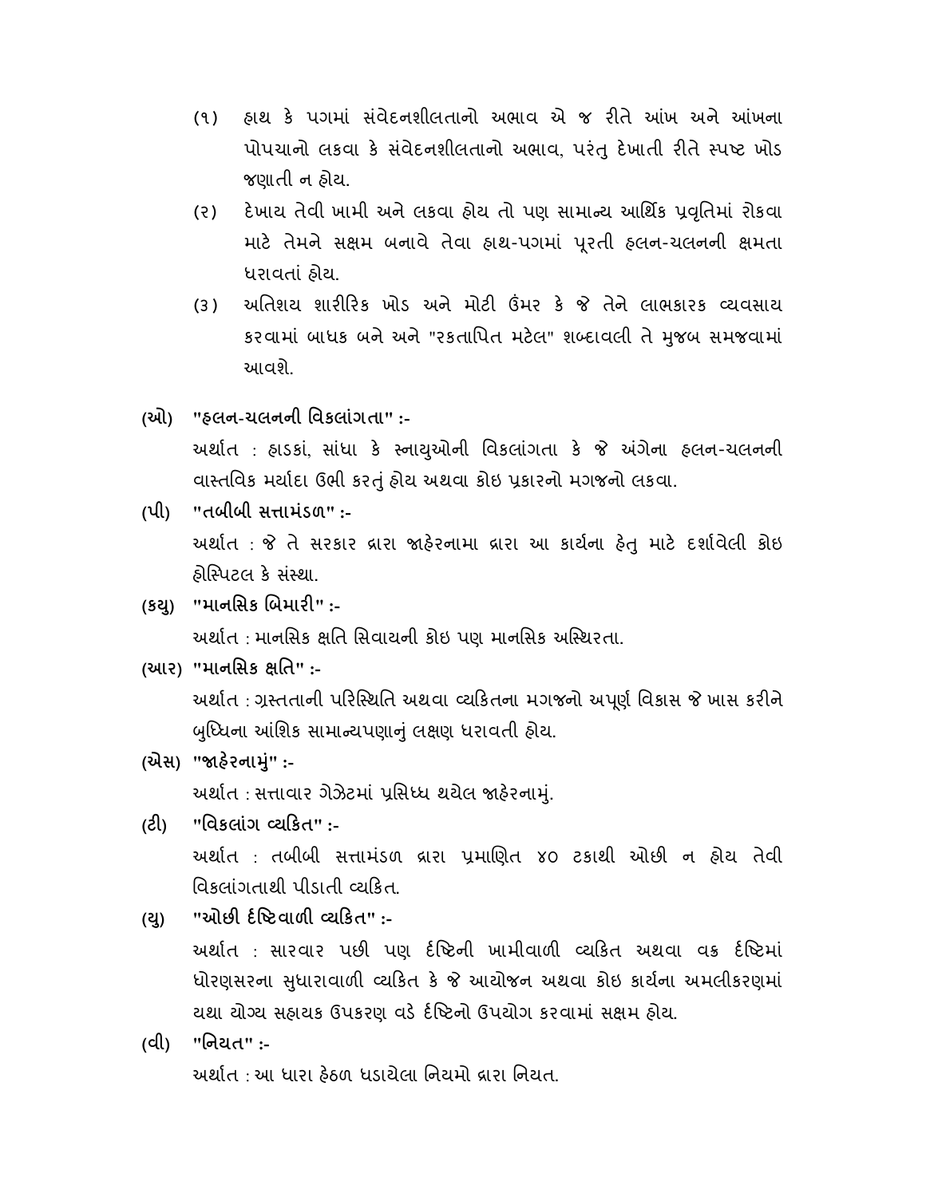(૧) હાથ કે પગમાં સંવેદનશીલતાનો અભાવ એ જ રીતે આંખ અને આંખના પોપચાનો લકવા કે સંવેદનશીલતાનો અભાવ, પરંતુ દેખાતી રીતે સ્પષ્ટ ખોડ જણાતી ન હોય.

(૨) દેખાય તેવી ખામી અને લકવા હોય તો પણ સામાન્ય આર્થિક પ્રવૃતિમાં રોકવા માટે તેમને સક્ષમ બનાવે તેવા હાથ-પગમાં પૂરતી હલન-ચલનની ક્ષમતા ધરાવતાં હોય.

(૩) અતિશય શારીરિક ખોડ અને મોટી ઉંમર કે જે તેને લાભકારક વ્યવસાય કરવામાં બાધક બને અને "રકતાપિત મટેલ" શબ્દાવલી તે મુજબ સમજવામાં આવશે.

**(ઓ) "હલન-ચલનની વિકલાંગતા" :-**

અર્થાત : હાડકાં, સાંધા કે સ્નાયુઓની વિકલાંગતા કે જે અંગેના હલન-ચલનની વાસ્તવિક મર્યાદા ઉભી કરતું હોય અથવા કોઇ પ્રકારનો મગજનો લકવા.

**(પી) "તબીબી સત્તામંડળ" :-**

અર્થાત : જે તે સરકાર દ્વારા જાહેરનામા દ્વારા આ કાર્યના હેતુ માટે દર્શાવેલી કોઇ હોસ્પિટલ કે સંસ્થા.

**(કયુ) "માનસિક બિમારી" :-**

અર્થાત : માનસિક ક્ષતિ સિવાયની કોઇ પણ માનસિક અસ્થિરતા.

**(આર) "માનસિક ક્ષતિ" :-**

અર્થાત : ગ્રસ્તતાની પરિસ્થિતિ અથવા વ્યકિતના મગજનો અપૂર્ણ વિકાસ જે ખાસ કરીને બુધ્ધિના આંશિક સામાન્યપણાનું લક્ષણ ધરાવતી હોય.

**(એસ) "જાહેરનામું" :-**

અર્થાત : સત્તાવાર ગેઝેટમાં પ્રસિધ્ધ થયેલ જાહેરનામું.

**(ટી) "વિકલાંગ વ્યકિત" :-**

અર્થાત : તબીબી સત્તામંડળ દ્વારા પ્રમાણિત ૪૦ ટકાથી ઓછી ન હોય તેવી વિકલાંગતાથી પીડાતી વ્યકિત.

**(યુ) "ઓછી દ્રષ્ટિવાળી વ્યકિત" :-**

અર્થાત : સારવાર પછી પણ દ્રષ્ટિની ખામીવાળી વ્યકિત અથવા વક્ર દ્રષ્ટિમાં ધોરણસરના સુધારાવાળી વ્યકિત કે જે આયોજન અથવા કોઇ કાર્યના અમલીકરણમાં યથા યોગ્ય સહાયક ઉપકરણ વડે દ્રષ્ટિનો ઉપયોગ કરવામાં સક્ષમ હોય.

**(વી) "નિયત" :-**

અર્થાત : આ ધારા હેઠળ ધડાયેલા નિયમો દ્વારા નિયત.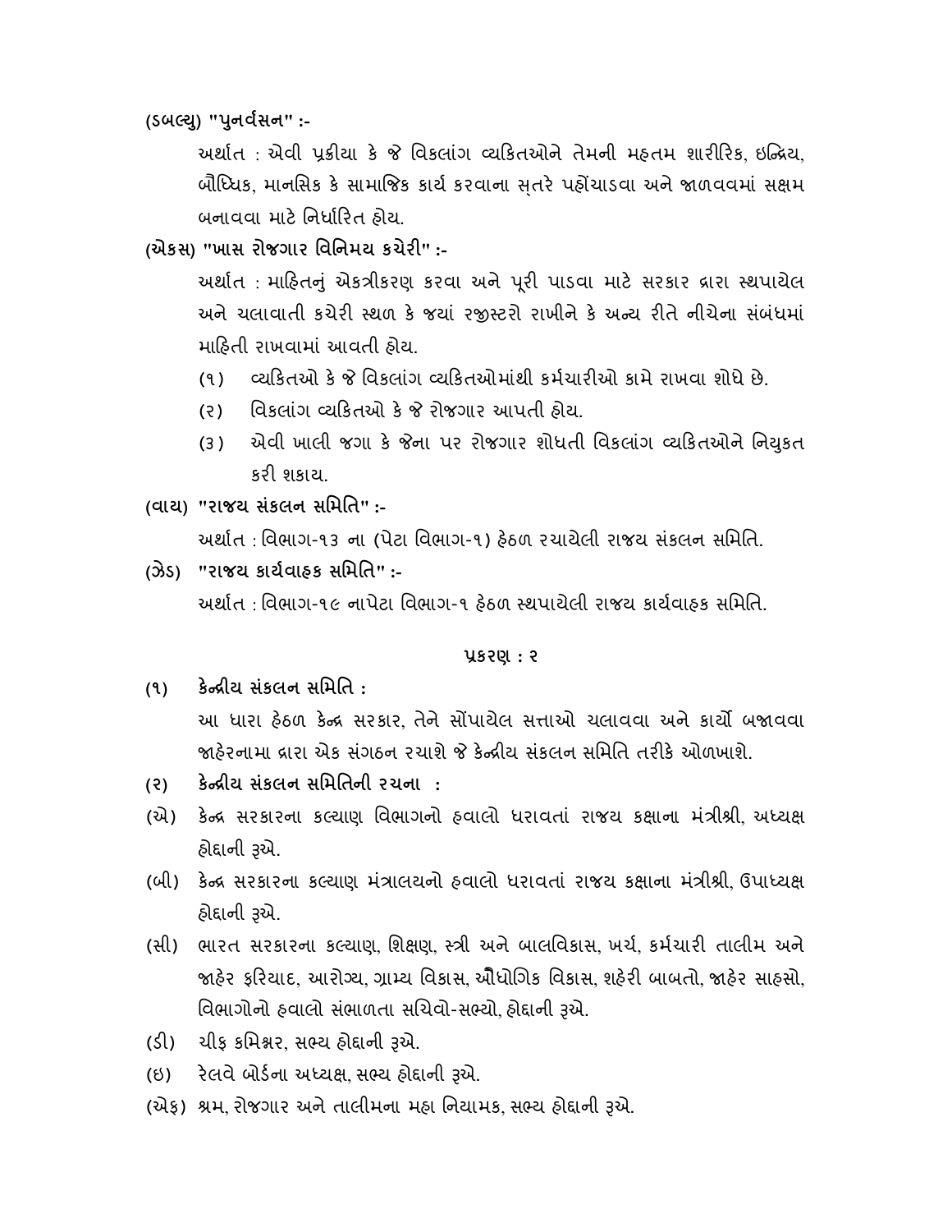**(ડબલ્યુ) "પુનર્વસન" :-**

અર્થાત : એવી પ્રક્રીયા કે જે વિકલાંગ વ્યકિતઓને તેમની મહતમ શારીરિક, ઇન્દ્રિય, બૌધ્ધિક, માનસિક કે સામાજિક કાર્ય કરવાના સ્તરે પહોંચાડવા અને જાળવવમાં સક્ષમ બનાવવા માટે નિર્ધારિત હોય.

**(એકસ) "ખાસ રોજગાર વિનિમય કચેરી" :-**

અર્થાત : માહિતનું એકત્રીકરણ કરવા અને પૂરી પાડવા માટે સરકાર દ્વારા સ્થપાયેલ અને ચલાવાતી કચેરી સ્થળ કે જયાં રજીસ્ટરો રાખીને કે અન્ય રીતે નીચેના સંબંધમાં માહિતી રાખવામાં આવતી હોય.

(૧) વ્યકિતઓ કે જે વિકલાંગ વ્યકિતઓમાંથી કર્મચારીઓ કામે રાખવા શોધે છે.

(૨) વિકલાંગ વ્યકિતઓ કે જે રોજગાર આપતી હોય.

(૩) એવી ખાલી જગા કે જેના પર રોજગાર શોધતી વિકલાંગ વ્યકિતઓને નિયુકત કરી શકાય.

**(વાય) "રાજય સંકલન સમિતિ" :-**

અર્થાત : વિભાગ-૧૩ ના (પેટા વિભાગ-૧) હેઠળ રચાયેલી રાજય સંકલન સમિતિ.

**(ઝેડ) "રાજય કાર્યવાહક સમિતિ" :-**

અર્થાત : વિભાગ-૧૯ નાપેટા વિભાગ-૧ હેઠળ સ્થપાયેલી રાજય કાર્યવાહક સમિતિ.

## પ્રકરણ : ૨

**(૧) કેન્દ્રીય સંકલન સમિતિ :**

આ ધારા હેઠળ કેન્દ્ર સરકાર, તેને સોંપાયેલ સત્તાઓ ચલાવવા અને કાર્યો બજાવવા જાહેરનામા દ્વારા એક સંગઠન રચાશે જે કેન્દ્રીય સંકલન સમિતિ તરીકે ઓળખાશે.

**(૨) કેન્દ્રીય સંકલન સમિતિની રચના :**

(એ) કેન્દ્ર સરકારના કલ્યાણ વિભાગનો હવાલો ધરાવતાં રાજય કક્ષાના મંત્રીશ્રી, અધ્યક્ષ હોદ્દાની રૂએ.

(બી) કેન્દ્ર સરકારના કલ્યાણ મંત્રાલયનો હવાલો ધરાવતાં રાજય કક્ષાના મંત્રીશ્રી, ઉપાધ્યક્ષ હોદ્દાની રૂએ.

(સી) ભારત સરકારના કલ્યાણ, શિક્ષણ, સ્ત્રી અને બાલવિકાસ, ખર્ચ, કર્મચારી તાલીમ અને જાહેર ફરિયાદ, આરોગ્ય, ગ્રામ્ય વિકાસ, ઔધોગિક વિકાસ, શહેરી બાબતો, જાહેર સાહસો, વિભાગોનો હવાલો સંભાળતા સચિવો-સભ્યો, હોદ્દાની રૂએ.

(ડી) ચીફ કમિશ્નર, સભ્ય હોદ્દાની રૂએ.

(ઇ) રેલવે બોર્ડના અધ્યક્ષ, સભ્ય હોદ્દાની રૂએ.

(એફ) શ્રમ, રોજગાર અને તાલીમના મહા નિયામક, સભ્ય હોદ્દાની રૂએ.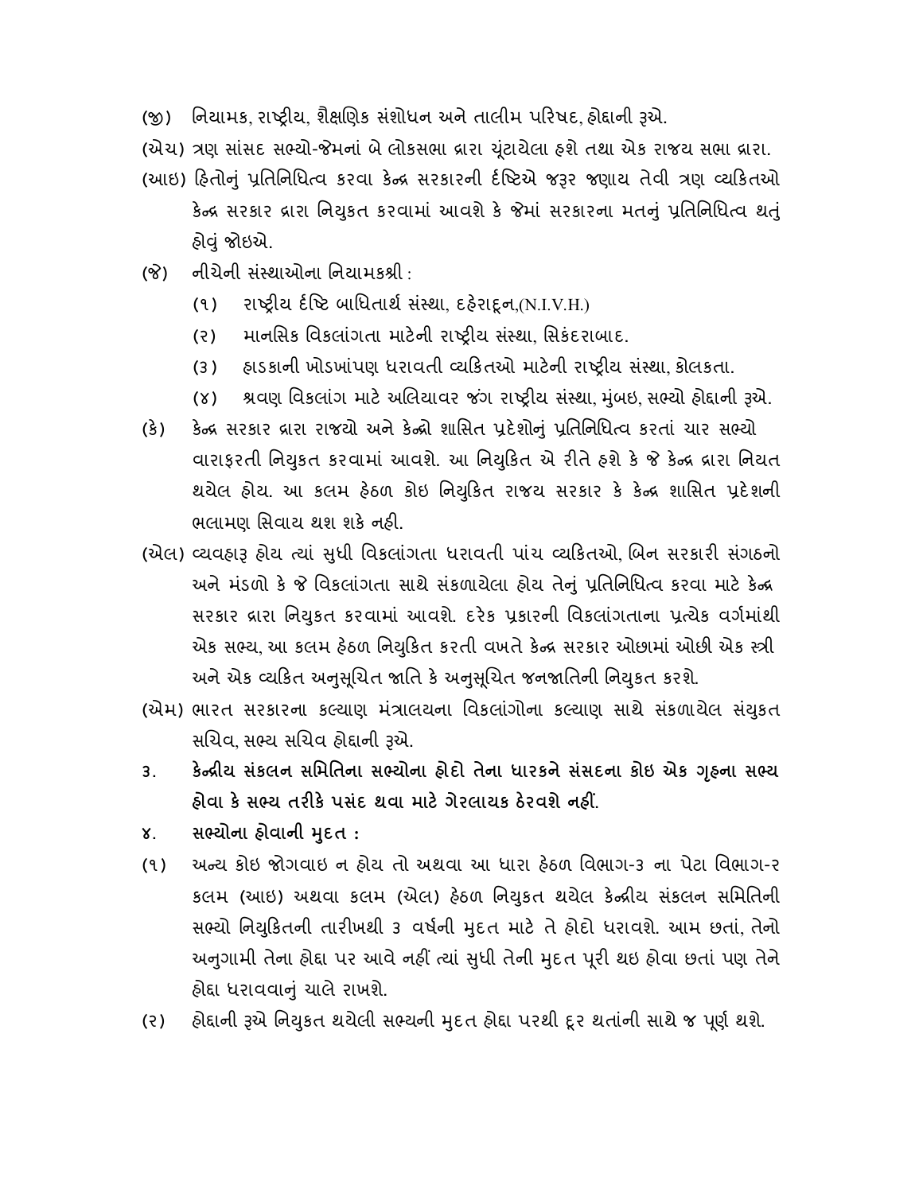(જી) નિયામક, રાષ્ટ્રીય, શૈક્ષણિક સંશોધન અને તાલીમ પરિષદ, હોદ્દાની રૂએ.

(એચ) ત્રણ સાંસદ સભ્યો-જેમનાં બે લોકસભા દ્વારા ચૂંટાયેલા હશે તથા એક રાજય સભા દ્વારા.

(આઇ) હિતોનું પ્રતિનિધિત્વ કરવા કેન્દ્ર સરકારની ર્દષ્ટિએ જરૂર જણાય તેવી ત્રણ વ્યકિતઓ કેન્દ્ર સરકાર દ્વારા નિયુકત કરવામાં આવશે કે જેમાં સરકારના મતનું પ્રતિનિધિત્વ થતું હોવું જોઇએ.

(જે) નીચેની સંસ્થાઓના નિયામકશ્રી :

(૧) રાષ્ટ્રીય ર્દષ્ટિ બાધિતાર્થ સંસ્થા, દહેરાદૂન,(N.I.V.H.)

(૨) માનસિક વિકલાંગતા માટેની રાષ્ટ્રીય સંસ્થા, સિકંદરાબાદ.

(૩) હાડકાની ખોડખાંપણ ધરાવતી વ્યકિતઓ માટેની રાષ્ટ્રીય સંસ્થા, કોલકતા.

(૪) શ્રવણ વિકલાંગ માટે અલિયાવર જંગ રાષ્ટ્રીય સંસ્થા, મુંબઇ, સભ્યો હોદ્દાની રૂએ.

(કે) કેન્દ્ર સરકાર દ્વારા રાજયો અને કેન્દ્રો શાસિત પ્રદેશોનું પ્રતિનિધિત્વ કરતાં ચાર સભ્યો વારાફરતી નિયુકત કરવામાં આવશે. આ નિયુકિત એ રીતે હશે કે જે કેન્દ્ર દ્વારા નિયત થયેલ હોય. આ કલમ હેઠળ કોઇ નિયુકિત રાજય સરકાર કે કેન્દ્ર શાસિત પ્રદેશની ભલામણ સિવાય થશ શકે નહી.

(એલ) વ્યવહારૂ હોય ત્યાં સુધી વિકલાંગતા ધરાવતી પાંચ વ્યકિતઓ, બિન સરકારી સંગઠનો અને મંડળો કે જે વિકલાંગતા સાથે સંકળાયેલા હોય તેનું પ્રતિનિધિત્વ કરવા માટે કેન્દ્ર સરકાર દ્વારા નિયુકત કરવામાં આવશે. દરેક પ્રકારની વિકલાંગતાના પ્રત્યેક વર્ગમાંથી એક સભ્ય, આ કલમ હેઠળ નિયુકિત કરતી વખતે કેન્દ્ર સરકાર ઓછામાં ઓછી એક સ્ત્રી અને એક વ્યકિત અનુસૂચિત જાતિ કે અનુસૂચિત જનજાતિની નિયુકત કરશે.

(એમ) ભારત સરકારના કલ્યાણ મંત્રાલયના વિકલાંગોના કલ્યાણ સાથે સંકળાયેલ સંયુકત સચિવ, સભ્ય સચિવ હોદ્દાની રૂએ.

**૩. કેન્દ્રીય સંકલન સમિતિના સભ્યોના હોદો તેના ધારકને સંસદના કોઇ એક ગૃહના સભ્ય હોવા કે સભ્ય તરીકે પસંદ થવા માટે ગેરલાયક ઠેરવશે નહીં.**

**૪. સભ્યોના હોવાની મુદત :**

(૧) અન્ય કોઇ જોગવાઇ ન હોય તો અથવા આ ધારા હેઠળ વિભાગ-૩ ના પેટા વિભાગ-૨ કલમ (આઇ) અથવા કલમ (એલ) હેઠળ નિયુકત થયેલ કેન્દ્રીય સંકલન સમિતિની સભ્યો નિયુકિતની તારીખથી ૩ વર્ષની મુદત માટે તે હોદો ધરાવશે. આમ છતાં, તેનો અનુગામી તેના હોદ્દા પર આવે નહીં ત્યાં સુધી તેની મુદત પૂરી થઇ હોવા છતાં પણ તેને હોદ્દા ધરાવવાનું ચાલે રાખશે.

(૨) હોદ્દાની રૂએ નિયુકત થયેલી સભ્યની મુદત હોદ્દા પરથી દૂર થતાંની સાથે જ પૂર્ણ થશે.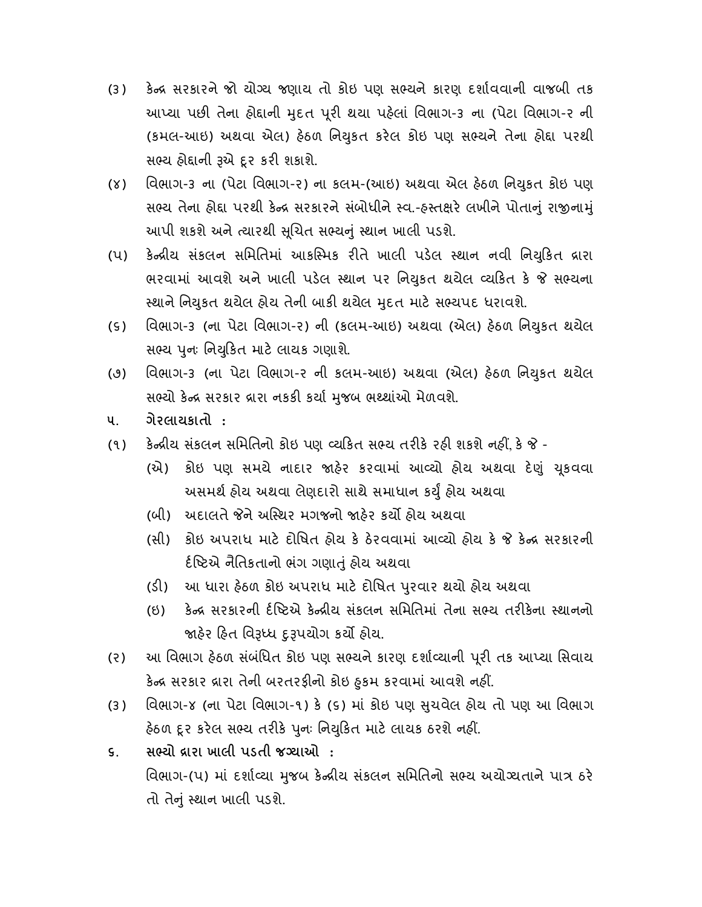(૩) કેન્દ્ર સરકારને જો યોગ્ય જણાય તો કોઇ પણ સભ્યને કારણ દર્શાવવાની વાજબી તક આપ્યા પછી તેના હોદ્દાની મુદત પૂરી થયા પહેલાં વિભાગ-૩ ના (પેટા વિભાગ-ર ની (કમલ-આઇ) અથવા એલ) હેઠળ નિયુકત કરેલ કોઇ પણ સભ્યને તેના હોદ્દા પરથી સભ્ય હોદ્દાની રૂએ દૂર કરી શકાશે.

(૪) વિભાગ-૩ ના (પેટા વિભાગ-ર) ના કલમ-(આઇ) અથવા એલ હેઠળ નિયુકત કોઇ પણ સભ્ય તેના હોદ્દા પરથી કેન્દ્ર સરકારને સંબોધીને સ્વ.-હસ્તક્ષરે લખીને પોતાનું રાજીનામું આપી શકશે અને ત્યારથી સૂચિત સભ્યનું સ્થાન ખાલી પડશે.

(પ) કેન્દ્રીય સંકલન સમિતિમાં આકસ્મિક રીતે ખાલી પડેલ સ્થાન નવી નિયુકિત દ્વારા ભરવામાં આવશે અને ખાલી પડેલ સ્થાન પર નિયુકત થયેલ વ્યકિત કે જે સભ્યના સ્થાને નિયુકત થયેલ હોય તેની બાકી થયેલ મુદત માટે સભ્યપદ ધરાવશે.

(૬) વિભાગ-૩ (ના પેટા વિભાગ-ર) ની (કલમ-આઇ) અથવા (એલ) હેઠળ નિયુકત થયેલ સભ્ય પુનઃ નિયુકિત માટે લાયક ગણાશે.

(૭) વિભાગ-૩ (ના પેટા વિભાગ-ર ની કલમ-આઇ) અથવા (એલ) હેઠળ નિયુકત થયેલ સભ્યો કેન્દ્ર સરકાર દ્વારા નકકી કર્યા મુજબ ભથ્થાંઓ મેળવશે.

**પ. ગેરલાયકાતો :**

(૧) કેન્દ્રીય સંકલન સમિતિનો કોઇ પણ વ્યકિત સભ્ય તરીકે રહી શકશે નહીં, કે જે -

(એ) કોઇ પણ સમયે નાદાર જાહેર કરવામાં આવ્યો હોય અથવા દેણું ચૂકવવા અસમર્થ હોય અથવા લેણદારો સાથે સમાધાન કર્યું હોય અથવા

(બી) અદાલતે જેને અસ્થિર મગજનો જાહેર કર્યો હોય અથવા

(સી) કોઇ અપરાધ માટે દોષિત હોય કે ઠેરવવામાં આવ્યો હોય કે જે કેન્દ્ર સરકારની દૃષ્ટિએ નૈતિકતાનો ભંગ ગણાતું હોય અથવા

(ડી) આ ધારા હેઠળ કોઇ અપરાધ માટે દોષિત પુરવાર થયો હોય અથવા

(ઇ) કેન્દ્ર સરકારની દૃષ્ટિએ કેન્દ્રીય સંકલન સમિતિમાં તેના સભ્ય તરીકેના સ્થાનનો જાહેર હિત વિરૂધ્ધ દુરૂપયોગ કર્યો હોય.

(ર) આ વિભાગ હેઠળ સંબંધિત કોઇ પણ સભ્યને કારણ દર્શાવ્યાની પૂરી તક આપ્યા સિવાય કેન્દ્ર સરકાર દ્વારા તેની બરતરફીનો કોઇ હુકમ કરવામાં આવશે નહીં.

(૩) વિભાગ-૪ (ના પેટા વિભાગ-૧) કે (૬) માં કોઇ પણ સુચવેલ હોય તો પણ આ વિભાગ હેઠળ દૂર કરેલ સભ્ય તરીકે પુનઃ નિયુકિત માટે લાયક ઠરશે નહીં.

**૬. સભ્યો દ્વારા ખાલી પડતી જગ્યાઓ :**

વિભાગ-(પ) માં દર્શાવ્યા મુજબ કેન્દ્રીય સંકલન સમિતિનો સભ્ય અયોગ્યતાને પાત્ર ઠરે તો તેનું સ્થાન ખાલી પડશે.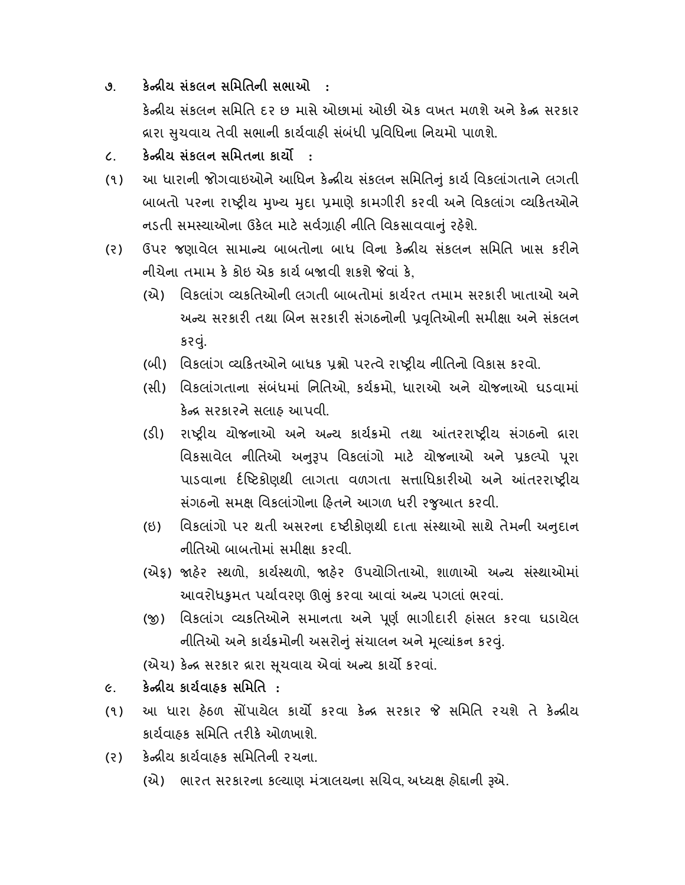**૭. કેન્દ્રીય સંકલન સમિતિની સભાઓ :**

કેન્દ્રીય સંકલન સમિતિ દર છ માસે ઓછામાં ઓછી એક વખત મળશે અને કેન્દ્ર સરકાર દ્વારા સુચવાય તેવી સભાની કાર્યવાહી સંબંધી પ્રવિધિના નિયમો પાળશે.

**૮. કેન્દ્રીય સંકલન સમિતના કાર્યો :**

(૧) આ ધારાની જોગવાઇઓને આધિન કેન્દ્રીય સંકલન સમિતિનું કાર્ય વિકલાંગતાને લગતી બાબતો પરના રાષ્ટ્રીય મુખ્ય મુદા પ્રમાણે કામગીરી કરવી અને વિકલાંગ વ્યકિતઓને નડતી સમસ્યાઓના ઉકેલ માટે સર્વગ્રાહી નીતિ વિકસાવવાનું રહેશે.

(૨) ઉપર જણાવેલ સામાન્ય બાબતોના બાધ વિના કેન્દ્રીય સંકલન સમિતિ ખાસ કરીને નીચેના તમામ કે કોઇ એક કાર્ય બજાવી શકશે જેવાં કે,

(એ) વિકલાંગ વ્યકતિઓની લગતી બાબતોમાં કાર્યરત તમામ સરકારી ખાતાઓ અને અન્ય સરકારી તથા બિન સરકારી સંગઠનોની પ્રવૃતિઓની સમીક્ષા અને સંકલન કરવું.

(બી) વિકલાંગ વ્યકિતઓને બાધક પ્રશ્નો પરત્વે રાષ્ટ્રીય નીતિનો વિકાસ કરવો.

(સી) વિકલાંગતાના સંબંધમાં નિતિઓ, કર્યક્રમો, ધારાઓ અને યોજનાઓ ઘડવામાં કેન્દ્ર સરકારને સલાહ આપવી.

(ડી) રાષ્ટ્રીય યોજનાઓ અને અન્ય કાર્યક્રમો તથા આંતરરાષ્ટ્રીય સંગઠનો દ્વારા વિકસાવેલ નીતિઓ અનુરૂપ વિકલાંગો માટે યોજનાઓ અને પ્રકલ્પો પૂરા પાડવાના દ્રષ્ટિકોણથી લાગતા વળગતા સત્તાધિકારીઓ અને આંતરરાષ્ટ્રીય સંગઠનો સમક્ષ વિકલાંગોના હિતને આગળ ધરી રજુઆત કરવી.

(ઇ) વિકલાંગો પર થતી અસરના દષ્ટીકોણથી દાતા સંસ્થાઓ સાથે તેમની અનુદાન નીતિઓ બાબતોમાં સમીક્ષા કરવી.

(એફ) જાહેર સ્થળો, કાર્યસ્થળો, જાહેર ઉપયોગિતાઓ, શાળાઓ અન્ય સંસ્થાઓમાં આવરોધકુમત પર્યાવરણ ઊભું કરવા આવાં અન્ય પગલાં ભરવાં.

(જી) વિકલાંગ વ્યકતિઓને સમાનતા અને પૂર્ણ ભાગીદારી હાંસલ કરવા ઘડાયેલ નીતિઓ અને કાર્યક્રમોની અસરોનું સંચાલન અને મૂલ્યાંકન કરવું.

(એચ) કેન્દ્ર સરકાર દ્વારા સૂચવાય એવાં અન્ય કાર્યો કરવાં.

**૯. કેન્દ્રીય કાર્યવાહક સમિતિ :**

(૧) આ ધારા હેઠળ સોંપાયેલ કાર્યો કરવા કેન્દ્ર સરકાર જે સમિતિ રચશે તે કેન્દ્રીય કાર્યવાહક સમિતિ તરીકે ઓળખાશે.

(૨) કેન્દ્રીય કાર્યવાહક સમિતિની રચના.

(એ) ભારત સરકારના કલ્યાણ મંત્રાલયના સચિવ, અધ્યક્ષ હોદ્દાની રૂએ.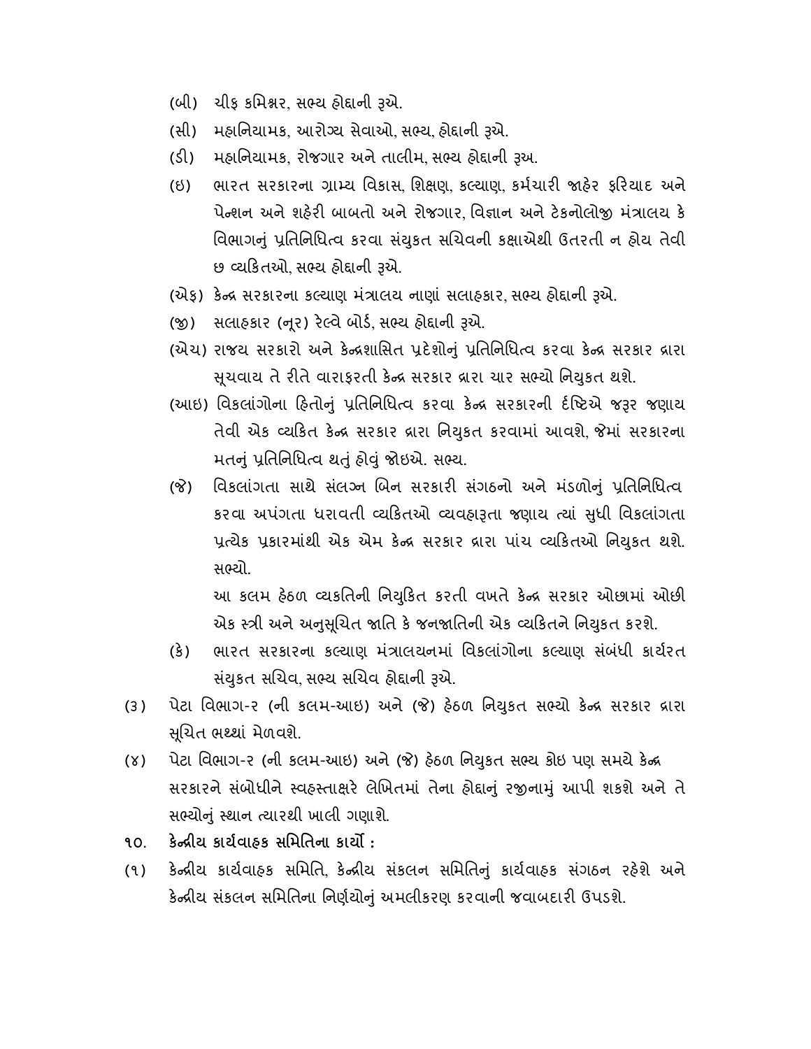(બી) ચીફ કમિશ્નર, સભ્ય હોદ્દાની રૂએ.

(સી) મહાનિયામક, આરોગ્ય સેવાઓ, સભ્ય, હોદ્દાની રૂએ.

(ડી) મહાનિયામક, રોજગાર અને તાલીમ, સભ્ય હોદ્દાની રૂઅ.

(ઇ) ભારત સરકારના ગ્રામ્ય વિકાસ, શિક્ષણ, કલ્યાણ, કર્મચારી જાહેર ફરિયાદ અને પેન્શન અને શહેરી બાબતો અને રોજગાર, વિજ્ઞાન અને ટેકનોલોજી મંત્રાલય કે વિભાગનું પ્રતિનિધિત્વ કરવા સંયુકત સચિવની કક્ષાએથી ઉતરતી ન હોય તેવી છ વ્યકિતઓ, સભ્ય હોદ્દાની રૂએ.

(એફ) કેન્દ્ર સરકારના કલ્યાણ મંત્રાલય નાણાં સલાહકાર, સભ્ય હોદ્દાની રૂએ.

(જી) સલાહકાર (નૂર) રેલ્વે બોર્ડ, સભ્ય હોદ્દાની રૂએ.

(એચ) રાજય સરકારો અને કેન્દ્રશાસિત પ્રદેશોનું પ્રતિનિધિત્વ કરવા કેન્દ્ર સરકાર દ્વારા સૂચવાય તે રીતે વારાફરતી કેન્દ્ર સરકાર દ્વારા ચાર સભ્યો નિયુકત થશે.

(આઇ) વિકલાંગોના હિતોનું પ્રતિનિધિત્વ કરવા કેન્દ્ર સરકારની દ્રષ્ટિએ જરૂર જણાય તેવી એક વ્યકિત કેન્દ્ર સરકાર દ્વારા નિયુકત કરવામાં આવશે, જેમાં સરકારના મતનું પ્રતિનિધિત્વ થતું હોવું જોઇએ. સભ્ય.

(જે) વિકલાંગતા સાથે સંલગ્ન બિન સરકારી સંગઠનો અને મંડળોનું પ્રતિનિધિત્વ કરવા અપંગતા ધરાવતી વ્યકિતઓ વ્યવહારૂતા જણાય ત્યાં સુધી વિકલાંગતા પ્રત્યેક પ્રકારમાંથી એક એમ કેન્દ્ર સરકાર દ્વારા પાંચ વ્યકિતઓ નિયુકત થશે. સભ્યો.

આ કલમ હેઠળ વ્યકતિની નિયુકિત કરતી વખતે કેન્દ્ર સરકાર ઓછામાં ઓછી એક સ્ત્રી અને અનુસૂચિત જાતિ કે જનજાતિની એક વ્યકિતને નિયુકત કરશે.

(કે) ભારત સરકારના કલ્યાણ મંત્રાલયનમાં વિકલાંગોના કલ્યાણ સંબંધી કાર્યરત સંયુકત સચિવ, સભ્ય સચિવ હોદ્દાની રૂએ.

(૩) પેટા વિભાગ-ર (ની કલમ-આઇ) અને (જે) હેઠળ નિયુકત સભ્યો કેન્દ્ર સરકાર દ્વારા સૂચિત ભથ્થાં મેળવશે.

(૪) પેટા વિભાગ-ર (ની કલમ-આઇ) અને (જે) હેઠળ નિયુકત સભ્ય કોઇ પણ સમયે કેન્દ્ર સરકારને સંબોધીને સ્વહસ્તાક્ષરે લેખિતમાં તેના હોદ્દાનું રજીનામું આપી શકશે અને તે સભ્યોનું સ્થાન ત્યારથી ખાલી ગણાશે.

**૧૦. કેન્દ્રીય કાર્યવાહક સમિતિના કાર્યો :**

(૧) કેન્દ્રીય કાર્યવાહક સમિતિ, કેન્દ્રીય સંકલન સમિતિનું કાર્યવાહક સંગઠન રહેશે અને કેન્દ્રીય સંકલન સમિતિના નિર્ણયોનું અમલીકરણ કરવાની જવાબદારી ઉપડશે.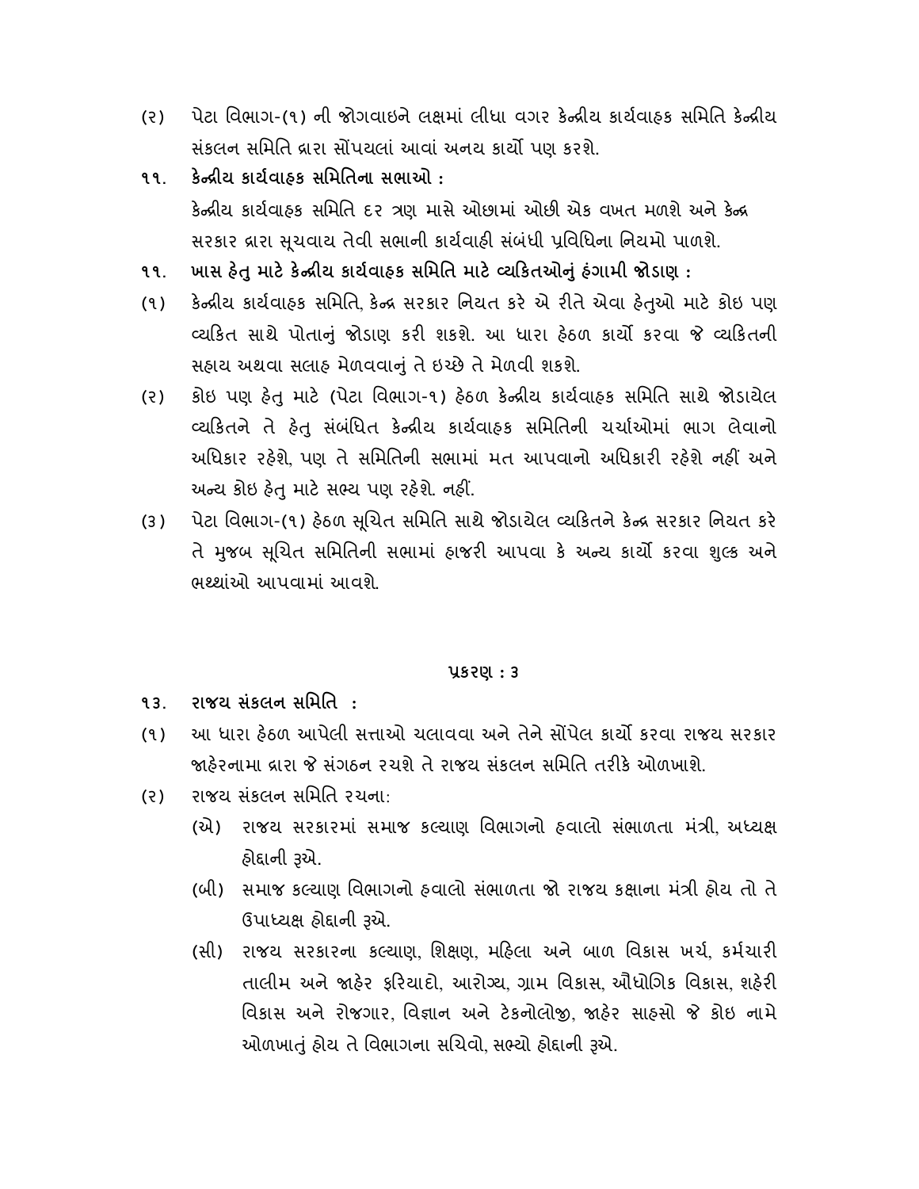(૨) પેટા વિભાગ-(૧) ની જોગવાઇને લક્ષમાં લીધા વગર કેન્દ્રીય કાર્યવાહક સમિતિ કેન્દ્રીય સંકલન સમિતિ દ્વારા સોંપયલાં આવાં અનય કાર્યો પણ કરશે.

**૧૧. કેન્દ્રીય કાર્યવાહક સમિતિના સભાઓ :**

કેન્દ્રીય કાર્યવાહક સમિતિ દર ત્રણ માસે ઓછામાં ઓછી એક વખત મળશે અને કેન્દ્ર સરકાર દ્વારા સૂચવાય તેવી સભાની કાર્યવાહી સંબંધી પ્રવિધિના નિયમો પાળશે.

**૧૧. ખાસ હેતુ માટે કેન્દ્રીય કાર્યવાહક સમિતિ માટે વ્યકિતઓનું હંગામી જોડાણ :**

(૧) કેન્દ્રીય કાર્યવાહક સમિતિ, કેન્દ્ર સરકાર નિયત કરે એ રીતે એવા હેતુઓ માટે કોઇ પણ વ્યકિત સાથે પોતાનું જોડાણ કરી શકશે. આ ધારા હેઠળ કાર્યો કરવા જે વ્યકિતની સહાય અથવા સલાહ મેળવવાનું તે ઇચ્છે તે મેળવી શકશે.

(૨) કોઇ પણ હેતુ માટે (પેટા વિભાગ-૧) હેઠળ કેન્દ્રીય કાર્યવાહક સમિતિ સાથે જોડાયેલ વ્યકિતને તે હેતુ સંબંધિત કેન્દ્રીય કાર્યવાહક સમિતિની ચર્ચાઓમાં ભાગ લેવાનો અધિકાર રહેશે, પણ તે સમિતિની સભામાં મત આપવાનો અધિકારી રહેશે નહીં અને અન્ય કોઇ હેતુ માટે સભ્ય પણ રહેશે. નહીં.

(૩) પેટા વિભાગ-(૧) હેઠળ સૂચિત સમિતિ સાથે જોડાયેલ વ્યકિતને કેન્દ્ર સરકાર નિયત કરે તે મુજબ સૂચિત સમિતિની સભામાં હાજરી આપવા કે અન્ય કાર્યો કરવા શુલ્ક અને ભથ્થાંઓ આપવામાં આવશે.

## પ્રકરણ : ૩

**૧૩. રાજય સંકલન સમિતિ :**

(૧) આ ધારા હેઠળ આપેલી સત્તાઓ ચલાવવા અને તેને સોંપેલ કાર્યો કરવા રાજય સરકાર જાહેરનામા દ્વારા જે સંગઠન રચશે તે રાજય સંકલન સમિતિ તરીકે ઓળખાશે.

(૨) રાજય સંકલન સમિતિ રચના:

(એ) રાજય સરકારમાં સમાજ કલ્યાણ વિભાગનો હવાલો સંભાળતા મંત્રી, અધ્યક્ષ હોદ્દાની રૂએ.

(બી) સમાજ કલ્યાણ વિભાગનો હવાલો સંભાળતા જો રાજય કક્ષાના મંત્રી હોય તો તે ઉપાધ્યક્ષ હોદ્દાની રૂએ.

(સી) રાજય સરકારના કલ્યાણ, શિક્ષણ, મહિલા અને બાળ વિકાસ ખર્ચ, કર્મચારી તાલીમ અને જાહેર ફરિયાદો, આરોગ્ય, ગ્રામ વિકાસ, ઔધોગિક વિકાસ, શહેરી વિકાસ અને રોજગાર, વિજ્ઞાન અને ટેકનોલોજી, જાહેર સાહસો જે કોઇ નામે ઓળખાતું હોય તે વિભાગના સચિવો, સભ્યો હોદ્દાની રૂએ.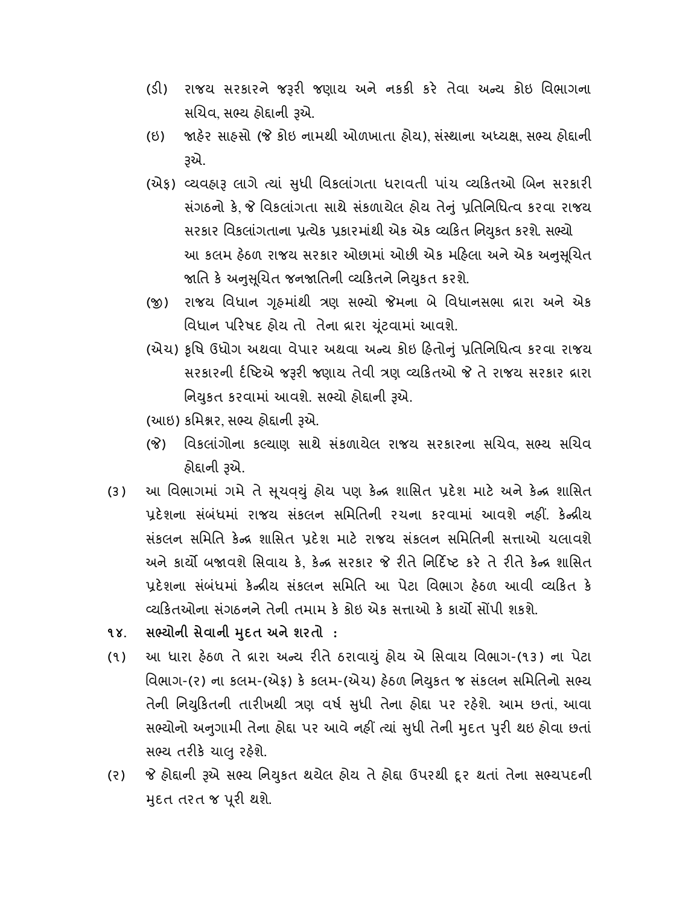(ડી) રાજય સરકારને જરૂરી જણાય અને નકકી કરે તેવા અન્ય કોઇ વિભાગના સચિવ, સભ્ય હોદ્દાની રૂએ.

(ઇ) જાહેર સાહસો (જે કોઇ નામથી ઓળખાતા હોય), સંસ્થાના અધ્યક્ષ, સભ્ય હોદ્દાની રૂએ.

(એફ) વ્યવહારૂ લાગે ત્યાં સુધી વિકલાંગતા ધરાવતી પાંચ વ્યકિતઓ બિન સરકારી સંગઠનો કે, જે વિકલાંગતા સાથે સંકળાયેલ હોય તેનું પ્રતિનિધિત્વ કરવા રાજય સરકાર વિકલાંગતાના પ્રત્યેક પ્રકારમાંથી એક એક વ્યકિત નિયુકત કરશે. સભ્યો આ કલમ હેઠળ રાજય સરકાર ઓછામાં ઓછી એક મહિલા અને એક અનુસૂચિત જાતિ કે અનુસૂચિત જનજાતિની વ્યકિતને નિયુકત કરશે.

(જી) રાજય વિધાન ગૃહમાંથી ત્રણ સભ્યો જેમના બે વિધાનસભા દ્વારા અને એક વિધાન પરિષદ હોય તો તેના દ્વારા ચૂંટવામાં આવશે.

(એચ) કૃષિ ઉધોગ અથવા વેપાર અથવા અન્ય કોઇ હિતોનું પ્રતિનિધિત્વ કરવા રાજય સરકારની ર્દષ્ટિએ જરૂરી જણાય તેવી ત્રણ વ્યકિતઓ જે તે રાજય સરકાર દ્વારા નિયુકત કરવામાં આવશે. સભ્યો હોદ્દાની રૂએ.

(આઇ) કમિશ્નર, સભ્ય હોદ્દાની રૂએ.

(જે) વિકલાંગોના કલ્યાણ સાથે સંકળાયેલ રાજય સરકારના સચિવ, સભ્ય સચિવ હોદ્દાની રૂએ.

(૩) આ વિભાગમાં ગમે તે સૂચવયું હોય પણ કેન્દ્ર શાસિત પ્રદેશ માટે અને કેન્દ્ર શાસિત પ્રદેશના સંબંધમાં રાજય સંકલન સમિતિની રચના કરવામાં આવશે નહીં. કેન્દ્રીય સંકલન સમિતિ કેન્દ્ર શાસિત પ્રદેશ માટે રાજય સંકલન સમિતિની સત્તાઓ ચલાવશે અને કાર્યો બજાવશે સિવાય કે, કેન્દ્ર સરકાર જે રીતે નિર્દિષ્ટ કરે તે રીતે કેન્દ્ર શાસિત પ્રદેશના સંબંધમાં કેન્દ્રીય સંકલન સમિતિ આ પેટા વિભાગ હેઠળ આવી વ્યકિત કે વ્યકિતઓના સંગઠનને તેની તમામ કે કોઇ એક સત્તાઓ કે કાર્યો સોંપી શકશે.

**૧૪. સભ્યોની સેવાની મુદત અને શરતો :**

(૧) આ ધારા હેઠળ તે દ્વારા અન્ય રીતે ઠરાવાયું હોય એ સિવાય વિભાગ-(૧૩) ના પેટા વિભાગ-(૨) ના કલમ-(એફ) કે કલમ-(એચ) હેઠળ નિયુકત જ સંકલન સમિતિનો સભ્ય તેની નિયુકિતની તારીખથી ત્રણ વર્ષ સુધી તેના હોદ્દા પર રહેશે. આમ છતાં, આવા સભ્યોનો અનુગામી તેના હોદ્દા પર આવે નહીં ત્યાં સુધી તેની મુદત પુરી થઇ હોવા છતાં સભ્ય તરીકે ચાલુ રહેશે.

(૨) જે હોદ્દાની રૂએ સભ્ય નિયુકત થયેલ હોય તે હોદ્દા ઉપરથી દૂર થતાં તેના સભ્યપદની મુદત તરત જ પૂરી થશે.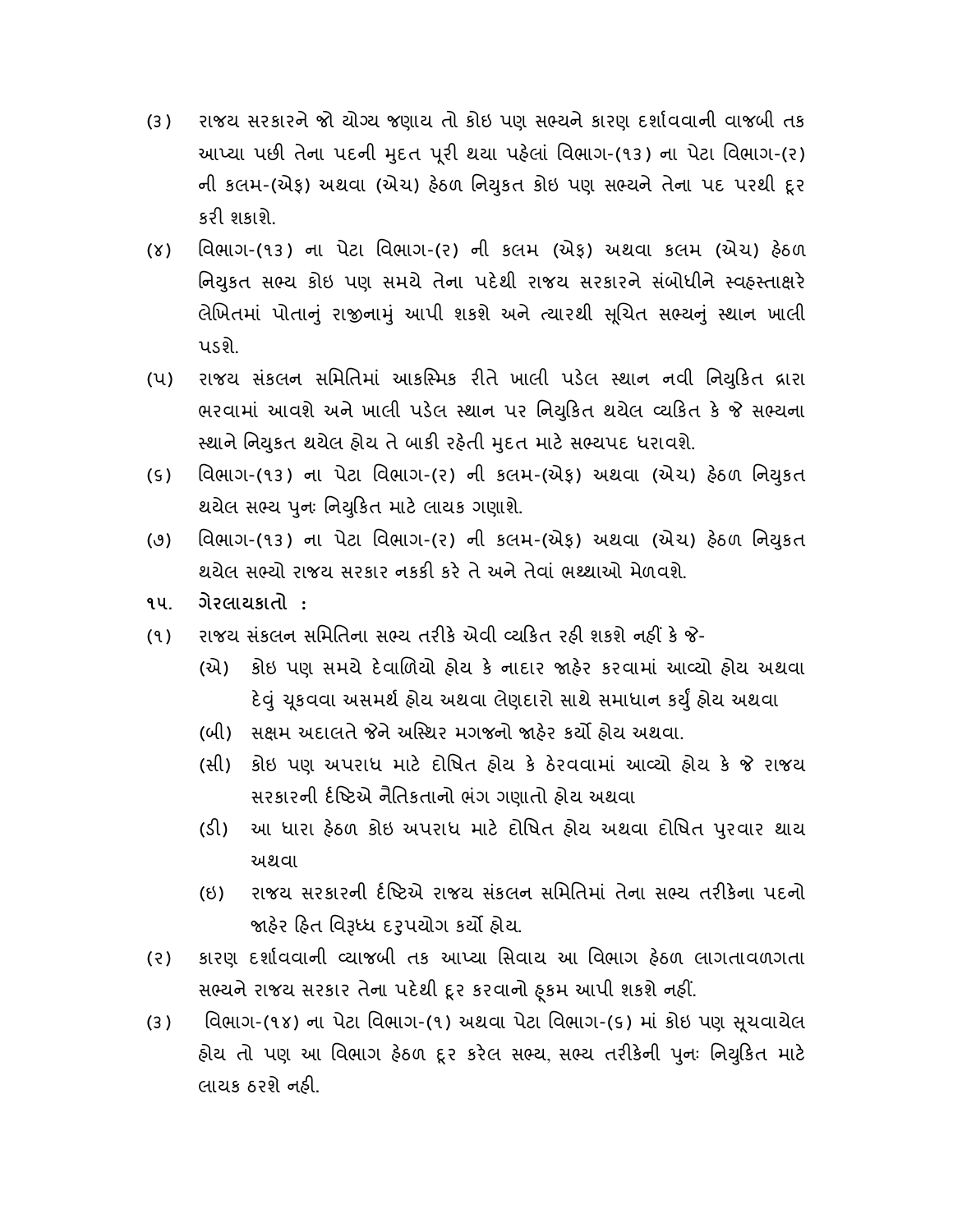(૩) રાજય સરકારને જો યોગ્ય જણાય તો કોઇ પણ સભ્યને કારણ દર્શાવવાની વાજબી તક આપ્યા પછી તેના પદની મુદત પૂરી થયા પહેલાં વિભાગ-(૧૩) ના પેટા વિભાગ-(૨) ની કલમ-(એફ) અથવા (એચ) હેઠળ નિયુકત કોઇ પણ સભ્યને તેના પદ પરથી દૂર કરી શકાશે.

(૪) વિભાગ-(૧૩) ના પેટા વિભાગ-(૨) ની કલમ (એફ) અથવા કલમ (એચ) હેઠળ નિયુકત સભ્ય કોઇ પણ સમયે તેના પદેથી રાજય સરકારને સંબોધીને સ્વહસ્તાક્ષરે લેખિતમાં પોતાનું રાજીનામું આપી શકશે અને ત્યારથી સૂચિત સભ્યનું સ્થાન ખાલી પડશે.

(૫) રાજય સંકલન સમિતિમાં આકસ્મિક રીતે ખાલી પડેલ સ્થાન નવી નિયુકિત દ્વારા ભરવામાં આવશે અને ખાલી પડેલ સ્થાન પર નિયુકિત થયેલ વ્યકિત કે જે સભ્યના સ્થાને નિયુકત થયેલ હોય તે બાકી રહેતી મુદત માટે સભ્યપદ ધરાવશે.

(૬) વિભાગ-(૧૩) ના પેટા વિભાગ-(૨) ની કલમ-(એફ) અથવા (એચ) હેઠળ નિયુકત થયેલ સભ્ય પુનઃ નિયુકિત માટે લાયક ગણાશે.

(૭) વિભાગ-(૧૩) ના પેટા વિભાગ-(૨) ની કલમ-(એફ) અથવા (એચ) હેઠળ નિયુકત થયેલ સભ્યો રાજય સરકાર નકકી કરે તે અને તેવાં ભથ્થાઓ મેળવશે.

**૧૫. ગેરલાયકાતો :**

(૧) રાજય સંકલન સમિતિના સભ્ય તરીકે એવી વ્યકિત રહી શકશે નહીં કે જે-

(એ) કોઇ પણ સમયે દેવાળિયો હોય કે નાદાર જાહેર કરવામાં આવ્યો હોય અથવા દેવું ચૂકવવા અસમર્થ હોય અથવા લેણદારો સાથે સમાધાન કર્યું હોય અથવા

(બી) સક્ષમ અદાલતે જેને અસ્થિર મગજનો જાહેર કર્યો હોય અથવા.

(સી) કોઇ પણ અપરાધ માટે દોષિત હોય કે ઠેરવવામાં આવ્યો હોય કે જે રાજય સરકારની દૃષ્ટિએ નૈતિકતાનો ભંગ ગણાતો હોય અથવા

(ડી) આ ધારા હેઠળ કોઇ અપરાધ માટે દોષિત હોય અથવા દોષિત પુરવાર થાય અથવા

(ઇ) રાજય સરકારની દૃષ્ટિએ રાજય સંકલન સમિતિમાં તેના સભ્ય તરીકેના પદનો જાહેર હિત વિરૂધ્ધ દરૂપયોગ કર્યો હોય.

(૨) કારણ દર્શાવવાની વ્યાજબી તક આપ્યા સિવાય આ વિભાગ હેઠળ લાગતાવળગતા સભ્યને રાજય સરકાર તેના પદેથી દૂર કરવાનો હૂકમ આપી શકશે નહીં.

(૩) વિભાગ-(૧૪) ના પેટા વિભાગ-(૧) અથવા પેટા વિભાગ-(૬) માં કોઇ પણ સૂચવાયેલ હોય તો પણ આ વિભાગ હેઠળ દૂર કરેલ સભ્ય, સભ્ય તરીકેની પુનઃ નિયુકિત માટે લાયક ઠરશે નહી.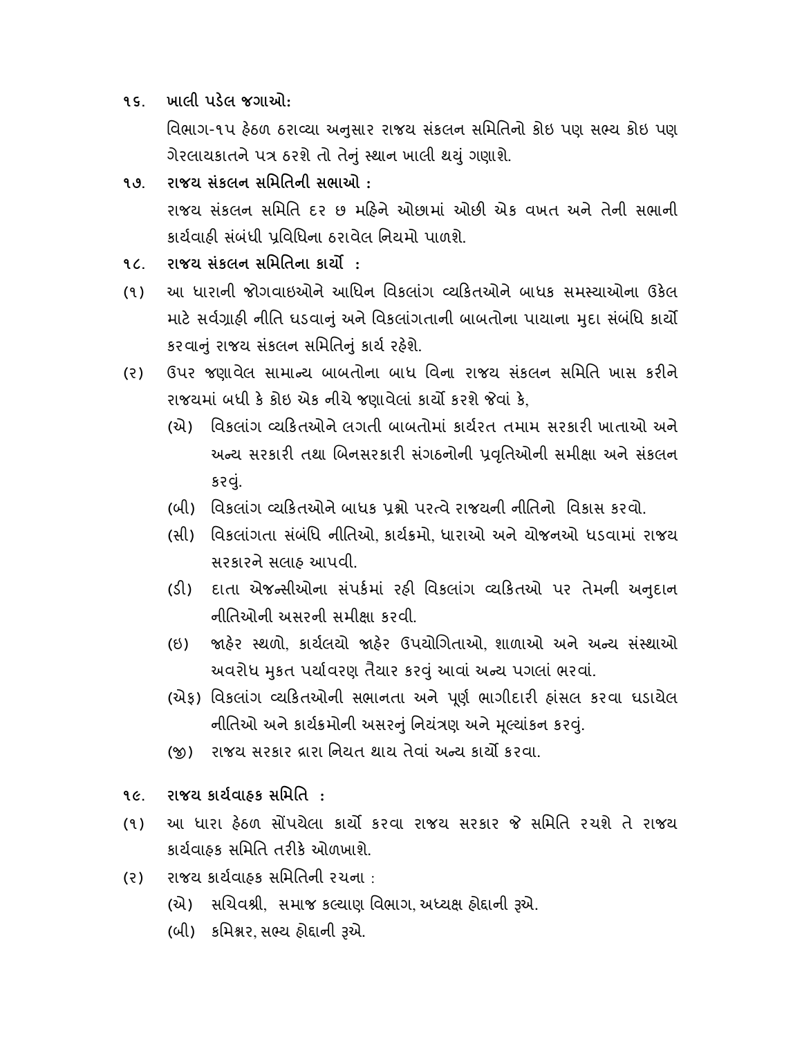**૧૬. ખાલી પડેલ જગાઓ:**

વિભાગ-૧૫ હેઠળ ઠરાવ્યા અનુસાર રાજય સંકલન સમિતિનો કોઇ પણ સભ્ય કોઇ પણ ગેરલાયકાતને પત્ર ઠરશે તો તેનું સ્થાન ખાલી થયું ગણાશે.

**૧૭. રાજય સંકલન સમિતિની સભાઓ :**

રાજય સંકલન સમિતિ દર છ મહિને ઓછામાં ઓછી એક વખત અને તેની સભાની કાર્યવાહી સંબંધી પ્રવિધિના ઠરાવેલ નિયમો પાળશે.

**૧૮. રાજય સંકલન સમિતિના કાર્યો :**

(૧) આ ધારાની જોગવાઇઓને આધિન વિકલાંગ વ્યકિતઓને બાધક સમસ્યાઓના ઉકેલ માટે સર્વગ્રાહી નીતિ ઘડવાનું અને વિકલાંગતાની બાબતોના પાયાના મુદા સંબંધિ કાર્યો કરવાનું રાજય સંકલન સમિતિનું કાર્ય રહેશે.

(૨) ઉપર જણાવેલ સામાન્ય બાબતોના બાધ વિના રાજય સંકલન સમિતિ ખાસ કરીને રાજયમાં બધી કે કોઇ એક નીચે જણાવેલાં કાર્યો કરશે જેવાં કે,

- (એ) વિકલાંગ વ્યકિતઓને લગતી બાબતોમાં કાર્યરત તમામ સરકારી ખાતાઓ અને અન્ય સરકારી તથા બિનસરકારી સંગઠનોની પ્રવૃતિઓની સમીક્ષા અને સંકલન કરવું.
- (બી) વિકલાંગ વ્યકિતઓને બાધક પ્રશ્નો પરત્વે રાજયની નીતિનો વિકાસ કરવો.
- (સી) વિકલાંગતા સંબંધિ નીતિઓ, કાર્યક્રમો, ધારાઓ અને યોજનઓ ઘડવામાં રાજય સરકારને સલાહ આપવી.
- (ડી) દાતા એજન્સીઓના સંપર્કમાં રહી વિકલાંગ વ્યકિતઓ પર તેમની અનુદાન નીતિઓની અસરની સમીક્ષા કરવી.
- (ઇ) જાહેર સ્થળો, કાર્યલયો જાહેર ઉપયોગિતાઓ, શાળાઓ અને અન્ય સંસ્થાઓ અવરોધ મુકત પર્યાવરણ તૈયાર કરવું આવાં અન્ય પગલાં ભરવાં.
- (એફ) વિકલાંગ વ્યકિતઓની સભાનતા અને પૂર્ણ ભાગીદારી હાંસલ કરવા ઘડાયેલ નીતિઓ અને કાર્યક્રમોની અસરનું નિયંત્રણ અને મૂલ્યાંકન કરવું.
- (જી) રાજય સરકાર દ્વારા નિયત થાય તેવાં અન્ય કાર્યો કરવા.

**૧૯. રાજય કાર્યવાહક સમિતિ :**

(૧) આ ધારા હેઠળ સોંપયેલા કાર્યો કરવા રાજય સરકાર જે સમિતિ રચશે તે રાજય કાર્યવાહક સમિતિ તરીકે ઓળખાશે.

(૨) રાજય કાર્યવાહક સમિતિની રચના :

- (એ) સચિવશ્રી, સમાજ કલ્યાણ વિભાગ, અધ્યક્ષ હોદ્દાની રૂએ.
- (બી) કમિશ્નર, સભ્ય હોદ્દાની રૂએ.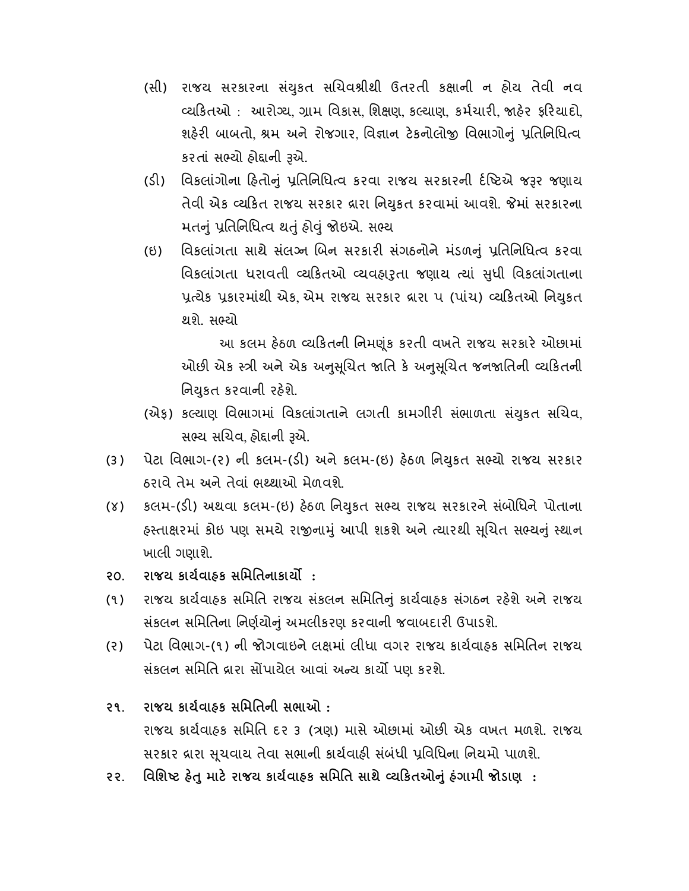(સી) રાજય સરકારના સંયુકત સચિવશ્રીથી ઉતરતી કક્ષાની ન હોય તેવી નવ વ્યકિતઓ : આરોગ્ય, ગ્રામ વિકાસ, શિક્ષણ, કલ્યાણ, કર્મચારી, જાહેર ફરિયાદો, શહેરી બાબતો, શ્રમ અને રોજગાર, વિજ્ઞાન ટેકનોલોજી વિભાગોનું પ્રતિનિધિત્વ કરતાં સભ્યો હોદ્દાની રૂએ.

(ડી) વિકલાંગોના હિતોનું પ્રતિનિધિત્વ કરવા રાજય સરકારની દૃષ્ટિએ જરૂર જણાય તેવી એક વ્યકિત રાજય સરકાર દ્વારા નિયુકત કરવામાં આવશે. જેમાં સરકારના મતનું પ્રતિનિધિત્વ થતું હોવું જોઇએ. સભ્ય

(ઇ) વિકલાંગતા સાથે સંલગ્ન બિન સરકારી સંગઠનોને મંડળનું પ્રતિનિધિત્વ કરવા વિકલાંગતા ધરાવતી વ્યકિતઓ વ્યવહારૂતા જણાય ત્યાં સુધી વિકલાંગતાના પ્રત્યેક પ્રકારમાંથી એક, એમ રાજય સરકાર દ્વારા ૫ (પાંચ) વ્યકિતઓ નિયુકત થશે. સભ્યો

આ કલમ હેઠળ વ્યકિતની નિમણૂંક કરતી વખતે રાજય સરકારે ઓછામાં ઓછી એક સ્ત્રી અને એક અનુસૂચિત જાતિ કે અનુસૂચિત જનજાતિની વ્યકિતની નિયુકત કરવાની રહેશે.

(એફ) કલ્યાણ વિભાગમાં વિકલાંગતાને લગતી કામગીરી સંભાળતા સંયુકત સચિવ, સભ્ય સચિવ, હોદ્દાની રૂએ.

(૩) પેટા વિભાગ-(૨) ની કલમ-(ડી) અને કલમ-(ઇ) હેઠળ નિયુકત સભ્યો રાજય સરકાર ઠરાવે તેમ અને તેવાં ભથ્થાઓ મેળવશે.

(૪) કલમ-(ડી) અથવા કલમ-(ઇ) હેઠળ નિયુકત સભ્ય રાજય સરકારને સંબોધિને પોતાના હસ્તાક્ષરમાં કોઇ પણ સમયે રાજીનામું આપી શકશે અને ત્યારથી સૂચિત સભ્યનું સ્થાન ખાલી ગણાશે.

**૨૦. રાજય કાર્યવાહક સમિતિનાકાર્યો :**

(૧) રાજય કાર્યવાહક સમિતિ રાજય સંકલન સમિતિનું કાર્યવાહક સંગઠન રહેશે અને રાજય સંકલન સમિતિના નિર્ણયોનું અમલીકરણ કરવાની જવાબદારી ઉપાડશે.

(૨) પેટા વિભાગ-(૧) ની જોગવાઇને લક્ષમાં લીધા વગર રાજય કાર્યવાહક સમિતિન રાજય સંકલન સમિતિ દ્વારા સોંપાયેલ આવાં અન્ય કાર્યો પણ કરશે.

**૨૧. રાજય કાર્યવાહક સમિતિની સભાઓ :**

રાજય કાર્યવાહક સમિતિ દર ૩ (ત્રણ) માસે ઓછામાં ઓછી એક વખત મળશે. રાજય સરકાર દ્વારા સૂચવાય તેવા સભાની કાર્યવાહી સંબંધી પ્રવિધિના નિયમો પાળશે.

**૨૨. વિશિષ્ટ હેતુ માટે રાજય કાર્યવાહક સમિતિ સાથે વ્યકિતઓનું હંગામી જોડાણ :**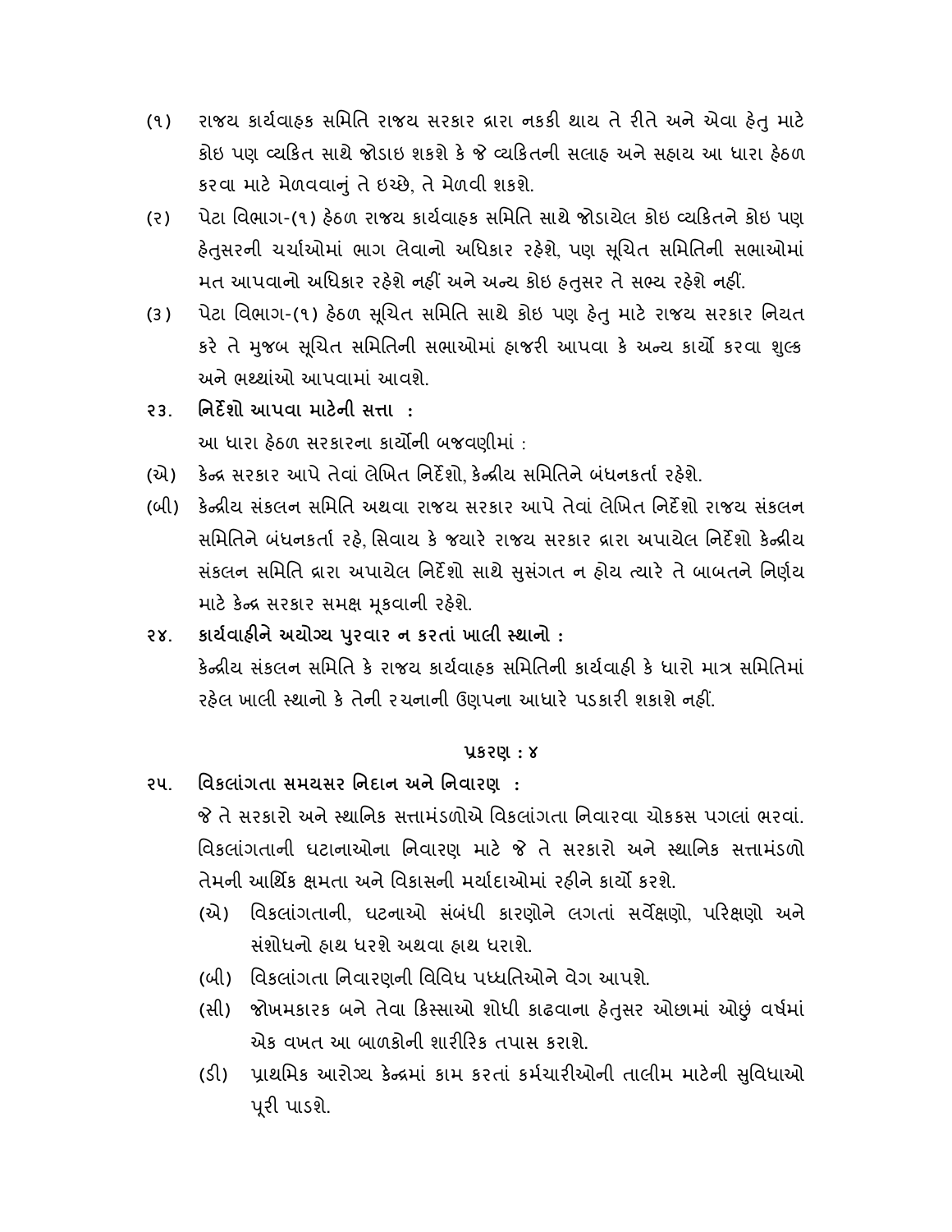(૧) રાજય કાર્યવાહક સમિતિ રાજય સરકાર દ્વારા નકકી થાય તે રીતે અને એવા હેતુ માટે કોઇ પણ વ્યકિત સાથે જોડાઇ શકશે કે જે વ્યકિતની સલાહ અને સહાય આ ધારા હેઠળ કરવા માટે મેળવવાનું તે ઇચ્છે, તે મેળવી શકશે.

(૨) પેટા વિભાગ-(૧) હેઠળ રાજય કાર્યવાહક સમિતિ સાથે જોડાયેલ કોઇ વ્યકિતને કોઇ પણ હેતુસરની ચર્ચાઓમાં ભાગ લેવાનો અધિકાર રહેશે, પણ સૂચિત સમિતિની સભાઓમાં મત આપવાનો અધિકાર રહેશે નહીં અને અન્ય કોઇ હતુસર તે સભ્ય રહેશે નહીં.

(૩) પેટા વિભાગ-(૧) હેઠળ સૂચિત સમિતિ સાથે કોઇ પણ હેતુ માટે રાજય સરકાર નિયત કરે તે મુજબ સૂચિત સમિતિની સભાઓમાં હાજરી આપવા કે અન્ય કાર્યો કરવા શુલ્ક અને ભથ્થાંઓ આપવામાં આવશે.

**૨૩. નિર્દેશો આપવા માટેની સત્તા :**

આ ધારા હેઠળ સરકારના કાર્યોની બજવણીમાં :

(એ) કેન્દ્ર સરકાર આપે તેવાં લેખિત નિર્દેશો, કેન્દ્રીય સમિતિને બંધનકર્તા રહેશે.

(બી) કેન્દ્રીય સંકલન સમિતિ અથવા રાજય સરકાર આપે તેવાં લેખિત નિર્દેશો રાજય સંકલન સમિતિને બંધનકર્તા રહે, સિવાય કે જયારે રાજય સરકાર દ્વારા અપાયેલ નિર્દેશો કેન્દ્રીય સંકલન સમિતિ દ્વારા અપાયેલ નિર્દેશો સાથે સુસંગત ન હોય ત્યારે તે બાબતને નિર્ણય માટે કેન્દ્ર સરકાર સમક્ષ મૂકવાની રહેશે.

**૨૪. કાર્યવાહીને અયોગ્ય પુરવાર ન કરતાં ખાલી સ્થાનો :**

કેન્દ્રીય સંકલન સમિતિ કે રાજય કાર્યવાહક સમિતિની કાર્યવાહી કે ધારો માત્ર સમિતિમાં રહેલ ખાલી સ્થાનો કે તેની રચનાની ઉણપના આધારે પડકારી શકાશે નહીં.

## પ્રકરણ : ૪

**૨૫. વિકલાંગતા સમયસર નિદાન અને નિવારણ :**

જે તે સરકારો અને સ્થાનિક સત્તામંડળોએ વિકલાંગતા નિવારવા ચોકકસ પગલાં ભરવાં. વિકલાંગતાની ઘટાનાઓના નિવારણ માટે જે તે સરકારો અને સ્થાનિક સત્તામંડળો તેમની આર્થિક ક્ષમતા અને વિકાસની મર્યાદાઓમાં રહીને કાર્યો કરશે.

(એ) વિકલાંગતાની, ઘટનાઓ સંબંધી કારણોને લગતાં સર્વેક્ષણો, પરિક્ષણો અને સંશોધનો હાથ ધરશે અથવા હાથ ધરાશે.

(બી) વિકલાંગતા નિવારણની વિવિધ પધ્ધતિઓને વેગ આપશે.

(સી) જોખમકારક બને તેવા કિસ્સાઓ શોધી કાઢવાના હેતુસર ઓછામાં ઓછું વર્ષમાં એક વખત આ બાળકોની શારીરિક તપાસ કરાશે.

(ડી) પ્રાથમિક આરોગ્ય કેન્દ્રમાં કામ કરતાં કર્મચારીઓની તાલીમ માટેની સુવિધાઓ પૂરી પાડશે.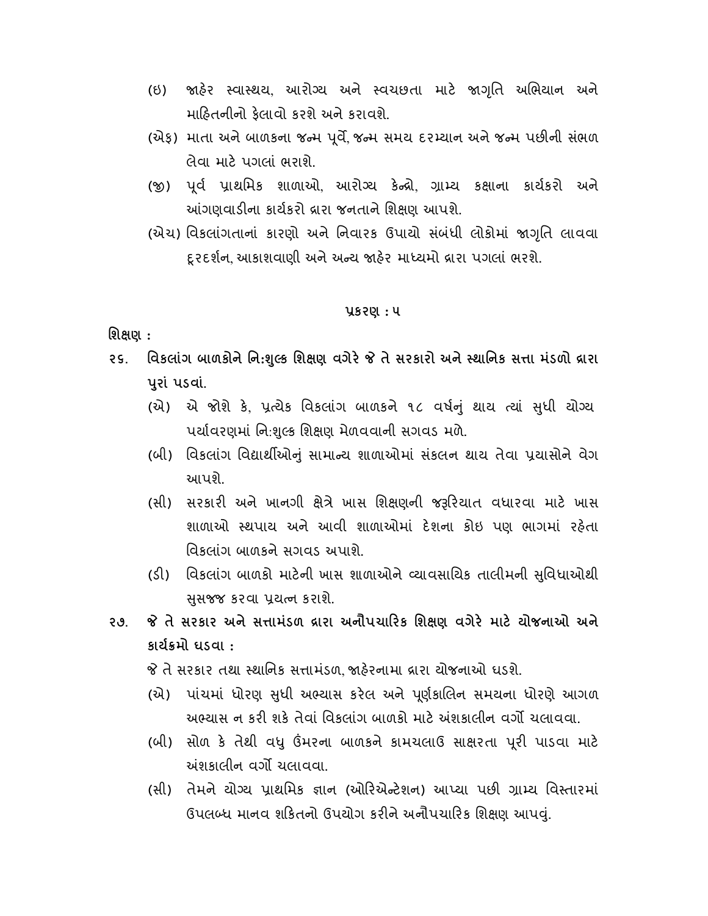(ઇ) જાહેર સ્વાસ્થય, આરોગ્ય અને સ્વચછતા માટે જાગૃતિ અભિયાન અને માહિતનીનો ફેલાવો કરશે અને કરાવશે.

(એફ) માતા અને બાળકના જન્મ પૂર્વે, જન્મ સમય દરમ્યાન અને જન્મ પછીની સંભળ લેવા માટે પગલાં ભરાશે.

(જી) પૂર્વ પ્રાથમિક શાળાઓ, આરોગ્ય કેન્દ્રો, ગ્રામ્ય કક્ષાના કાર્યકરો અને આંગણવાડીના કાર્યકરો દ્વારા જનતાને શિક્ષણ આપશે.

(એચ) વિકલાંગતાનાં કારણો અને નિવારક ઉપાયો સંબંધી લોકોમાં જાગૃતિ લાવવા દૂરદર્શન, આકાશવાણી અને અન્ય જાહેર માધ્યમો દ્વારા પગલાં ભરશે.

## પ્રકરણ : ૫

**શિક્ષણ :**

**૨૬. વિકલાંગ બાળકોને નિ:શુલ્ક શિક્ષણ વગેરે જે તે સરકારો અને સ્થાનિક સત્તા મંડળો દ્વારા પુરાં પડવાં.**

(એ) એ જોશે કે, પ્રત્યેક વિકલાંગ બાળકને ૧૮ વર્ષનું થાય ત્યાં સુધી યોગ્ય પર્યાવરણમાં નિ:શુલ્ક શિક્ષણ મેળવવાની સગવડ મળે.

(બી) વિકલાંગ વિદ્યાર્થીઓનું સામાન્ય શાળાઓમાં સંકલન થાય તેવા પ્રયાસોને વેગ આપશે.

(સી) સરકારી અને ખાનગી ક્ષેત્રે ખાસ શિક્ષણની જરૂરિયાત વધારવા માટે ખાસ શાળાઓ સ્થપાય અને આવી શાળાઓમાં દેશના કોઇ પણ ભાગમાં રહેતા વિકલાંગ બાળકને સગવડ અપાશે.

(ડી) વિકલાંગ બાળકો માટેની ખાસ શાળાઓને વ્યાવસાયિક તાલીમની સુવિધાઓથી સુસજ્જ કરવા પ્રયત્ન કરાશે.

**૨૭. જે તે સરકાર અને સત્તામંડળ દ્વારા અનૌપચારિક શિક્ષણ વગેરે માટે યોજનાઓ અને કાર્યક્રમો ઘડવા :**

જે તે સરકાર તથા સ્થાનિક સત્તામંડળ, જાહેરનામા દ્વારા યોજનાઓ ઘડશે.

(એ) પાંચમાં ધોરણ સુધી અભ્યાસ કરેલ અને પૂર્ણકાલિન સમયના ધોરણે આગળ અભ્યાસ ન કરી શકે તેવાં વિકલાંગ બાળકો માટે અંશકાલીન વર્ગો ચલાવવા.

(બી) સોળ કે તેથી વધુ ઉંમરના બાળકને કામચલાઉ સાક્ષરતા પૂરી પાડવા માટે અંશકાલીન વર્ગો ચલાવવા.

(સી) તેમને યોગ્ય પ્રાથમિક જ્ઞાન (ઓરિએન્ટેશન) આપ્યા પછી ગ્રામ્ય વિસ્તારમાં ઉપલબ્ધ માનવ શકિતનો ઉપયોગ કરીને અનૌપચારિક શિક્ષણ આપવું.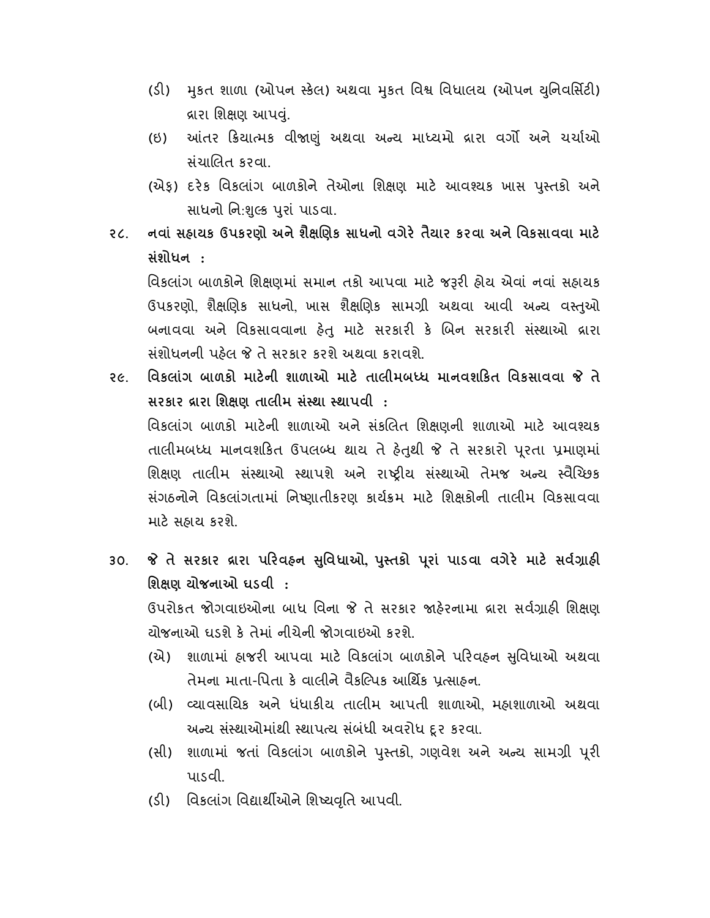(ડી) મુકત શાળા (ઓપન સ્કેલ) અથવા મુકત વિશ્વ વિધાલય (ઓપન યુનિવર્સિટી) દ્વારા શિક્ષણ આપવું.

(ઇ) આંતર ક્રિયાત્મક વીજાણું અથવા અન્ય માધ્યમો દ્વારા વર્ગો અને ચર્ચાઓ સંચાલિત કરવા.

(એફ) દરેક વિકલાંગ બાળકોને તેઓના શિક્ષણ માટે આવશ્યક ખાસ પુસ્તકો અને સાધનો નિ:શુલ્ક પુરાં પાડવા.

**૨૮. નવાં સહાયક ઉપકરણો અને શૈક્ષણિક સાધનો વગેરે તૈયાર કરવા અને વિકસાવવા માટે સંશોધન :**

વિકલાંગ બાળકોને શિક્ષણમાં સમાન તકો આપવા માટે જરૂરી હોય એવાં નવાં સહાયક ઉપકરણો, શૈક્ષણિક સાધનો, ખાસ શૈક્ષણિક સામગ્રી અથવા આવી અન્ય વસ્તુઓ બનાવવા અને વિકસાવવાના હેતુ માટે સરકારી કે બિન સરકારી સંસ્થાઓ દ્વારા સંશોધનની પહેલ જે તે સરકાર કરશે અથવા કરાવશે.

**૨૯. વિકલાંગ બાળકો માટેની શાળાઓ માટે તાલીમબધ્ધ માનવશકિત વિકસાવવા જે તે સરકાર દ્વારા શિક્ષણ તાલીમ સંસ્થા સ્થાપવી :**

વિકલાંગ બાળકો માટેની શાળાઓ અને સંકલિત શિક્ષણની શાળાઓ માટે આવશ્યક તાલીમબધ્ધ માનવશકિત ઉપલબ્ધ થાય તે હેતુથી જે તે સરકારો પૂરતા પ્રમાણમાં શિક્ષણ તાલીમ સંસ્થાઓ સ્થાપશે અને રાષ્ટ્રીય સંસ્થાઓ તેમજ અન્ય સ્વૈચ્છિક સંગઠનોને વિકલાંગતામાં નિષ્ણાતીકરણ કાર્યક્રમ માટે શિક્ષકોની તાલીમ વિકસાવવા માટે સહાય કરશે.

**૩૦. જે તે સરકાર દ્વારા પરિવહન સુવિધાઓ, પુસ્તકો પૂરાં પાડવા વગેરે માટે સર્વગ્રાહી શિક્ષણ યોજનાઓ ઘડવી :**

ઉપરોકત જોગવાઇઓના બાધ વિના જે તે સરકાર જાહેરનામા દ્વારા સર્વગ્રાહી શિક્ષણ યોજનાઓ ઘડશે કે તેમાં નીચેની જોગવાઇઓ કરશે.

(એ) શાળામાં હાજરી આપવા માટે વિકલાંગ બાળકોને પરિવહન સુવિધાઓ અથવા તેમના માતા-પિતા કે વાલીને વૈકલ્પિક આર્થિક પ્રત્સાહન.

(બી) વ્યાવસાયિક અને ધંધાકીય તાલીમ આપતી શાળાઓ, મહાશાળાઓ અથવા અન્ય સંસ્થાઓમાંથી સ્થાપત્ય સંબંધી અવરોધ દૂર કરવા.

(સી) શાળામાં જતાં વિકલાંગ બાળકોને પુસ્તકો, ગણવેશ અને અન્ય સામગ્રી પૂરી પાડવી.

(ડી) વિકલાંગ વિદ્યાર્થીઓને શિષ્યવૃતિ આપવી.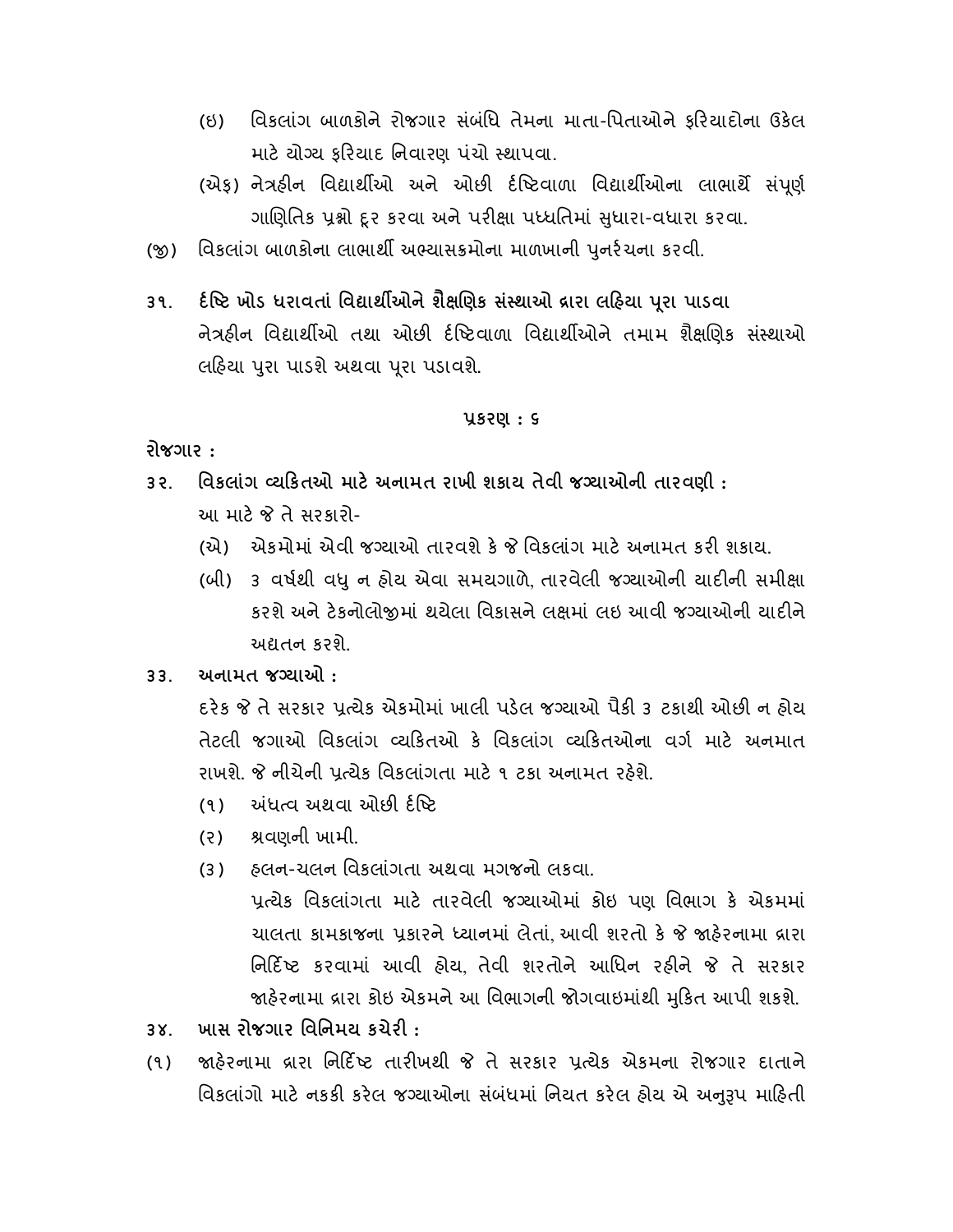(ઇ) વિકલાંગ બાળકોને રોજગાર સંબંધિ તેમના માતા-પિતાઓને ફરિયાદોના ઉકેલ માટે યોગ્ય ફરિયાદ નિવારણ પંચો સ્થાપવા.

(એફ) નેત્રહીન વિદ્યાર્થીઓ અને ઓછી દ્રષ્ટિવાળા વિદ્યાર્થીઓના લાભાર્થે સંપૂર્ણ ગાણિતિક પ્રશ્નો દૂર કરવા અને પરીક્ષા પધ્ધતિમાં સુધારા-વધારા કરવા.

(જી) વિકલાંગ બાળકોના લાભાર્થી અભ્યાસક્રમોના માળખાની પુનર્રચના કરવી.

**૩૧. દ્રષ્ટિ ખોડ ધરાવતાં વિદ્યાર્થીઓને શૈક્ષણિક સંસ્થાઓ દ્વારા લહિયા પૂરા પાડવા**

નેત્રહીન વિદ્યાર્થીઓ તથા ઓછી દ્રષ્ટિવાળા વિદ્યાર્થીઓને તમામ શૈક્ષણિક સંસ્થાઓ લહિયા પુરા પાડશે અથવા પૂરા પડાવશે.

## પ્રકરણ : ૬

**રોજગાર :**

**૩૨. વિકલાંગ વ્યકિતઓ માટે અનામત રાખી શકાય તેવી જગ્યાઓની તારવણી :**

આ માટે જે તે સરકારો-

(એ) એકમોમાં એવી જગ્યાઓ તારવશે કે જે વિકલાંગ માટે અનામત કરી શકાય.

(બી) ૩ વર્ષથી વધુ ન હોય એવા સમયગાળે, તારવેલી જગ્યાઓની યાદીની સમીક્ષા કરશે અને ટેકનોલોજીમાં થયેલા વિકાસને લક્ષમાં લઇ આવી જગ્યાઓની યાદીને અદ્યતન કરશે.

**૩૩. અનામત જગ્યાઓ :**

દરેક જે તે સરકાર પ્રત્યેક એકમોમાં ખાલી પડેલ જગ્યાઓ પૈકી ૩ ટકાથી ઓછી ન હોય તેટલી જગાઓ વિકલાંગ વ્યકિતઓ કે વિકલાંગ વ્યકિતઓના વર્ગ માટે અનમાત રાખશે. જે નીચેની પ્રત્યેક વિકલાંગતા માટે ૧ ટકા અનામત રહેશે.

(૧) અંધત્વ અથવા ઓછી દ્રષ્ટિ

(૨) શ્રવણની ખામી.

(૩) હલન-ચલન વિકલાંગતા અથવા મગજનો લકવા.

પ્રત્યેક વિકલાંગતા માટે તારવેલી જગ્યાઓમાં કોઇ પણ વિભાગ કે એકમમાં ચાલતા કામકાજના પ્રકારને ધ્યાનમાં લેતાં, આવી શરતો કે જે જાહેરનામા દ્વારા નિર્દિષ્ટ કરવામાં આવી હોય, તેવી શરતોને આધિન રહીને જે તે સરકાર જાહેરનામા દ્વારા કોઇ એકમને આ વિભાગની જોગવાઇમાંથી મુકિત આપી શકશે.

**૩૪. ખાસ રોજગાર વિનિમય કચેરી :**

(૧) જાહેરનામા દ્વારા નિર્દિષ્ટ તારીખથી જે તે સરકાર પ્રત્યેક એકમના રોજગાર દાતાને વિકલાંગો માટે નકકી કરેલ જગ્યાઓના સંબંધમાં નિયત કરેલ હોય એ અનુરૂપ માહિતી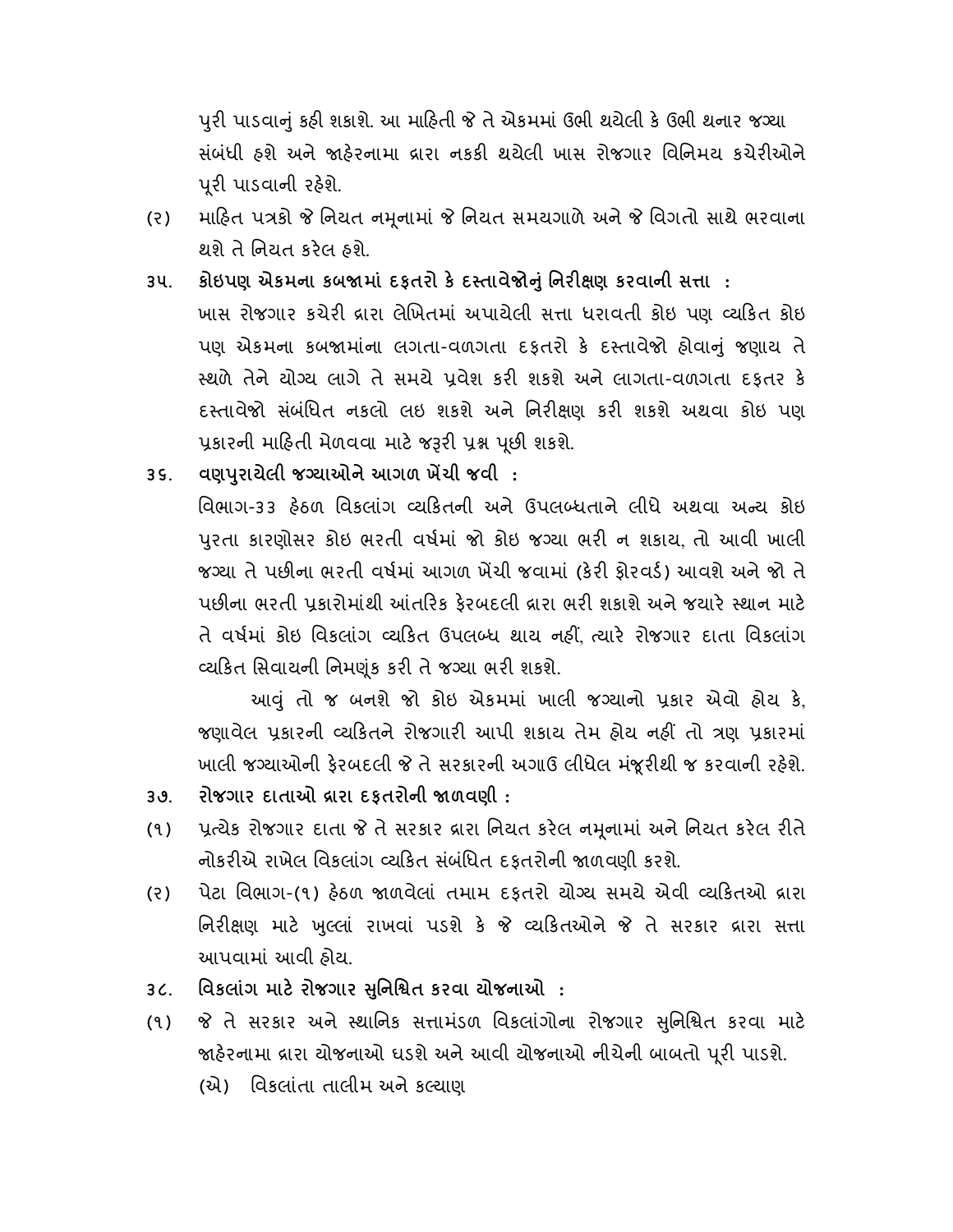પુરી પાડવાનું કહી શકાશે. આ માહિતી જે તે એકમમાં ઉભી થયેલી કે ઉભી થનાર જગ્યા સંબંધી હશે અને જાહેરનામા દ્વારા નકકી થયેલી ખાસ રોજગાર વિનિમય કચેરીઓને પૂરી પાડવાની રહેશે.

(૨) માહિત પત્રકો જે નિયત નમૂનામાં જે નિયત સમયગાળે અને જે વિગતો સાથે ભરવાના થશે તે નિયત કરેલ હશે.

**૩૫. કોઇપણ એકમના કબજામાં દફતરો કે દસ્તાવેજોનું નિરીક્ષણ કરવાની સત્તા :**

ખાસ રોજગાર કચેરી દ્વારા લેખિતમાં અપાયેલી સત્તા ધરાવતી કોઇ પણ વ્યકિત કોઇ પણ એકમના કબજામાંના લગતા-વળગતા દફતરો કે દસ્તાવેજો હોવાનું જણાય તે સ્થળે તેને યોગ્ય લાગે તે સમયે પ્રવેશ કરી શકશે અને લાગતા-વળગતા દફતર કે દસ્તાવેજો સંબંધિત નકલો લઇ શકશે અને નિરીક્ષણ કરી શકશે અથવા કોઇ પણ પ્રકારની માહિતી મેળવવા માટે જરૂરી પ્રશ્ન પૂછી શકશે.

**૩૬. વણપુરાયેલી જગ્યાઓને આગળ ખેંચી જવી :**

વિભાગ-૩૩ હેઠળ વિકલાંગ વ્યકિતની અને ઉપલબ્ધતાને લીધે અથવા અન્ય કોઇ પુરતા કારણોસર કોઇ ભરતી વર્ષમાં જો કોઇ જગ્યા ભરી ન શકાય, તો આવી ખાલી જગ્યા તે પછીના ભરતી વર્ષમાં આગળ ખેંચી જવામાં (કેરી ફોરવર્ડ) આવશે અને જો તે પછીના ભરતી પ્રકારોમાંથી આંતરિક ફેરબદલી દ્વારા ભરી શકાશે અને જયારે સ્થાન માટે તે વર્ષમાં કોઇ વિકલાંગ વ્યકિત ઉપલબ્ધ થાય નહીં, ત્યારે રોજગાર દાતા વિકલાંગ વ્યકિત સિવાયની નિમણૂંક કરી તે જગ્યા ભરી શકશે.

આવું તો જ બનશે જો કોઇ એકમમાં ખાલી જગ્યાનો પ્રકાર એવો હોય કે, જણાવેલ પ્રકારની વ્યકિતને રોજગારી આપી શકાય તેમ હોય નહીં તો ત્રણ પ્રકારમાં ખાલી જગ્યાઓની ફેરબદલી જે તે સરકારની અગાઉ લીધેલ મંજૂરીથી જ કરવાની રહેશે.

**૩૭. રોજગાર દાતાઓ દ્વારા દફતરોની જાળવણી :**

(૧) પ્રત્યેક રોજગાર દાતા જે તે સરકાર દ્વારા નિયત કરેલ નમૂનામાં અને નિયત કરેલ રીતે નોકરીએ રાખેલ વિકલાંગ વ્યકિત સંબંધિત દફતરોની જાળવણી કરશે.

(૨) પેટા વિભાગ-(૧) હેઠળ જાળવેલાં તમામ દફતરો યોગ્ય સમયે એવી વ્યકિતઓ દ્વારા નિરીક્ષણ માટે ખુલ્લાં રાખવાં પડશે કે જે વ્યકિતઓને જે તે સરકાર દ્વારા સત્તા આપવામાં આવી હોય.

**૩૮. વિકલાંગ માટે રોજગાર સુનિશ્ચિત કરવા યોજનાઓ :**

(૧) જે તે સરકાર અને સ્થાનિક સત્તામંડળ વિકલાંગોના રોજગાર સુનિશ્ચિત કરવા માટે જાહેરનામા દ્વારા યોજનાઓ ઘડશે અને આવી યોજનાઓ નીચેની બાબતો પૂરી પાડશે.

(એ) વિકલાંતા તાલીમ અને કલ્યાણ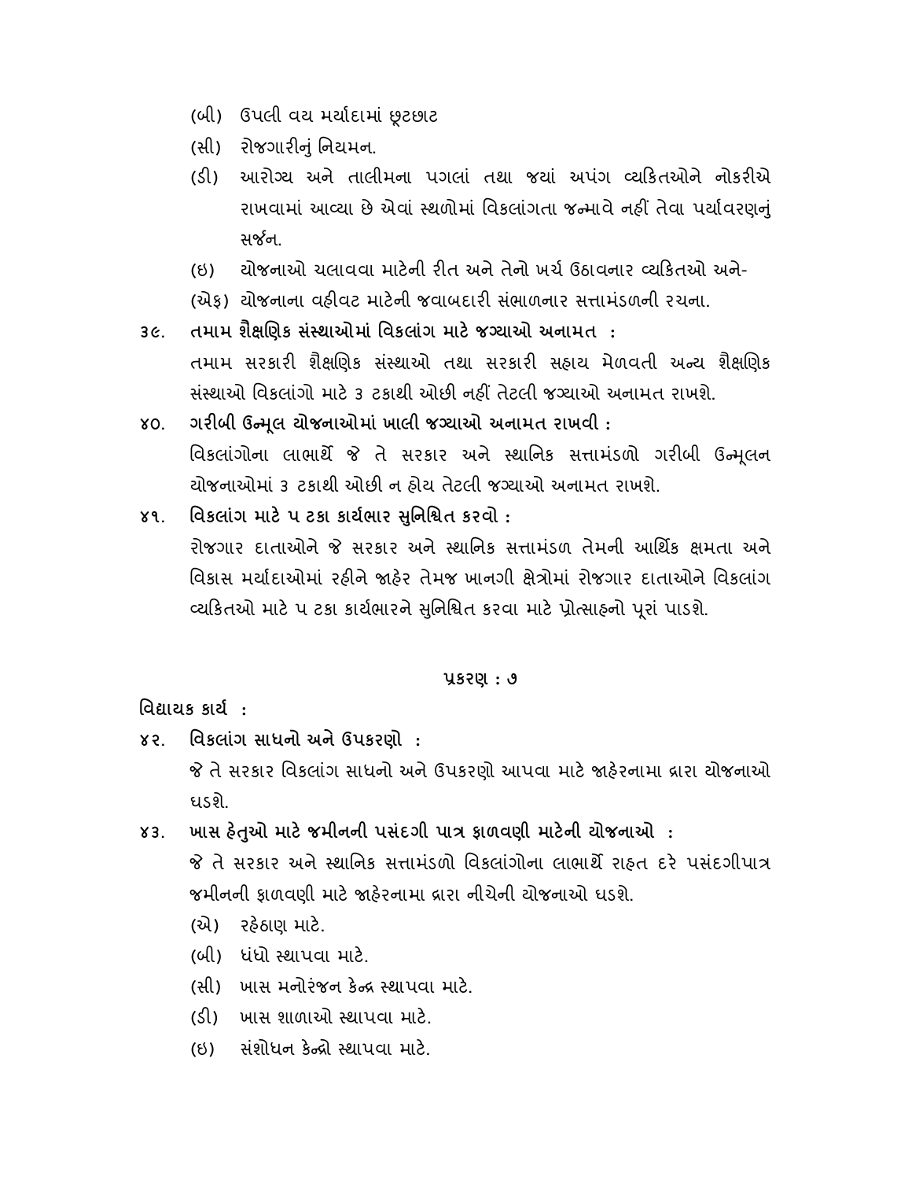(બી) ઉપલી વય મર્યાદામાં છૂટછાટ

(સી) રોજગારીનું નિયમન.

(ડી) આરોગ્ય અને તાલીમના પગલાં તથા જયાં અપંગ વ્યકિતઓને નોકરીએ રાખવામાં આવ્યા છે એવાં સ્થળોમાં વિકલાંગતા જન્માવે નહીં તેવા પર્યાવરણનું સર્જન.

(ઇ) યોજનાઓ ચલાવવા માટેની રીત અને તેનો ખર્ચ ઉઠાવનાર વ્યકિતઓ અને-

(એફ) યોજનાના વહીવટ માટેની જવાબદારી સંભાળનાર સત્તામંડળની રચના.

**૩૯. તમામ શૈક્ષણિક સંસ્થાઓમાં વિકલાંગ માટે જગ્યાઓ અનામત :**

તમામ સરકારી શૈક્ષણિક સંસ્થાઓ તથા સરકારી સહાય મેળવતી અન્ય શૈક્ષણિક સંસ્થાઓ વિકલાંગો માટે ૩ ટકાથી ઓછી નહીં તેટલી જગ્યાઓ અનામત રાખશે.

**૪૦. ગરીબી ઉન્મૂલ યોજનાઓમાં ખાલી જગ્યાઓ અનામત રાખવી :**

વિકલાંગોના લાભાર્થે જે તે સરકાર અને સ્થાનિક સત્તામંડળો ગરીબી ઉન્મૂલન યોજનાઓમાં ૩ ટકાથી ઓછી ન હોય તેટલી જગ્યાઓ અનામત રાખશે.

**૪૧. વિકલાંગ માટે ૫ ટકા કાર્યભાર સુનિશ્ચિત કરવો :**

રોજગાર દાતાઓને જે સરકાર અને સ્થાનિક સત્તામંડળ તેમની આર્થિક ક્ષમતા અને વિકાસ મર્યાદાઓમાં રહીને જાહેર તેમજ ખાનગી ક્ષેત્રોમાં રોજગાર દાતાઓને વિકલાંગ વ્યકિતઓ માટે ૫ ટકા કાર્યભારને સુનિશ્ચિત કરવા માટે પ્રોત્સાહનો પૂરાં પાડશે.

## પ્રકરણ : ૭

**વિધાયક કાર્ય :**

**૪૨. વિકલાંગ સાધનો અને ઉપકરણો :**

જે તે સરકાર વિકલાંગ સાધનો અને ઉપકરણો આપવા માટે જાહેરનામા દ્વારા યોજનાઓ ઘડશે.

**૪૩. ખાસ હેતુઓ માટે જમીનની પસંદગી પાત્ર ફાળવણી માટેની યોજનાઓ :**

જે તે સરકાર અને સ્થાનિક સત્તામંડળો વિકલાંગોના લાભાર્થે રાહત દરે પસંદગીપાત્ર જમીનની ફાળવણી માટે જાહેરનામા દ્વારા નીચેની યોજનાઓ ઘડશે.

(એ) રહેઠાણ માટે.

(બી) ધંધો સ્થાપવા માટે.

(સી) ખાસ મનોરંજન કેન્દ્ર સ્થાપવા માટે.

(ડી) ખાસ શાળાઓ સ્થાપવા માટે.

(ઇ) સંશોધન કેન્દ્રો સ્થાપવા માટે.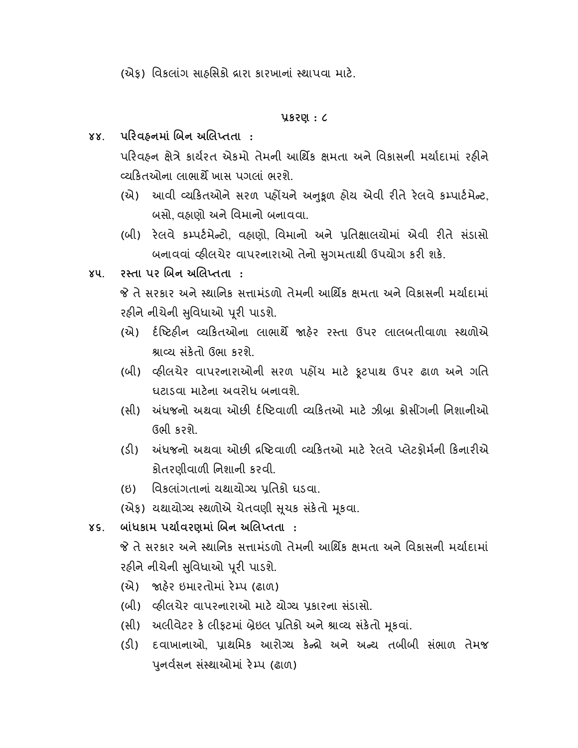(એફ) વિકલાંગ સાહસિકો દ્વારા કારખાનાં સ્થાપવા માટે.

## પ્રકરણ : ૮

**૪૪. પરિવહનમાં બિન અલિપ્તતા :**

પરિવહન ક્ષેત્રે કાર્યરત એકમો તેમની આર્થિક ક્ષમતા અને વિકાસની મર્યાદામાં રહીને વ્યક્તિઓના લાભાર્થે ખાસ પગલાં ભરશે.

(એ) આવી વ્યક્તિઓને સરળ પહોંચને અનુકૂળ હોય એવી રીતે રેલવે કમ્પાર્ટમેન્ટ, બસો, વહાણો અને વિમાનો બનાવવા.

(બી) રેલવે કમ્પર્ટમેન્ટો, વહાણો, વિમાનો અને પ્રતિક્ષાલયોમાં એવી રીતે સંડાસો બનાવવાં વ્હીલચેર વાપરનારાઓ તેનો સુગમતાથી ઉપયોગ કરી શકે.

**૪૫. રસ્તા પર બિન અલિપ્તતા :**

જે તે સરકાર અને સ્થાનિક સત્તામંડળો તેમની આર્થિક ક્ષમતા અને વિકાસની મર્યાદામાં રહીને નીચેની સુવિધાઓ પૂરી પાડશે.

(એ) દ્રષ્ટિહીન વ્યક્તિઓના લાભાર્થે જાહેર રસ્તા ઉપર લાલબતીવાળા સ્થળોએ શ્રાવ્ય સંકેતો ઉભા કરશે.

(બી) વ્હીલચેર વાપરનારાઓની સરળ પહોંચ માટે ફૂટપાથ ઉપર ઢાળ અને ગતિ ઘટાડવા માટેના અવરોધ બનાવશે.

(સી) અંધજનો અથવા ઓછી દ્રષ્ટિવાળી વ્યક્તિઓ માટે ઝીબ્રા ક્રોસીંગની નિશાનીઓ ઉભી કરશે.

(ડી) અંધજનો અથવા ઓછી દ્રષ્ટિવાળી વ્યક્તિઓ માટે રેલવે પ્લેટફોર્મની કિનારીએ કોતરણીવાળી નિશાની કરવી.

(ઇ) વિકલાંગતાનાં યથાયોગ્ય પ્રતિકો ઘડવા.

(એફ) યથાયોગ્ય સ્થળોએ ચેતવણી સૂચક સંકેતો મૂકવા.

**૪૬. બાંધકામ પર્યાવરણમાં બિન અલિપ્તતા :**

જે તે સરકાર અને સ્થાનિક સત્તામંડળો તેમની આર્થિક ક્ષમતા અને વિકાસની મર્યાદામાં રહીને નીચેની સુવિધાઓ પૂરી પાડશે.

(એ) જાહેર ઇમારતોમાં રેમ્પ (ઢાળ)

(બી) વ્હીલચેર વાપરનારાઓ માટે યોગ્ય પ્રકારના સંડાસો.

(સી) અલીવેટર કે લીફટમાં બ્રેઇલ પ્રતિકો અને શ્રાવ્ય સંકેતો મૂકવાં.

(ડી) દવાખાનાઓ, પ્રાથમિક આરોગ્ય કેન્દ્રો અને અન્ય તબીબી સંભાળ તેમજ પુનર્વસન સંસ્થાઓમાં રેમ્પ (ઢાળ)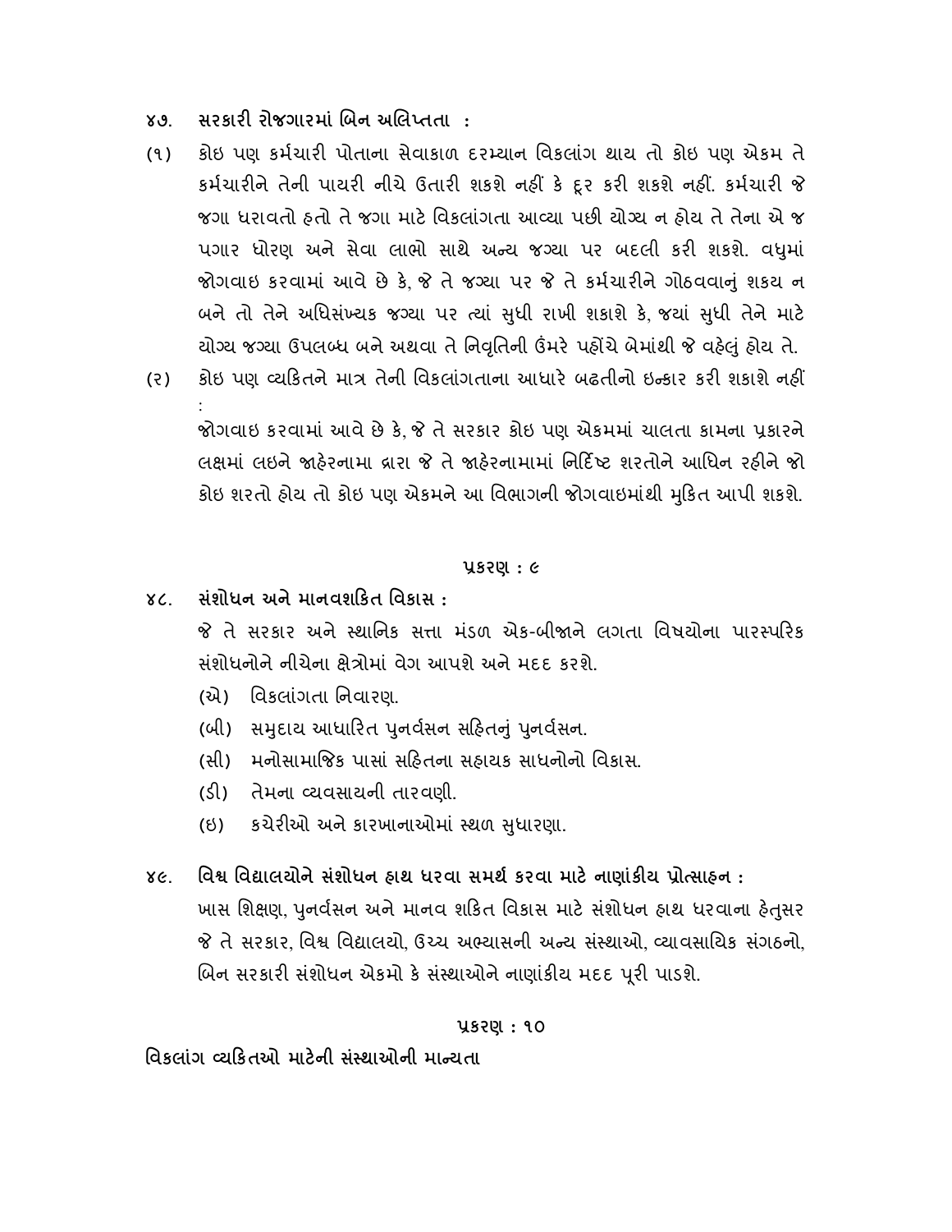**૪૭. સરકારી રોજગારમાં બિન અલિપ્તતા :**

(૧) કોઇ પણ કર્મચારી પોતાના સેવાકાળ દરમ્યાન વિકલાંગ થાય તો કોઇ પણ એકમ તે કર્મચારીને તેની પાયરી નીચે ઉતારી શકશે નહીં કે દૂર કરી શકશે નહીં. કર્મચારી જે જગા ધરાવતો હતો તે જગા માટે વિકલાંગતા આવ્યા પછી યોગ્ય ન હોય તે તેના એ જ પગાર ધોરણ અને સેવા લાભો સાથે અન્ય જગ્યા પર બદલી કરી શકશે. વધુમાં જોગવાઇ કરવામાં આવે છે કે, જે તે જગ્યા પર જે તે કર્મચારીને ગોઠવવાનું શકય ન બને તો તેને અધિસંખ્યક જગ્યા પર ત્યાં સુધી રાખી શકાશે કે, જયાં સુધી તેને માટે યોગ્ય જગ્યા ઉપલબ્ધ બને અથવા તે નિવૃતિની ઉંમરે પહોંચે બેમાંથી જે વહેલું હોય તે.

(૨) કોઇ પણ વ્યકિતને માત્ર તેની વિકલાંગતાના આધારે બઢતીનો ઇન્કાર કરી શકાશે નહીં :

જોગવાઇ કરવામાં આવે છે કે, જે તે સરકાર કોઇ પણ એકમમાં ચાલતા કામના પ્રકારને લક્ષમાં લઇને જાહેરનામા દ્વારા જે તે જાહેરનામામાં નિર્દિષ્ટ શરતોને આધિન રહીને જો કોઇ શરતો હોય તો કોઇ પણ એકમને આ વિભાગની જોગવાઇમાંથી મુકિત આપી શકશે.

## પ્રકરણ : ૯

**૪૮. સંશોધન અને માનવશકિત વિકાસ :**

જે તે સરકાર અને સ્થાનિક સત્તા મંડળ એક-બીજાને લગતા વિષયોના પારસ્પરિક સંશોધનોને નીચેના ક્ષેત્રોમાં વેગ આપશે અને મદદ કરશે.

(એ) વિકલાંગતા નિવારણ.

(બી) સમુદાય આધારિત પુનર્વસન સહિતનું પુનર્વસન.

(સી) મનોસામાજિક પાસાં સહિતના સહાયક સાધનોનો વિકાસ.

(ડી) તેમના વ્યવસાયની તારવણી.

(ઇ) કચેરીઓ અને કારખાનાઓમાં સ્થળ સુધારણા.

**૪૯. વિશ્વ વિદ્યાલયોને સંશોધન હાથ ધરવા સમર્થ કરવા માટે નાણાંકીય પ્રોત્સાહન :**

ખાસ શિક્ષણ, પુનર્વસન અને માનવ શકિત વિકાસ માટે સંશોધન હાથ ધરવાના હેતુસર જે તે સરકાર, વિશ્વ વિદ્યાલયો, ઉચ્ચ અભ્યાસની અન્ય સંસ્થાઓ, વ્યાવસાયિક સંગઠનો, બિન સરકારી સંશોધન એકમો કે સંસ્થાઓને નાણાંકીય મદદ પૂરી પાડશે.

## પ્રકરણ : ૧૦

**વિકલાંગ વ્યકિતઓ માટેની સંસ્થાઓની માન્યતા**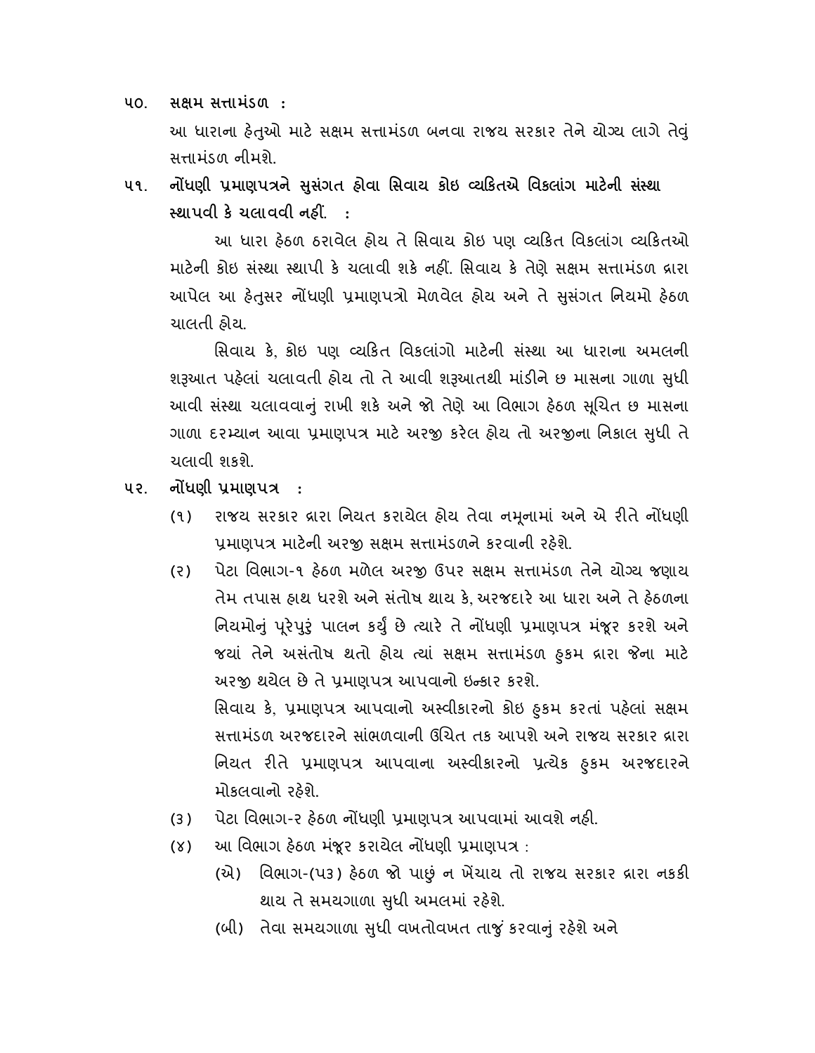**૫૦. સક્ષમ સત્તામંડળ :**

આ ધારાના હેતુઓ માટે સક્ષમ સત્તામંડળ બનવા રાજય સરકાર તેને યોગ્ય લાગે તેવું સત્તામંડળ નીમશે.

**૫૧. નોંધણી પ્રમાણપત્રને સુસંગત હોવા સિવાય કોઇ વ્યકિતએ વિકલાંગ માટેની સંસ્થા સ્થાપવી કે ચલાવવી નહીં. :**

આ ધારા હેઠળ ઠરાવેલ હોય તે સિવાય કોઇ પણ વ્યકિત વિકલાંગ વ્યકિતઓ માટેની કોઇ સંસ્થા સ્થાપી કે ચલાવી શકે નહીં. સિવાય કે તેણે સક્ષમ સત્તામંડળ દ્વારા આપેલ આ હેતુસર નોંધણી પ્રમાણપત્રો મેળવેલ હોય અને તે સુસંગત નિયમો હેઠળ ચાલતી હોય.

સિવાય કે, કોઇ પણ વ્યકિત વિકલાંગો માટેની સંસ્થા આ ધારાના અમલની શરૂઆત પહેલાં ચલાવતી હોય તો તે આવી શરૂઆતથી માંડીને છ માસના ગાળા સુધી આવી સંસ્થા ચલાવવાનું રાખી શકે અને જો તેણે આ વિભાગ હેઠળ સૂચિત છ માસના ગાળા દરમ્યાન આવા પ્રમાણપત્ર માટે અરજી કરેલ હોય તો અરજીના નિકાલ સુધી તે ચલાવી શકશે.

**૫૨. નોંધણી પ્રમાણપત્ર :**

(૧) રાજય સરકાર દ્વારા નિયત કરાયેલ હોય તેવા નમૂનામાં અને એ રીતે નોંધણી પ્રમાણપત્ર માટેની અરજી સક્ષમ સત્તામંડળને કરવાની રહેશે.

(૨) પેટા વિભાગ-૧ હેઠળ મળેલ અરજી ઉપર સક્ષમ સત્તામંડળ તેને યોગ્ય જણાય તેમ તપાસ હાથ ધરશે અને સંતોષ થાય કે, અરજદારે આ ધારા અને તે હેઠળના નિયમોનું પૂરેપુરું પાલન કર્યું છે ત્યારે તે નોંધણી પ્રમાણપત્ર મંજૂર કરશે અને જયાં તેને અસંતોષ થતો હોય ત્યાં સક્ષમ સત્તામંડળ હુકમ દ્વારા જેના માટે અરજી થયેલ છે તે પ્રમાણપત્ર આપવાનો ઇન્કાર કરશે.

સિવાય કે, પ્રમાણપત્ર આપવાનો અસ્વીકારનો કોઇ હુકમ કરતાં પહેલાં સક્ષમ સત્તામંડળ અરજદારને સાંભળવાની ઉચિત તક આપશે અને રાજય સરકાર દ્વારા નિયત રીતે પ્રમાણપત્ર આપવાના અસ્વીકારનો પ્રત્યેક હુકમ અરજદારને મોકલવાનો રહેશે.

(૩) પેટા વિભાગ-૨ હેઠળ નોંધણી પ્રમાણપત્ર આપવામાં આવશે નહી.

(૪) આ વિભાગ હેઠળ મંજૂર કરાયેલ નોંધણી પ્રમાણપત્ર :

(એ) વિભાગ-(૫૩) હેઠળ જો પાછું ન ખેંચાય તો રાજય સરકાર દ્વારા નકકી થાય તે સમયગાળા સુધી અમલમાં રહેશે.

(બી) તેવા સમયગાળા સુધી વખતોવખત તાજું કરવાનું રહેશે અને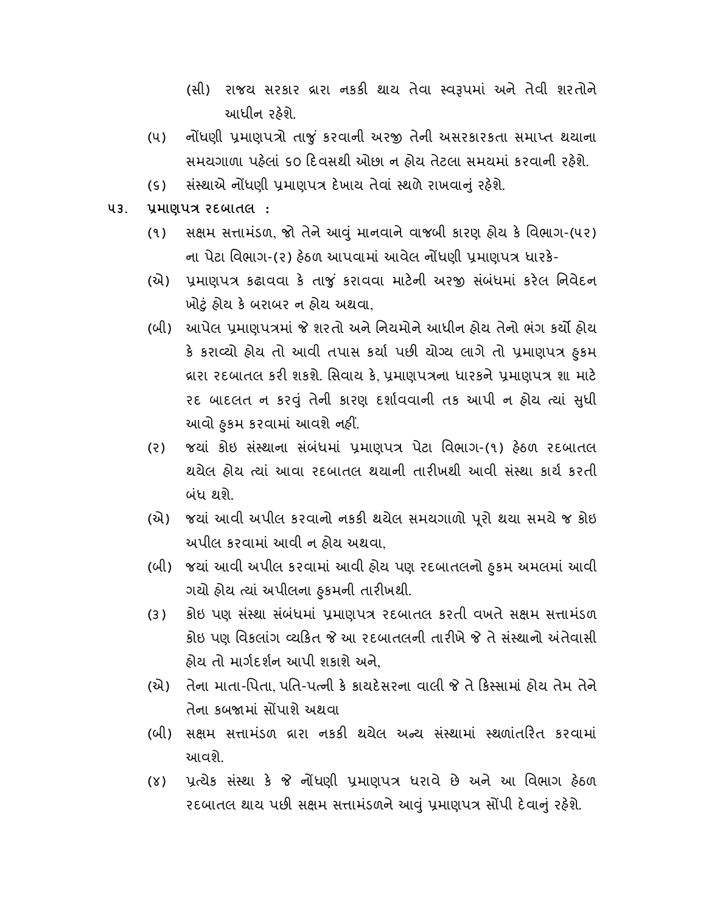(સી) રાજય સરકાર દ્વારા નકકી થાય તેવા સ્વરૂપમાં અને તેવી શરતોને આધીન રહેશે.

(૫) નોંધણી પ્રમાણપત્રો તાજું કરવાની અરજી તેની અસરકારકતા સમાપ્ત થયાના સમયગાળા પહેલાં ૬૦ દિવસથી ઓછા ન હોય તેટલા સમયમાં કરવાની રહેશે.

(૬) સંસ્થાએ નોંધણી પ્રમાણપત્ર દેખાય તેવાં સ્થળે રાખવાનું રહેશે.

**૫૩. પ્રમાણપત્ર રદબાતલ :**

(૧) સક્ષમ સત્તામંડળ, જો તેને આવું માનવાને વાજબી કારણ હોય કે વિભાગ-(૫૨) ના પેટા વિભાગ-(૨) હેઠળ આપવામાં આવેલ નોંધણી પ્રમાણપત્ર ધારકે-

(એ) પ્રમાણપત્ર કઢાવવા કે તાજું કરાવવા માટેની અરજી સંબંધમાં કરેલ નિવેદન ખોટું હોય કે બરાબર ન હોય અથવા,

(બી) આપેલ પ્રમાણપત્રમાં જે શરતો અને નિયમોને આધીન હોય તેનો ભંગ કર્યો હોય કે કરાવ્યો હોય તો આવી તપાસ કર્યા પછી યોગ્ય લાગે તો પ્રમાણપત્ર હુકમ દ્વારા રદબાતલ કરી શકશે. સિવાય કે, પ્રમાણપત્રના ધારકને પ્રમાણપત્ર શા માટે રદ બાદલત ન કરવું તેની કારણ દર્શાવવાની તક આપી ન હોય ત્યાં સુધી આવો હુકમ કરવામાં આવશે નહીં.

(૨) જયાં કોઇ સંસ્થાના સંબંધમાં પ્રમાણપત્ર પેટા વિભાગ-(૧) હેઠળ રદબાતલ થયેલ હોય ત્યાં આવા રદબાતલ થયાની તારીખથી આવી સંસ્થા કાર્ય કરતી બંધ થશે.

(એ) જયાં આવી અપીલ કરવાનો નકકી થયેલ સમયગાળો પૂરો થયા સમયે જ કોઇ અપીલ કરવામાં આવી ન હોય અથવા,

(બી) જયાં આવી અપીલ કરવામાં આવી હોય પણ રદબાતલનો હુકમ અમલમાં આવી ગયો હોય ત્યાં અપીલના હુકમની તારીખથી.

(૩) કોઇ પણ સંસ્થા સંબંધમાં પ્રમાણપત્ર રદબાતલ કરતી વખતે સક્ષમ સત્તામંડળ કોઇ પણ વિકલાંગ વ્યકિત જે આ રદબાતલની તારીખે જે તે સંસ્થાનો અંતેવાસી હોય તો માર્ગદર્શન આપી શકાશે અને,

(એ) તેના માતા-પિતા, પતિ-પત્ની કે કાયદેસરના વાલી જે તે કિસ્સામાં હોય તેમ તેને તેના કબજામાં સોંપાશે અથવા

(બી) સક્ષમ સત્તામંડળ દ્વારા નકકી થયેલ અન્ય સંસ્થામાં સ્થળાંતરિત કરવામાં આવશે.

(૪) પ્રત્યેક સંસ્થા કે જે નોંધણી પ્રમાણપત્ર ધરાવે છે અને આ વિભાગ હેઠળ રદબાતલ થાય પછી સક્ષમ સત્તામંડળને આવું પ્રમાણપત્ર સોંપી દેવાનું રહેશે.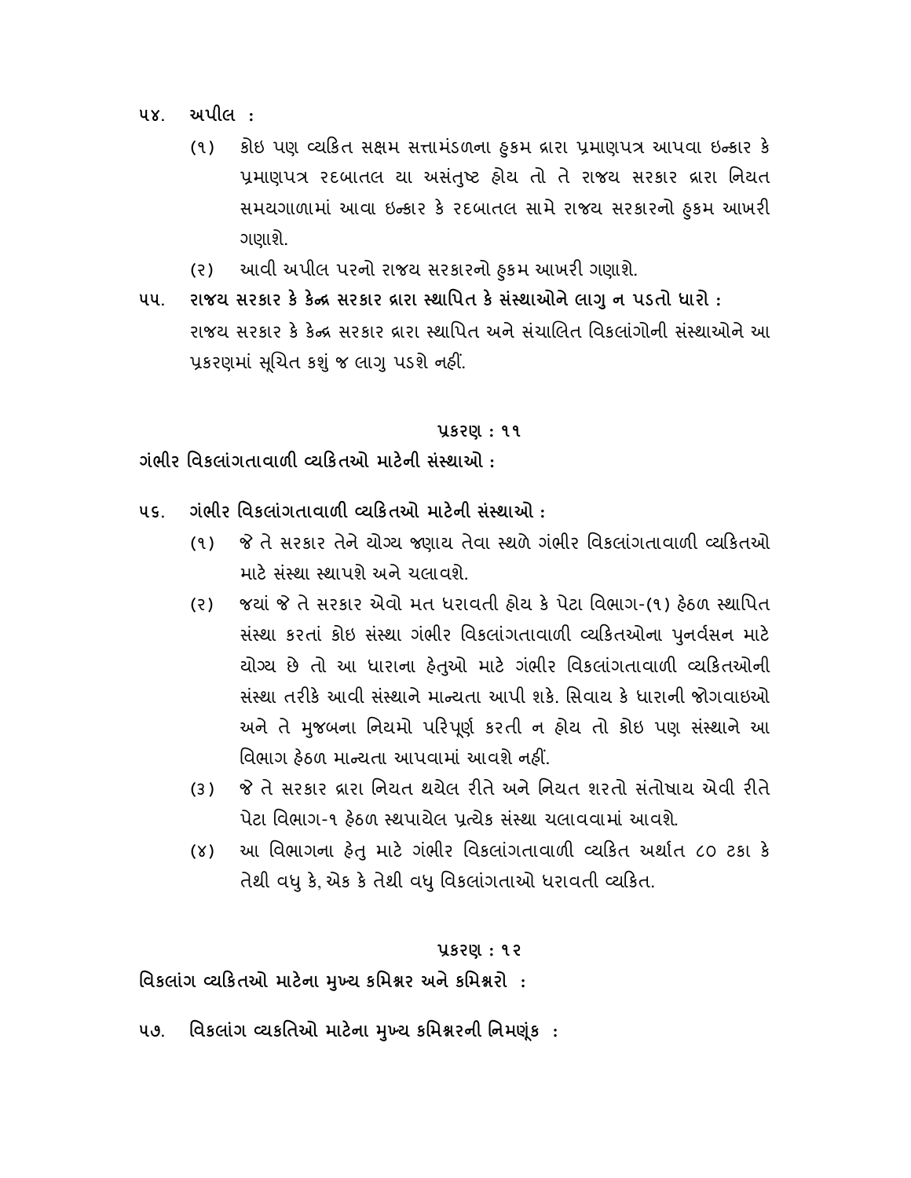૫૪. **અપીલ :**

(૧) કોઇ પણ વ્યકિત સક્ષમ સત્તામંડળના હુકમ દ્વારા પ્રમાણપત્ર આપવા ઇન્કાર કે પ્રમાણપત્ર રદબાતલ યા અસંતુષ્ટ હોય તો તે રાજય સરકાર દ્વારા નિયત સમયગાળામાં આવા ઇન્કાર કે રદબાતલ સામે રાજય સરકારનો હુકમ આખરી ગણાશે.

(૨) આવી અપીલ પરનો રાજય સરકારનો હુકમ આખરી ગણાશે.

૫૫. **રાજય સરકાર કે કેન્દ્ર સરકાર દ્વારા સ્થાપિત કે સંસ્થાઓને લાગુ ન પડતો ધારો :**

રાજય સરકાર કે કેન્દ્ર સરકાર દ્વારા સ્થાપિત અને સંચાલિત વિકલાંગોની સંસ્થાઓને આ પ્રકરણમાં સૂચિત કશું જ લાગુ પડશે નહીં.

## પ્રકરણ : ૧૧

## ગંભીર વિકલાંગતાવાળી વ્યકિતઓ માટેની સંસ્થાઓ :

૫૬. **ગંભીર વિકલાંગતાવાળી વ્યકિતઓ માટેની સંસ્થાઓ :**

(૧) જે તે સરકાર તેને યોગ્ય જણાય તેવા સ્થળે ગંભીર વિકલાંગતાવાળી વ્યકિતઓ માટે સંસ્થા સ્થાપશે અને ચલાવશે.

(૨) જયાં જે તે સરકાર એવો મત ધરાવતી હોય કે પેટા વિભાગ-(૧) હેઠળ સ્થાપિત સંસ્થા કરતાં કોઇ સંસ્થા ગંભીર વિકલાંગતાવાળી વ્યકિતઓના પુનર્વસન માટે યોગ્ય છે તો આ ધારાના હેતુઓ માટે ગંભીર વિકલાંગતાવાળી વ્યકિતઓની સંસ્થા તરીકે આવી સંસ્થાને માન્યતા આપી શકે. સિવાય કે ધારાની જોગવાઇઓ અને તે મુજબના નિયમો પરિપૂર્ણ કરતી ન હોય તો કોઇ પણ સંસ્થાને આ વિભાગ હેઠળ માન્યતા આપવામાં આવશે નહીં.

(૩) જે તે સરકાર દ્વારા નિયત થયેલ રીતે અને નિયત શરતો સંતોષાય એવી રીતે પેટા વિભાગ-૧ હેઠળ સ્થપાયેલ પ્રત્યેક સંસ્થા ચલાવવામાં આવશે.

(૪) આ વિભાગના હેતુ માટે ગંભીર વિકલાંગતાવાળી વ્યકિત અર્થાત ૮૦ ટકા કે તેથી વધુ કે, એક કે તેથી વધુ વિકલાંગતાઓ ધરાવતી વ્યકિત.

## પ્રકરણ : ૧૨

## વિકલાંગ વ્યકિતઓ માટેના મુખ્ય કમિશ્નર અને કમિશ્નરો :

૫૭. **વિકલાંગ વ્યકતિઓ માટેના મુખ્ય કમિશ્નરની નિમણૂંક :**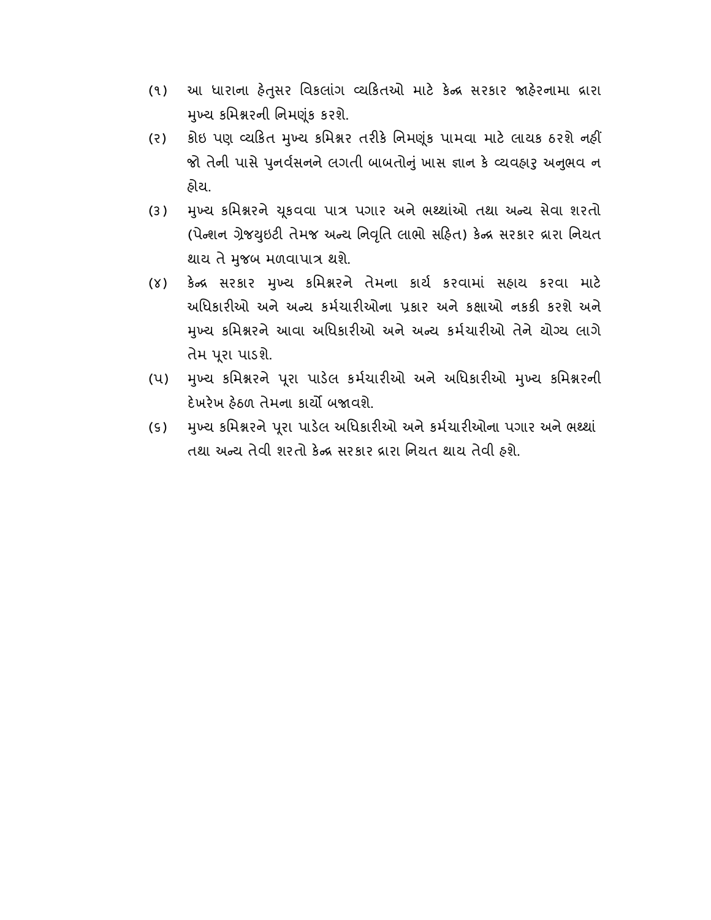(૧) આ ધારાના હેતુસર વિકલાંગ વ્યકિતઓ માટે કેન્દ્ર સરકાર જાહેરનામા દ્વારા મુખ્ય કમિશ્નરની નિમણૂંક કરશે.

(૨) કોઇ પણ વ્યકિત મુખ્ય કમિશ્નર તરીકે નિમણૂંક પામવા માટે લાયક ઠરશે નહીં જો તેની પાસે પુનર્વસનને લગતી બાબતોનું ખાસ જ્ઞાન કે વ્યવહારુ અનુભવ ન હોય.

(૩) મુખ્ય કમિશ્નરને ચૂકવવા પાત્ર પગાર અને ભથ્થાંઓ તથા અન્ય સેવા શરતો (પેન્શન ગ્રેજયુઇટી તેમજ અન્ય નિવૃતિ લાભો સહિત) કેન્દ્ર સરકાર દ્વારા નિયત થાય તે મુજબ મળવાપાત્ર થશે.

(૪) કેન્દ્ર સરકાર મુખ્ય કમિશ્નરને તેમના કાર્ય કરવામાં સહાય કરવા માટે અધિકારીઓ અને અન્ય કર્મચારીઓના પ્રકાર અને કક્ષાઓ નકકી કરશે અને મુખ્ય કમિશ્નરને આવા અધિકારીઓ અને અન્ય કર્મચારીઓ તેને યોગ્ય લાગે તેમ પૂરા પાડશે.

(૫) મુખ્ય કમિશ્નરને પૂરા પાડેલ કર્મચારીઓ અને અધિકારીઓ મુખ્ય કમિશ્નરની દેખરેખ હેઠળ તેમના કાર્યો બજાવશે.

(૬) મુખ્ય કમિશ્નરને પૂરા પાડેલ અધિકારીઓ અને કર્મચારીઓના પગાર અને ભથ્થાં તથા અન્ય તેવી શરતો કેન્દ્ર સરકાર દ્વારા નિયત થાય તેવી હશે.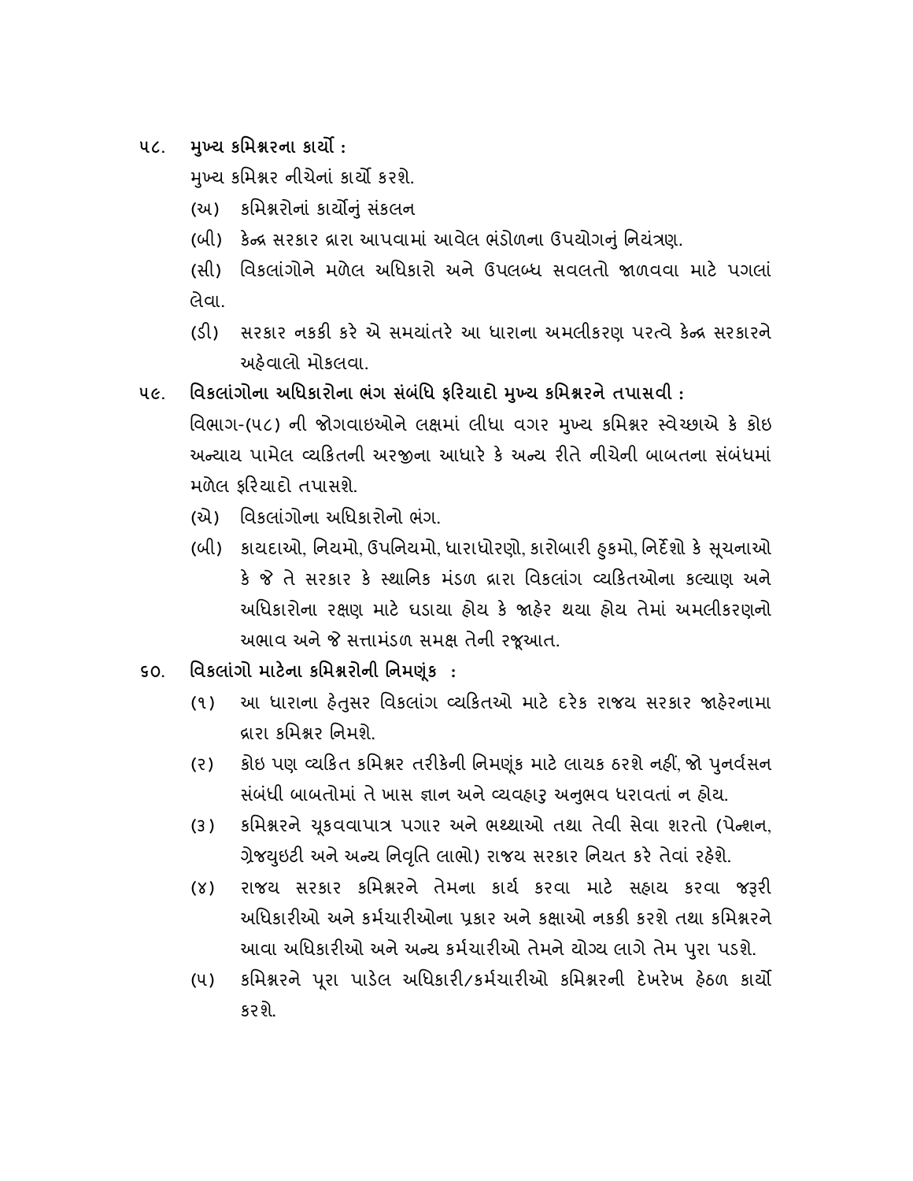**૫૮. મુખ્ય કમિશ્નરના કાર્યો :**

મુખ્ય કમિશ્નર નીચેનાં કાર્યો કરશે.

(અ) કમિશ્નરોનાં કાર્યોનું સંકલન

(બી) કેન્દ્ર સરકાર દ્વારા આપવામાં આવેલ ભંડોળના ઉપયોગનું નિયંત્રણ.

(સી) વિકલાંગોને મળેલ અધિકારો અને ઉપલબ્ધ સવલતો જાળવવા માટે પગલાં લેવા.

(ડી) સરકાર નકકી કરે એ સમયાંતરે આ ધારાના અમલીકરણ પરત્વે કેન્દ્ર સરકારને અહેવાલો મોકલવા.

**૫૯. વિકલાંગોના અધિકારોના ભંગ સંબંધિ ફરિયાદો મુખ્ય કમિશ્નરને તપાસવી :**

વિભાગ-(૫૮) ની જોગવાઇઓને લક્ષમાં લીધા વગર મુખ્ય કમિશ્નર સ્વેચ્છાએ કે કોઇ અન્યાય પામેલ વ્યકિતની અરજીના આધારે કે અન્ય રીતે નીચેની બાબતના સંબંધમાં મળેલ ફરિયાદો તપાસશે.

(એ) વિકલાંગોના અધિકારોનો ભંગ.

(બી) કાયદાઓ, નિયમો, ઉપનિયમો, ધારાધોરણો, કારોબારી હુકમો, નિર્દેશો કે સૂચનાઓ કે જે તે સરકાર કે સ્થાનિક મંડળ દ્વારા વિકલાંગ વ્યકિતઓના કલ્યાણ અને અધિકારોના રક્ષણ માટે ઘડાયા હોય કે જાહેર થયા હોય તેમાં અમલીકરણનો અભાવ અને જે સત્તામંડળ સમક્ષ તેની રજૂઆત.

**૬૦. વિકલાંગો માટેના કમિશ્નરોની નિમણૂંક :**

(૧) આ ધારાના હેતુસર વિકલાંગ વ્યકિતઓ માટે દરેક રાજય સરકાર જાહેરનામા દ્વારા કમિશ્નર નિમશે.

(૨) કોઇ પણ વ્યકિત કમિશ્નર તરીકેની નિમણૂંક માટે લાયક ઠરશે નહીં, જો પુનર્વસન સંબંધી બાબતોમાં તે ખાસ જ્ઞાન અને વ્યવહારુ અનુભવ ધરાવતાં ન હોય.

(૩) કમિશ્નરને ચૂકવવાપાત્ર પગાર અને ભથ્થાઓ તથા તેવી સેવા શરતો (પેન્શન, ગ્રેજયુઇટી અને અન્ય નિવૃતિ લાભો) રાજય સરકાર નિયત કરે તેવાં રહેશે.

(૪) રાજય સરકાર કમિશ્નરને તેમના કાર્ય કરવા માટે સહાય કરવા જરૂરી અધિકારીઓ અને કર્મચારીઓના પ્રકાર અને કક્ષાઓ નકકી કરશે તથા કમિશ્નરને આવા અધિકારીઓ અને અન્ય કર્મચારીઓ તેમને યોગ્ય લાગે તેમ પુરા પડશે.

(૫) કમિશ્નરને પૂરા પાડેલ અધિકારી/કર્મચારીઓ કમિશ્નરની દેખરેખ હેઠળ કાર્યો કરશે.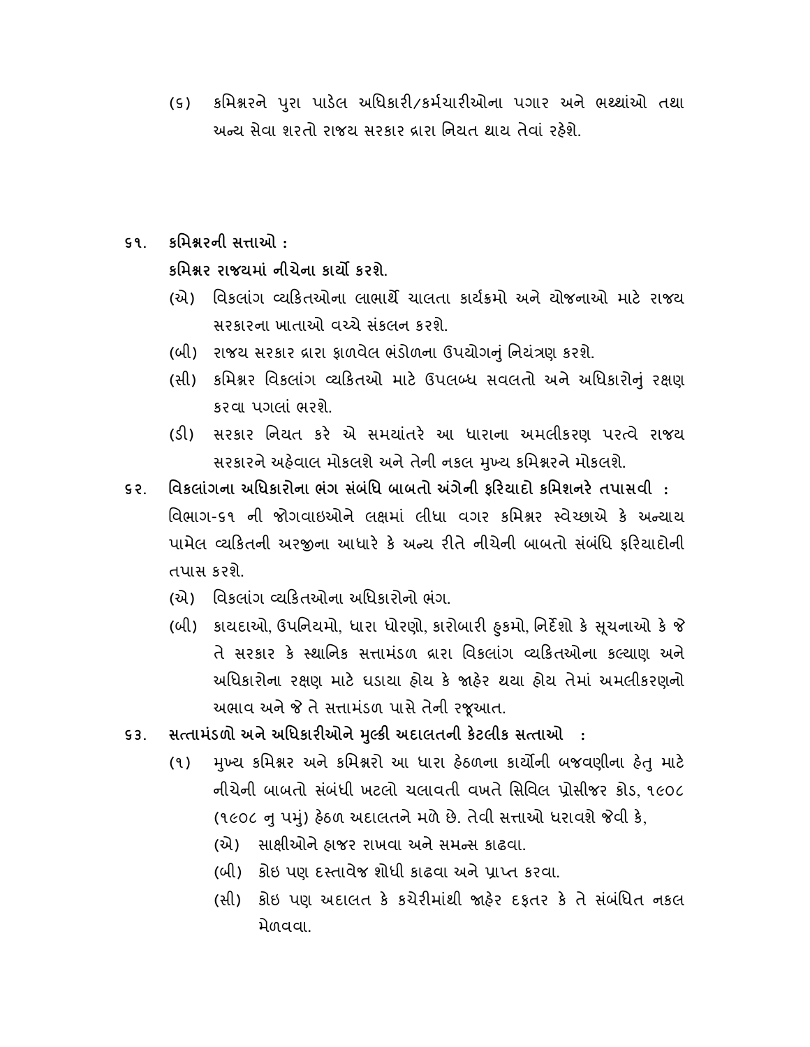(૬) કમિશ્નરને પુરા પાડેલ અધિકારી/કર્મચારીઓના પગાર અને ભથ્થાંઓ તથા અન્ય સેવા શરતો રાજય સરકાર દ્વારા નિયત થાય તેવાં રહેશે.

**૬૧. કમિશ્નરની સત્તાઓ :**

**કમિશ્નર રાજયમાં નીચેના કાર્યો કરશે.**

(એ) વિકલાંગ વ્યકિતઓના લાભાર્થે ચાલતા કાર્યક્રમો અને યોજનાઓ માટે રાજય સરકારના ખાતાઓ વચ્ચે સંકલન કરશે.

(બી) રાજય સરકાર દ્વારા ફાળવેલ ભંડોળના ઉપયોગનું નિયંત્રણ કરશે.

(સી) કમિશ્નર વિકલાંગ વ્યકિતઓ માટે ઉપલબ્ધ સવલતો અને અધિકારોનું રક્ષણ કરવા પગલાં ભરશે.

(ડી) સરકાર નિયત કરે એ સમયાંતરે આ ધારાના અમલીકરણ પરત્વે રાજય સરકારને અહેવાલ મોકલશે અને તેની નકલ મુખ્ય કમિશ્નરને મોકલશે.

**૬૨. વિકલાંગના અધિકારોના ભંગ સંબંધિ બાબતો અંગેની ફરિયાદો કમિશનરે તપાસવી :**

વિભાગ-૬૧ ની જોગવાઇઓને લક્ષમાં લીધા વગર કમિશ્નર સ્વેચ્છાએ કે અન્યાય પામેલ વ્યકિતની અરજીના આધારે કે અન્ય રીતે નીચેની બાબતો સંબંધિ ફરિયાદોની તપાસ કરશે.

(એ) વિકલાંગ વ્યકિતઓના અધિકારોનો ભંગ.

(બી) કાયદાઓ, ઉપનિયમો, ધારા ધોરણો, કારોબારી હુકમો, નિર્દેશો કે સૂચનાઓ કે જે તે સરકાર કે સ્થાનિક સત્તામંડળ દ્વારા વિકલાંગ વ્યકિતઓના કલ્યાણ અને અધિકારોના રક્ષણ માટે ઘડાયા હોય કે જાહેર થયા હોય તેમાં અમલીકરણનો અભાવ અને જે તે સત્તામંડળ પાસે તેની રજૂઆત.

**૬૩. સત્તામંડળો અને અધિકારીઓને મુલ્કી અદાલતની કેટલીક સત્તાઓ :**

(૧) મુખ્ય કમિશ્નર અને કમિશ્નરો આ ધારા હેઠળના કાર્યોની બજવણીના હેતુ માટે નીચેની બાબતો સંબંધી ખટલો ચલાવતી વખતે સિવિલ પ્રોસીજર કોડ, ૧૯૦૮ (૧૯૦૮ નુ ૫મું) હેઠળ અદાલતને મળે છે. તેવી સત્તાઓ ધરાવશે જેવી કે,

(એ) સાક્ષીઓને હાજર રાખવા અને સમન્સ કાઢવા.

(બી) કોઇ પણ દસ્તાવેજ શોધી કાઢવા અને પ્રાપ્ત કરવા.

(સી) કોઇ પણ અદાલત કે કચેરીમાંથી જાહેર દફતર કે તે સંબંધિત નકલ મેળવવા.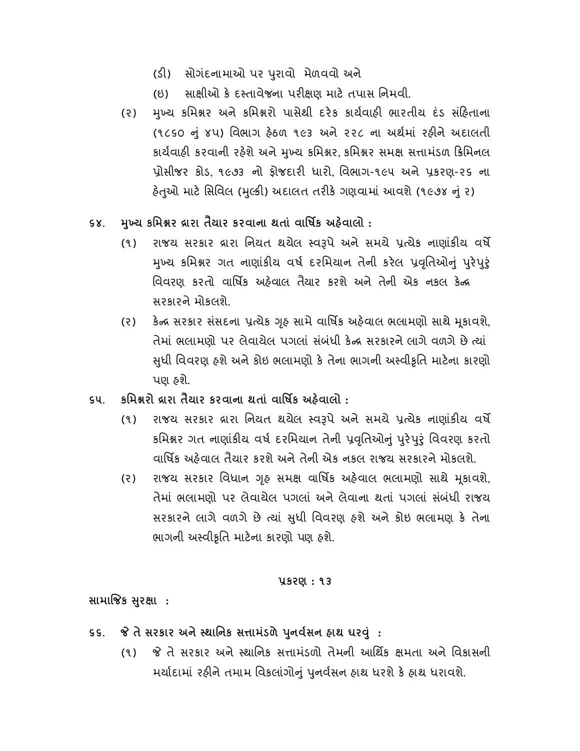(ડી) સોગંદનામાઓ પર પુરાવો મેળવવો અને

(ઇ) સાક્ષીઓ કે દસ્તાવેજના પરીક્ષણ માટે તપાસ નિમવી.

(૨) મુખ્ય કમિશ્નર અને કમિશ્નરો પાસેથી દરેક કાર્યવાહી ભારતીય દંડ સંહિતાના (૧૮૬૦ નું ૪૫) વિભાગ હેઠળ ૧૯૩ અને ૨૨૮ ના અર્થમાં રહીને અદાલતી કાર્યવાહી કરવાની રહેશે અને મુખ્ય કમિશ્નર, કમિશ્નર સમક્ષ સત્તામંડળ ક્રિમિનલ પ્રોસીજર કોડ, ૧૯૭૩ નો ફોજદારી ધારો, વિભાગ-૧૯૫ અને પ્રકરણ-૨૬ ના હેતુઓ માટે સિવિલ (મુલ્કી) અદાલત તરીકે ગણવામાં આવશે (૧૯૭૪ નું ૨)

**૬૪. મુખ્ય કમિશ્નર દ્વારા તૈયાર કરવાના થતાં વાર્ષિક અહેવાલો :**

(૧) રાજય સરકાર દ્વારા નિયત થયેલ સ્વરૂપે અને સમયે પ્રત્યેક નાણાંકીય વર્ષે મુખ્ય કમિશ્નર ગત નાણાંકીય વર્ષ દરમિયાન તેની કરેલ પ્રવૃતિઓનું પુરેપુરું વિવરણ કરતો વાર્ષિક અહેવાલ તૈયાર કરશે અને તેની એક નકલ કેન્દ્ર સરકારને મોકલશે.

(૨) કેન્દ્ર સરકાર સંસદના પ્રત્યેક ગૃહ સામે વાર્ષિક અહેવાલ ભલામણો સાથે મૂકાવશે, તેમાં ભલામણો પર લેવાયેલ પગલાં સંબંધી કેન્દ્ર સરકારને લાગે વળગે છે ત્યાં સુધી વિવરણ હશે અને કોઇ ભલામણો કે તેના ભાગની અસ્વીકૃતિ માટેના કારણો પણ હશે.

**૬૫. કમિશ્નરો દ્વારા તૈયાર કરવાના થતાં વાર્ષિક અહેવાલો :**

(૧) રાજય સરકાર દ્વારા નિયત થયેલ સ્વરૂપે અને સમયે પ્રત્યેક નાણાંકીય વર્ષે કમિશ્નર ગત નાણાંકીય વર્ષ દરમિયાન તેની પ્રવૃતિઓનું પુરેપુરું વિવરણ કરતો વાર્ષિક અહેવાલ તૈયાર કરશે અને તેની એક નકલ રાજય સરકારને મોકલશે.

(૨) રાજય સરકાર વિધાન ગૃહ સમક્ષ વાર્ષિક અહેવાલ ભલામણો સાથે મૂકાવશે, તેમાં ભલામણો પર લેવાયેલ પગલાં અને લેવાના થતાં પગલાં સંબંધી રાજય સરકારને લાગે વળગે છે ત્યાં સુધી વિવરણ હશે અને કોઇ ભલામણ કે તેના ભાગની અસ્વીકૃતિ માટેના કારણો પણ હશે.

## પ્રકરણ : ૧૩

**સામાજિક સુરક્ષા :**

**૬૬. જે તે સરકાર અને સ્થાનિક સત્તામંડળે પુનર્વસન હાથ ધરવું :**

(૧) જે તે સરકાર અને સ્થાનિક સત્તામંડળો તેમની આર્થિક ક્ષમતા અને વિકાસની મર્યાદામાં રહીને તમામ વિકલાંગોનું પુનર્વસન હાથ ધરશે કે હાથ ધરાવશે.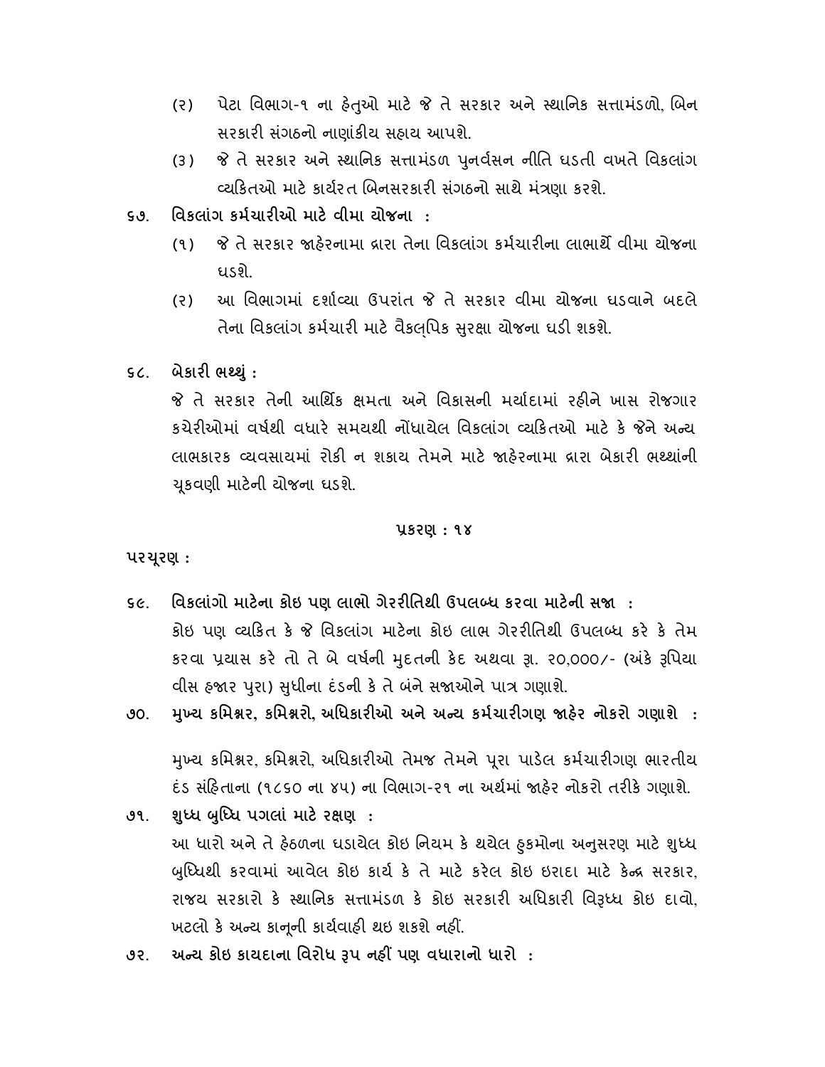(૨) પેટા વિભાગ-૧ ના હેતુઓ માટે જે તે સરકાર અને સ્થાનિક સત્તામંડળો, બિન સરકારી સંગઠનો નાણાંકીય સહાય આપશે.

(૩) જે તે સરકાર અને સ્થાનિક સત્તામંડળ પુનર્વસન નીતિ ઘડતી વખતે વિકલાંગ વ્યકિતઓ માટે કાર્યરત બિનસરકારી સંગઠનો સાથે મંત્રણા કરશે.

**૬૭. વિકલાંગ કર્મચારીઓ માટે વીમા યોજના :**

(૧) જે તે સરકાર જાહેરનામા દ્વારા તેના વિકલાંગ કર્મચારીના લાભાર્થે વીમા યોજના ઘડશે.

(૨) આ વિભાગમાં દર્શાવ્યા ઉપરાંત જે તે સરકાર વીમા યોજના ઘડવાને બદલે તેના વિકલાંગ કર્મચારી માટે વૈકલ્પિક સુરક્ષા યોજના ઘડી શકશે.

**૬૮. બેકારી ભથ્થું :**

જે તે સરકાર તેની આર્થિક ક્ષમતા અને વિકાસની મર્યાદામાં રહીને ખાસ રોજગાર કચેરીઓમાં વર્ષથી વધારે સમયથી નોંધાયેલ વિકલાંગ વ્યકિતઓ માટે કે જેને અન્ય લાભકારક વ્યવસાયમાં રોકી ન શકાય તેમને માટે જાહેરનામા દ્વારા બેકારી ભથ્થાંની ચૂકવણી માટેની યોજના ઘડશે.

## પ્રકરણ : ૧૪

**પરચૂરણ :**

**૬૯. વિકલાંગો માટેના કોઇ પણ લાભો ગેરરીતિથી ઉપલબ્ધ કરવા માટેની સજા :**

કોઇ પણ વ્યકિત કે જે વિકલાંગ માટેના કોઇ લાભ ગેરરીતિથી ઉપલબ્ધ કરે કે તેમ કરવા પ્રયાસ કરે તો તે બે વર્ષની મુદતની કેદ અથવા રૂા. ૨૦,૦૦૦/- (અંકે રૂપિયા વીસ હજાર પુરા) સુધીના દંડની કે તે બંને સજાઓને પાત્ર ગણાશે.

**૭૦. મુખ્ય કમિશ્નર, કમિશ્નરો, અધિકારીઓ અને અન્ય કર્મચારીગણ જાહેર નોકરો ગણાશે :**

મુખ્ય કમિશ્નર, કમિશ્નરો, અધિકારીઓ તેમજ તેમને પૂરા પાડેલ કર્મચારીગણ ભારતીય દંડ સંહિતાના (૧૮૬૦ ના ૪૫) ના વિભાગ-૨૧ ના અર્થમાં જાહેર નોકરો તરીકે ગણાશે.

**૭૧. શુધ્ધ બુધ્ધિ પગલાં માટે રક્ષણ :**

આ ધારો અને તે હેઠળના ઘડાયેલ કોઇ નિયમ કે થયેલ હુકમોના અનુસરણ માટે શુધ્ધ બુધ્ધિથી કરવામાં આવેલ કોઇ કાર્ય કે તે માટે કરેલ કોઇ ઇરાદા માટે કેન્દ્ર સરકાર, રાજય સરકારો કે સ્થાનિક સત્તામંડળ કે કોઇ સરકારી અધિકારી વિરૂધ્ધ કોઇ દાવો, ખટલો કે અન્ય કાનૂની કાર્યવાહી થઇ શકશે નહીં.

**૭૨. અન્ય કોઇ કાયદાના વિરોધ રૂપ નહીં પણ વધારાનો ધારો :**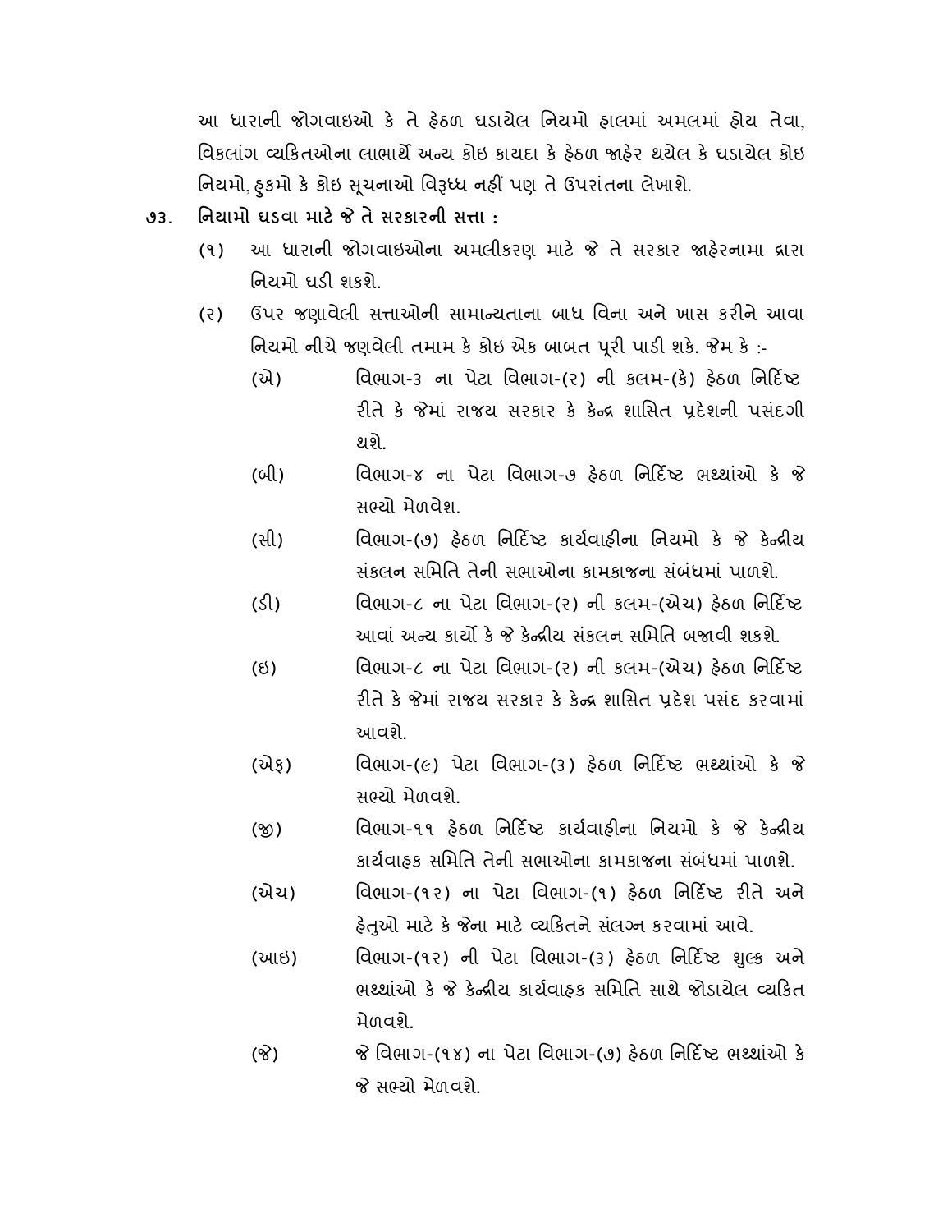આ ધારાની જોગવાઇઓ કે તે હેઠળ ઘડાયેલ નિયમો હાલમાં અમલમાં હોય તેવા, વિકલાંગ વ્યકિતઓના લાભાર્થે અન્ય કોઇ કાયદા કે હેઠળ જાહેર થયેલ કે ઘડાયેલ કોઇ નિયમો, હુકમો કે કોઇ સૂચનાઓ વિરૂધ્ધ નહીં પણ તે ઉપરાંતના લેખાશે.

**૭૩. નિયામો ઘડવા માટે જે તે સરકારની સત્તા :**

(૧) આ ધારાની જોગવાઇઓના અમલીકરણ માટે જે તે સરકાર જાહેરનામા દ્વારા નિયમો ઘડી શકશે.

(૨) ઉપર જણાવેલી સત્તાઓની સામાન્યતાના બાધ વિના અને ખાસ કરીને આવા નિયમો નીચે જણવેલી તમામ કે કોઇ એક બાબત પૂરી પાડી શકે. જેમ કે :-

(એ) વિભાગ-૩ ના પેટા વિભાગ-(૨) ની કલમ-(કે) હેઠળ નિર્દિષ્ટ રીતે કે જેમાં રાજય સરકાર કે કેન્દ્ર શાસિત પ્રદેશની પસંદગી થશે.

(બી) વિભાગ-૪ ના પેટા વિભાગ-૭ હેઠળ નિર્દિષ્ટ ભથ્થાંઓ કે જે સભ્યો મેળવેશ.

(સી) વિભાગ-(૭) હેઠળ નિર્દિષ્ટ કાર્યવાહીના નિયમો કે જે કેન્દ્રીય સંકલન સમિતિ તેની સભાઓના કામકાજના સંબંધમાં પાળશે.

(ડી) વિભાગ-૮ ના પેટા વિભાગ-(૨) ની કલમ-(એચ) હેઠળ નિર્દિષ્ટ આવાં અન્ય કાર્યો કે જે કેન્દ્રીય સંકલન સમિતિ બજાવી શકશે.

(ઇ) વિભાગ-૮ ના પેટા વિભાગ-(૨) ની કલમ-(એચ) હેઠળ નિર્દિષ્ટ રીતે કે જેમાં રાજય સરકાર કે કેન્દ્ર શાસિત પ્રદેશ પસંદ કરવામાં આવશે.

(એફ) વિભાગ-(૯) પેટા વિભાગ-(૩) હેઠળ નિર્દિષ્ટ ભથ્થાંઓ કે જે સભ્યો મેળવશે.

(જી) વિભાગ-૧૧ હેઠળ નિર્દિષ્ટ કાર્યવાહીના નિયમો કે જે કેન્દ્રીય કાર્યવાહક સમિતિ તેની સભાઓના કામકાજના સંબંધમાં પાળશે.

(એચ) વિભાગ-(૧૨) ના પેટા વિભાગ-(૧) હેઠળ નિર્દિષ્ટ રીતે અને હેતુઓ માટે કે જેના માટે વ્યકિતને સંલગ્ન કરવામાં આવે.

(આઇ) વિભાગ-(૧૨) ની પેટા વિભાગ-(૩) હેઠળ નિર્દિષ્ટ શુલ્ક અને ભથ્થાંઓ કે જે કેન્દ્રીય કાર્યવાહક સમિતિ સાથે જોડાયેલ વ્યકિત મેળવશે.

(જે) જે વિભાગ-(૧૪) ના પેટા વિભાગ-(૭) હેઠળ નિર્દિષ્ટ ભથ્થાંઓ કે જે સભ્યો મેળવશે.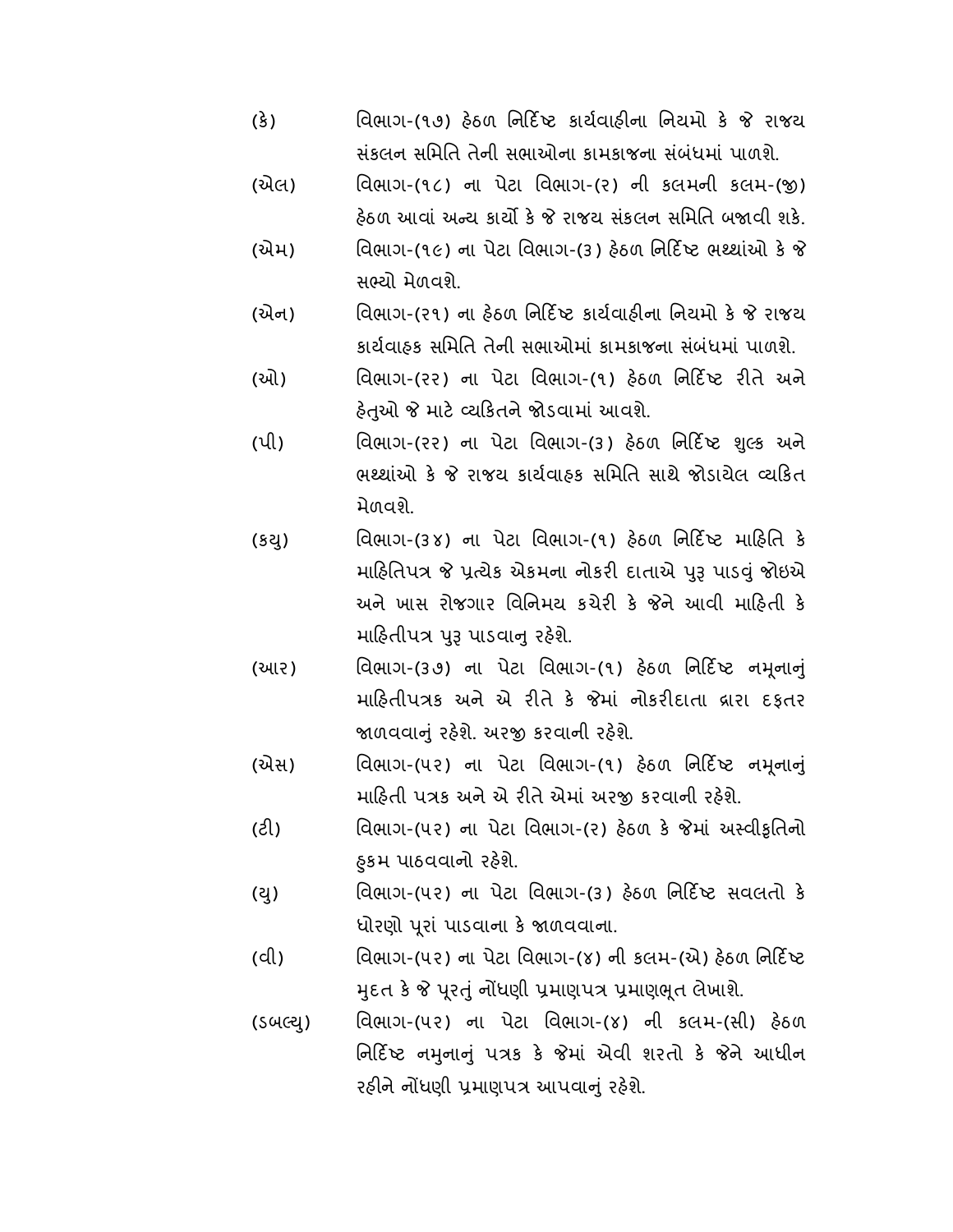(કે) વિભાગ-(૧૭) હેઠળ નિર્દિષ્ટ કાર્યવાહીના નિયમો કે જે રાજય સંકલન સમિતિ તેની સભાઓના કામકાજના સંબંધમાં પાળશે.

(એલ) વિભાગ-(૧૮) ના પેટા વિભાગ-(૨) ની કલમની કલમ-(જી) હેઠળ આવાં અન્ય કાર્યો કે જે રાજય સંકલન સમિતિ બજાવી શકે.

(એમ) વિભાગ-(૧૯) ના પેટા વિભાગ-(૩) હેઠળ નિર્દિષ્ટ ભથ્થાંઓ કે જે સભ્યો મેળવશે.

(એન) વિભાગ-(૨૧) ના હેઠળ નિર્દિષ્ટ કાર્યવાહીના નિયમો કે જે રાજય કાર્યવાહક સમિતિ તેની સભાઓમાં કામકાજના સંબંધમાં પાળશે.

(ઓ) વિભાગ-(૨૨) ના પેટા વિભાગ-(૧) હેઠળ નિર્દિષ્ટ રીતે અને હેતુઓ જે માટે વ્યકિતને જોડવામાં આવશે.

(પી) વિભાગ-(૨૨) ના પેટા વિભાગ-(૩) હેઠળ નિર્દિષ્ટ શુલ્ક અને ભથ્થાંઓ કે જે રાજય કાર્યવાહક સમિતિ સાથે જોડાયેલ વ્યકિત મેળવશે.

(કયુ) વિભાગ-(૩૪) ના પેટા વિભાગ-(૧) હેઠળ નિર્દિષ્ટ માહિતિ કે માહિતિપત્ર જે પ્રત્યેક એકમના નોકરી દાતાએ પુરૂ પાડવું જોઇએ અને ખાસ રોજગાર વિનિમય કચેરી કે જેને આવી માહિતી કે માહિતીપત્ર પુરૂ પાડવાનુ રહેશે.

(આર) વિભાગ-(૩૭) ના પેટા વિભાગ-(૧) હેઠળ નિર્દિષ્ટ નમૂનાનું માહિતીપત્રક અને એ રીતે કે જેમાં નોકરીદાતા દ્વારા દફતર જાળવવાનું રહેશે. અરજી કરવાની રહેશે.

(એસ) વિભાગ-(૫૨) ના પેટા વિભાગ-(૧) હેઠળ નિર્દિષ્ટ નમૂનાનું માહિતી પત્રક અને એ રીતે એમાં અરજી કરવાની રહેશે.

(ટી) વિભાગ-(૫૨) ના પેટા વિભાગ-(૨) હેઠળ કે જેમાં અસ્વીકૃતિનો હુકમ પાઠવવાનો રહેશે.

(યુ) વિભાગ-(૫૨) ના પેટા વિભાગ-(૩) હેઠળ નિર્દિષ્ટ સવલતો કે ધોરણો પૂરાં પાડવાના કે જાળવવાના.

(વી) વિભાગ-(૫૨) ના પેટા વિભાગ-(૪) ની કલમ-(એ) હેઠળ નિર્દિષ્ટ મુદત કે જે પૂરતું નોંધણી પ્રમાણપત્ર પ્રમાણભૂત લેખાશે.

(ડબલ્યુ) વિભાગ-(૫૨) ના પેટા વિભાગ-(૪) ની કલમ-(સી) હેઠળ નિર્દિષ્ટ નમુનાનું પત્રક કે જેમાં એવી શરતો કે જેને આધીન રહીને નોંધણી પ્રમાણપત્ર આપવાનું રહેશે.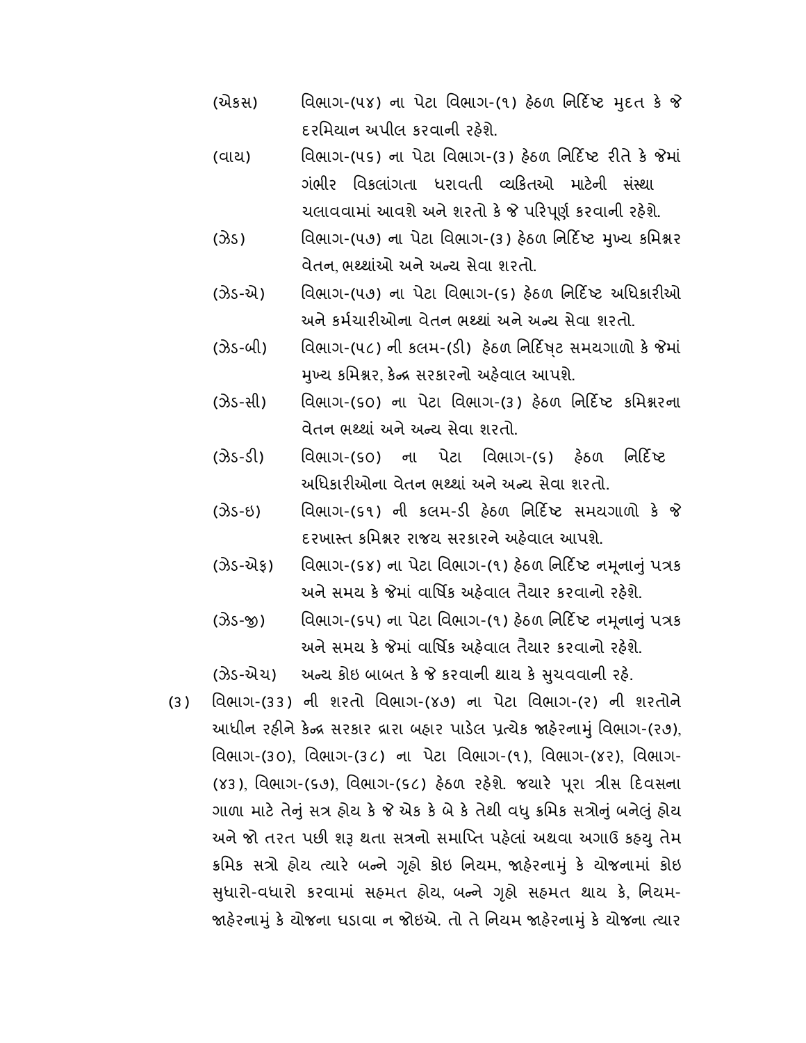(એકસ) વિભાગ-(૫૪) ના પેટા વિભાગ-(૧) હેઠળ નિર્દિષ્ટ મુદત કે જે દરમિયાન અપીલ કરવાની રહેશે.

(વાય) વિભાગ-(૫૬) ના પેટા વિભાગ-(૩) હેઠળ નિર્દિષ્ટ રીતે કે જેમાં ગંભીર વિકલાંગતા ધરાવતી વ્યકિતઓ માટેની સંસ્થા ચલાવવામાં આવશે અને શરતો કે જે પરિપૂર્ણ કરવાની રહેશે.

(ઝેડ) વિભાગ-(૫૭) ના પેટા વિભાગ-(૩) હેઠળ નિર્દિષ્ટ મુખ્ય કમિશ્નર વેતન, ભથ્થાંઓ અને અન્ય સેવા શરતો.

(ઝેડ-એ) વિભાગ-(૫૭) ના પેટા વિભાગ-(૬) હેઠળ નિર્દિષ્ટ અધિકારીઓ અને કર્મચારીઓના વેતન ભથ્થાં અને અન્ય સેવા શરતો.

(ઝેડ-બી) વિભાગ-(૫૮) ની કલમ-(ડી) હેઠળ નિર્દિષ્ટ સમયગાળો કે જેમાં મુખ્ય કમિશ્નર, કેન્દ્ર સરકારનો અહેવાલ આપશે.

(ઝેડ-સી) વિભાગ-(૬૦) ના પેટા વિભાગ-(૩) હેઠળ નિર્દિષ્ટ કમિશ્નરના વેતન ભથ્થાં અને અન્ય સેવા શરતો.

(ઝેડ-ડી) વિભાગ-(૬૦) ના પેટા વિભાગ-(૬) હેઠળ નિર્દિષ્ટ અધિકારીઓના વેતન ભથ્થાં અને અન્ય સેવા શરતો.

(ઝેડ-ઇ) વિભાગ-(૬૧) ની કલમ-ડી હેઠળ નિર્દિષ્ટ સમયગાળો કે જે દરખાસ્ત કમિશ્નર રાજય સરકારને અહેવાલ આપશે.

(ઝેડ-એફ) વિભાગ-(૬૪) ના પેટા વિભાગ-(૧) હેઠળ નિર્દિષ્ટ નમૂનાનું પત્રક અને સમય કે જેમાં વાર્ષિક અહેવાલ તૈયાર કરવાનો રહેશે.

(ઝેડ-જી) વિભાગ-(૬૫) ના પેટા વિભાગ-(૧) હેઠળ નિર્દિષ્ટ નમૂનાનું પત્રક અને સમય કે જેમાં વાર્ષિક અહેવાલ તૈયાર કરવાનો રહેશે.

(ઝેડ-એચ) અન્ય કોઇ બાબત કે જે કરવાની થાય કે સુચવવાની રહે.

(૩) વિભાગ-(૩૩) ની શરતો વિભાગ-(૪૭) ના પેટા વિભાગ-(૨) ની શરતોને આધીન રહીને કેન્દ્ર સરકાર દ્વારા બહાર પાડેલ પ્રત્યેક જાહેરનામું વિભાગ-(૨૭), વિભાગ-(૩૦), વિભાગ-(૩૮) ના પેટા વિભાગ-(૧), વિભાગ-(૪૨), વિભાગ-(૪૩), વિભાગ-(૬૭), વિભાગ-(૬૮) હેઠળ રહેશે. જયારે પૂરા ત્રીસ દિવસના ગાળા માટે તેનું સત્ર હોય કે જે એક કે બે કે તેથી વધુ ક્રમિક સત્રોનું બનેલું હોય અને જો તરત પછી શરૂ થતા સત્રનો સમાપ્તિ પહેલાં અથવા અગાઉ કહયુ તેમ ક્રમિક સત્રો હોય ત્યારે બન્ને ગૃહો કોઇ નિયમ, જાહેરનામું કે યોજનામાં કોઇ સુધારો-વધારો કરવામાં સહમત હોય, બન્ને ગૃહો સહમત થાય કે, નિયમ-જાહેરનામું કે યોજના ઘડાવા ન જોઇએ. તો તે નિયમ જાહેરનામું કે યોજના ત્યાર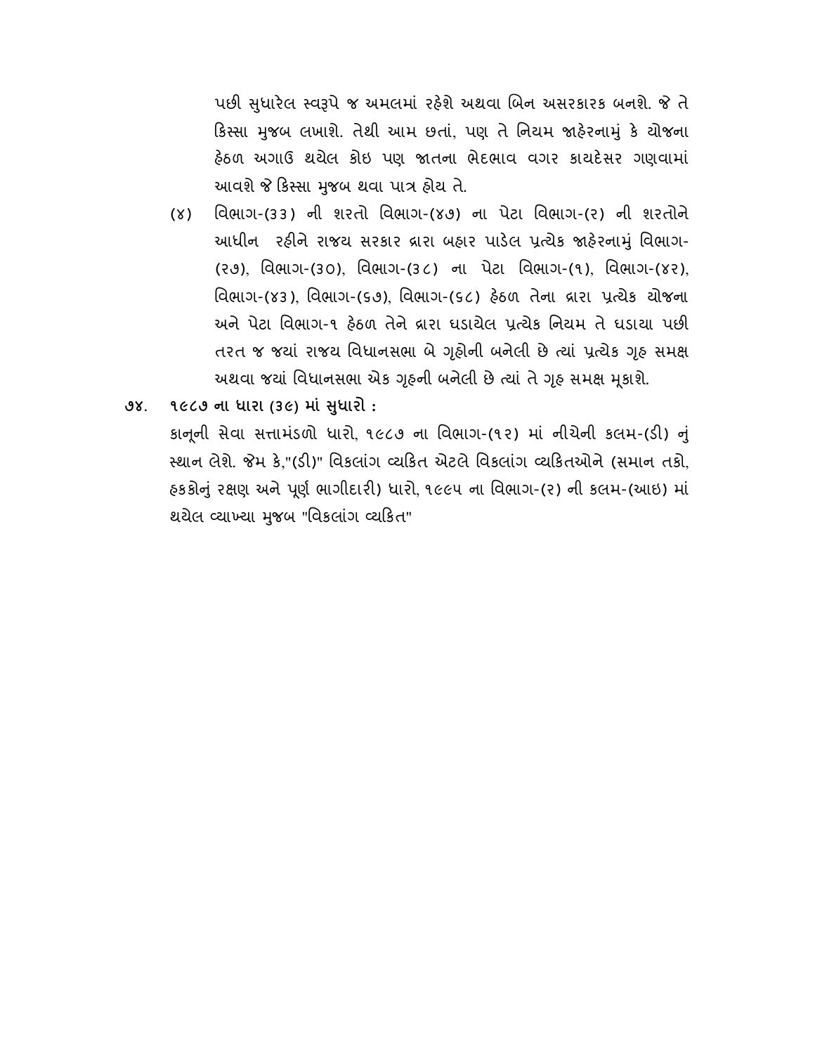પછી સુધારેલ સ્વરૂપે જ અમલમાં રહેશે અથવા બિન અસરકારક બનશે. જે તે કિસ્સા મુજબ લખાશે. તેથી આમ છતાં, પણ તે નિયમ જાહેરનામું કે યોજના હેઠળ અગાઉ થયેલ કોઇ પણ જાતના ભેદભાવ વગર કાયદેસર ગણવામાં આવશે જે કિસ્સા મુજબ થવા પાત્ર હોય તે.

(૪) વિભાગ-(૩૩) ની શરતો વિભાગ-(૪૭) ના પેટા વિભાગ-(૨) ની શરતોને આધીન રહીને રાજય સરકાર દ્વારા બહાર પાડેલ પ્રત્યેક જાહેરનામું વિભાગ-(૨૭), વિભાગ-(૩૦), વિભાગ-(૩૮) ના પેટા વિભાગ-(૧), વિભાગ-(૪૨), વિભાગ-(૪૩), વિભાગ-(૬૭), વિભાગ-(૬૮) હેઠળ તેના દ્વારા પ્રત્યેક યોજના અને પેટા વિભાગ-૧ હેઠળ તેને દ્વારા ઘડાયેલ પ્રત્યેક નિયમ તે ઘડાયા પછી તરત જ જયાં રાજય વિધાનસભા બે ગૃહોની બનેલી છે ત્યાં પ્રત્યેક ગૃહ સમક્ષ અથવા જયાં વિધાનસભા એક ગૃહની બનેલી છે ત્યાં તે ગૃહ સમક્ષ મૂકાશે.

**૭૪. ૧૯૮૭ ના ધારા (૩૯) માં સુધારો :**

કાનૂની સેવા સત્તામંડળો ધારો, ૧૯૮૭ ના વિભાગ-(૧૨) માં નીચેની કલમ-(ડી) નું સ્થાન લેશે. જેમ કે,"(ડી)" વિકલાંગ વ્યકિત એટલે વિકલાંગ વ્યકિતઓને (સમાન તકો, હકકોનું રક્ષણ અને પૂર્ણ ભાગીદારી) ધારો, ૧૯૯૫ ના વિભાગ-(૨) ની કલમ-(આઇ) માં થયેલ વ્યાખ્યા મુજબ "વિકલાંગ વ્યકિત"